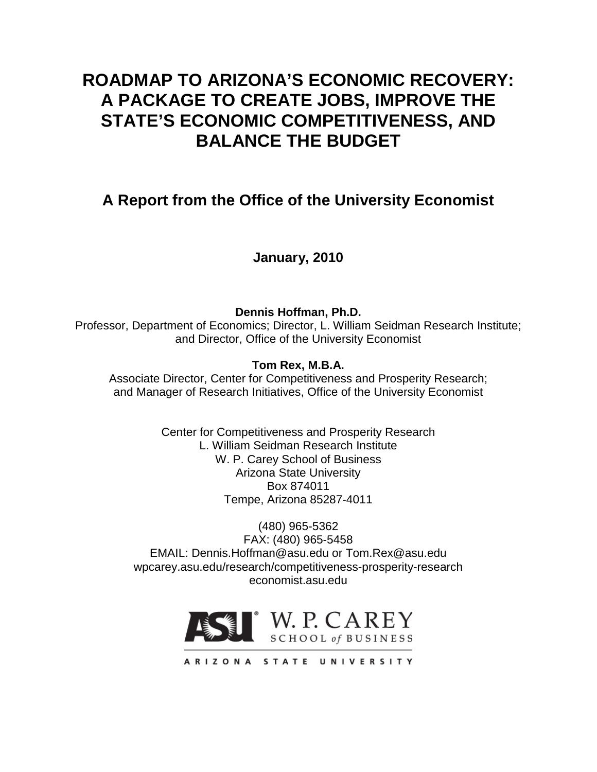# ROADMAP TO ARIZONA'S ECONOMIC RECOVERY: A PACKAGE TO CREATE JOBS, IMPROVE THE STATE'S ECONOMIC COMPETITIVENESS, AND BALANCE THE BUDGET

## A Report from the Office of the University Economist

**January, 2010**

**Dennis Hoffman, Ph.D.**
Professor, Department of Economics; Director, L. William Seidman Research Institute; and Director, Office of the University Economist

**Tom Rex, M.B.A.**
Associate Director, Center for Competitiveness and Prosperity Research; and Manager of Research Initiatives, Office of the University Economist

Center for Competitiveness and Prosperity Research
L. William Seidman Research Institute
W. P. Carey School of Business
Arizona State University
Box 874011
Tempe, Arizona 85287-4011

(480) 965-5362
FAX: (480) 965-5458
EMAIL: Dennis.Hoffman@asu.edu or Tom.Rex@asu.edu
wpcarey.asu.edu/research/competitiveness-prosperity-research
economist.asu.edu

ASU W. P. CAREY SCHOOL of BUSINESS
ARIZONA STATE UNIVERSITY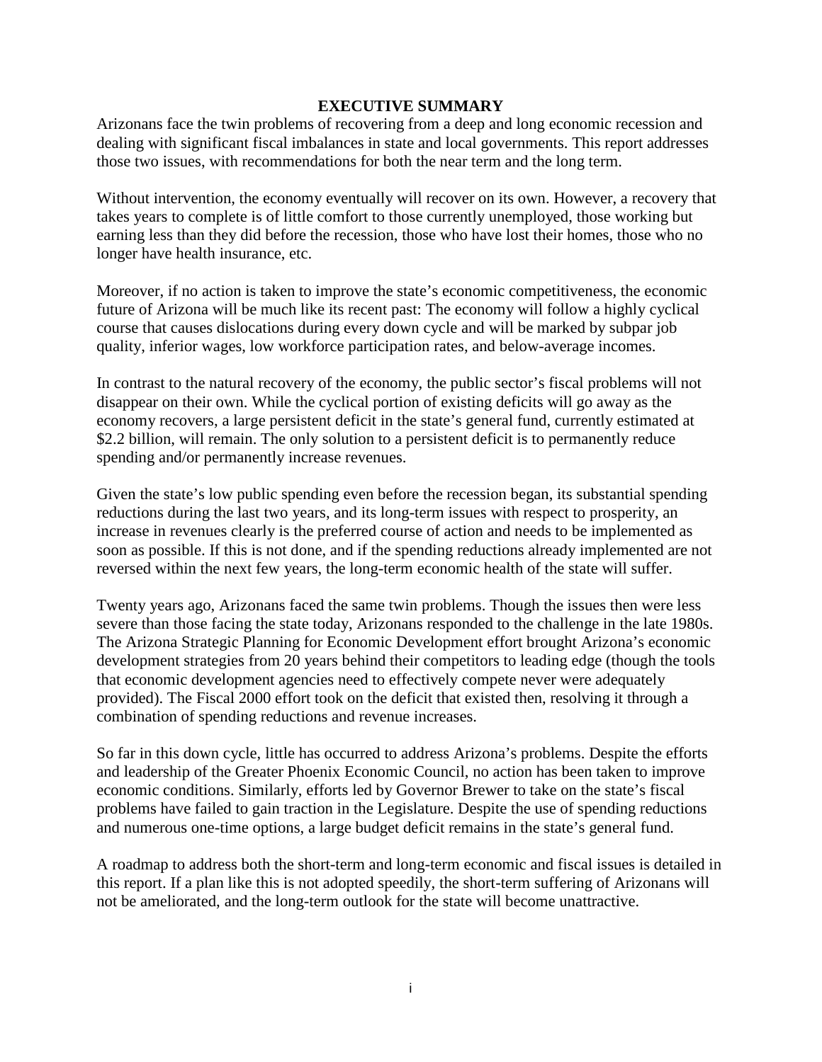# EXECUTIVE SUMMARY

Arizonans face the twin problems of recovering from a deep and long economic recession and dealing with significant fiscal imbalances in state and local governments. This report addresses those two issues, with recommendations for both the near term and the long term.

Without intervention, the economy eventually will recover on its own. However, a recovery that takes years to complete is of little comfort to those currently unemployed, those working but earning less than they did before the recession, those who have lost their homes, those who no longer have health insurance, etc.

Moreover, if no action is taken to improve the state's economic competitiveness, the economic future of Arizona will be much like its recent past: The economy will follow a highly cyclical course that causes dislocations during every down cycle and will be marked by subpar job quality, inferior wages, low workforce participation rates, and below-average incomes.

In contrast to the natural recovery of the economy, the public sector's fiscal problems will not disappear on their own. While the cyclical portion of existing deficits will go away as the economy recovers, a large persistent deficit in the state's general fund, currently estimated at $2.2 billion, will remain. The only solution to a persistent deficit is to permanently reduce spending and/or permanently increase revenues.

Given the state's low public spending even before the recession began, its substantial spending reductions during the last two years, and its long-term issues with respect to prosperity, an increase in revenues clearly is the preferred course of action and needs to be implemented as soon as possible. If this is not done, and if the spending reductions already implemented are not reversed within the next few years, the long-term economic health of the state will suffer.

Twenty years ago, Arizonans faced the same twin problems. Though the issues then were less severe than those facing the state today, Arizonans responded to the challenge in the late 1980s. The Arizona Strategic Planning for Economic Development effort brought Arizona's economic development strategies from 20 years behind their competitors to leading edge (though the tools that economic development agencies need to effectively compete never were adequately provided). The Fiscal 2000 effort took on the deficit that existed then, resolving it through a combination of spending reductions and revenue increases.

So far in this down cycle, little has occurred to address Arizona's problems. Despite the efforts and leadership of the Greater Phoenix Economic Council, no action has been taken to improve economic conditions. Similarly, efforts led by Governor Brewer to take on the state's fiscal problems have failed to gain traction in the Legislature. Despite the use of spending reductions and numerous one-time options, a large budget deficit remains in the state's general fund.

A roadmap to address both the short-term and long-term economic and fiscal issues is detailed in this report. If a plan like this is not adopted speedily, the short-term suffering of Arizonans will not be ameliorated, and the long-term outlook for the state will become unattractive.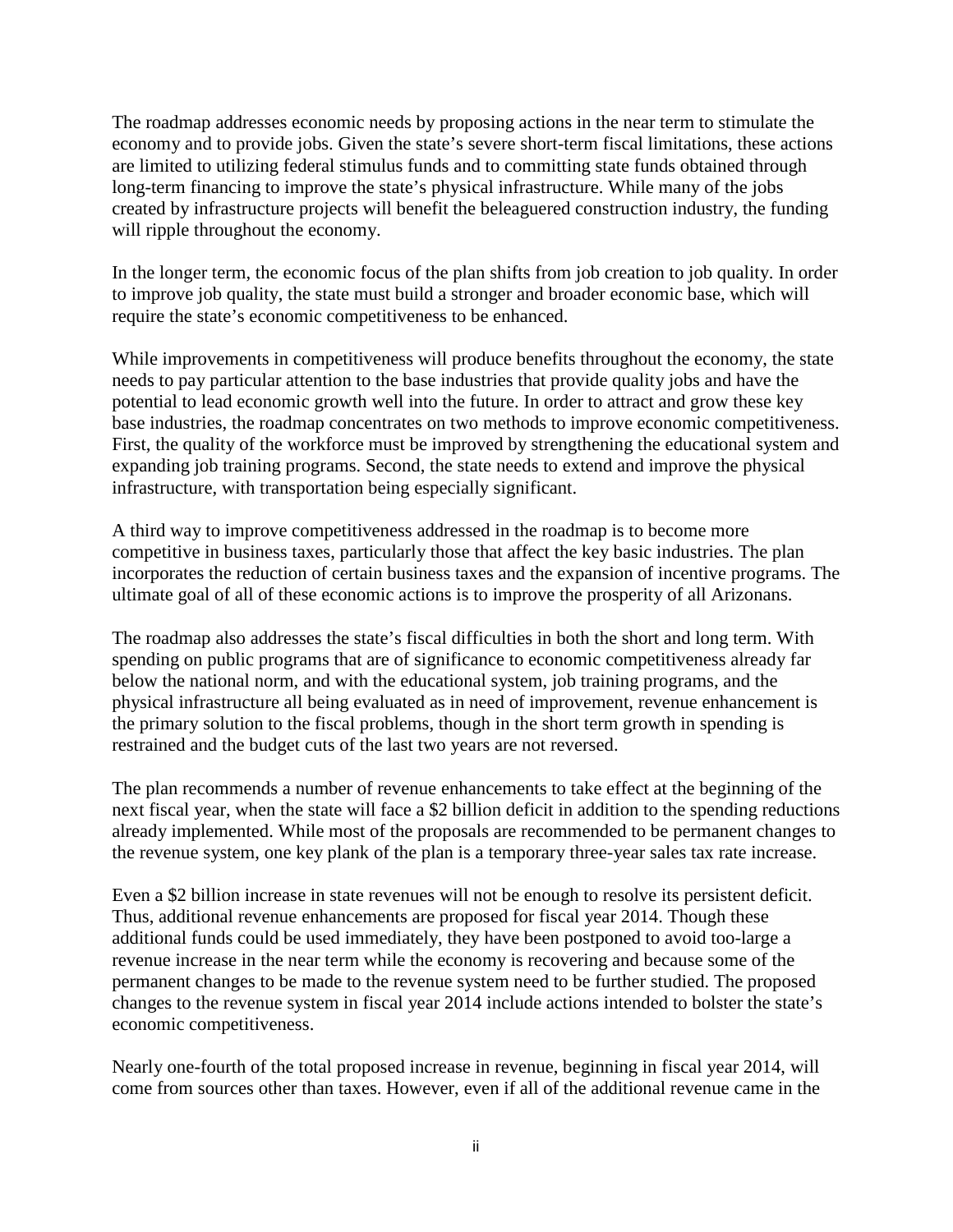The roadmap addresses economic needs by proposing actions in the near term to stimulate the economy and to provide jobs. Given the state's severe short-term fiscal limitations, these actions are limited to utilizing federal stimulus funds and to committing state funds obtained through long-term financing to improve the state's physical infrastructure. While many of the jobs created by infrastructure projects will benefit the beleaguered construction industry, the funding will ripple throughout the economy.

In the longer term, the economic focus of the plan shifts from job creation to job quality. In order to improve job quality, the state must build a stronger and broader economic base, which will require the state's economic competitiveness to be enhanced.

While improvements in competitiveness will produce benefits throughout the economy, the state needs to pay particular attention to the base industries that provide quality jobs and have the potential to lead economic growth well into the future. In order to attract and grow these key base industries, the roadmap concentrates on two methods to improve economic competitiveness. First, the quality of the workforce must be improved by strengthening the educational system and expanding job training programs. Second, the state needs to extend and improve the physical infrastructure, with transportation being especially significant.

A third way to improve competitiveness addressed in the roadmap is to become more competitive in business taxes, particularly those that affect the key basic industries. The plan incorporates the reduction of certain business taxes and the expansion of incentive programs. The ultimate goal of all of these economic actions is to improve the prosperity of all Arizonans.

The roadmap also addresses the state's fiscal difficulties in both the short and long term. With spending on public programs that are of significance to economic competitiveness already far below the national norm, and with the educational system, job training programs, and the physical infrastructure all being evaluated as in need of improvement, revenue enhancement is the primary solution to the fiscal problems, though in the short term growth in spending is restrained and the budget cuts of the last two years are not reversed.

The plan recommends a number of revenue enhancements to take effect at the beginning of the next fiscal year, when the state will face a $2 billion deficit in addition to the spending reductions already implemented. While most of the proposals are recommended to be permanent changes to the revenue system, one key plank of the plan is a temporary three-year sales tax rate increase.

Even a $2 billion increase in state revenues will not be enough to resolve its persistent deficit. Thus, additional revenue enhancements are proposed for fiscal year 2014. Though these additional funds could be used immediately, they have been postponed to avoid too-large a revenue increase in the near term while the economy is recovering and because some of the permanent changes to be made to the revenue system need to be further studied. The proposed changes to the revenue system in fiscal year 2014 include actions intended to bolster the state's economic competitiveness.

Nearly one-fourth of the total proposed increase in revenue, beginning in fiscal year 2014, will come from sources other than taxes. However, even if all of the additional revenue came in the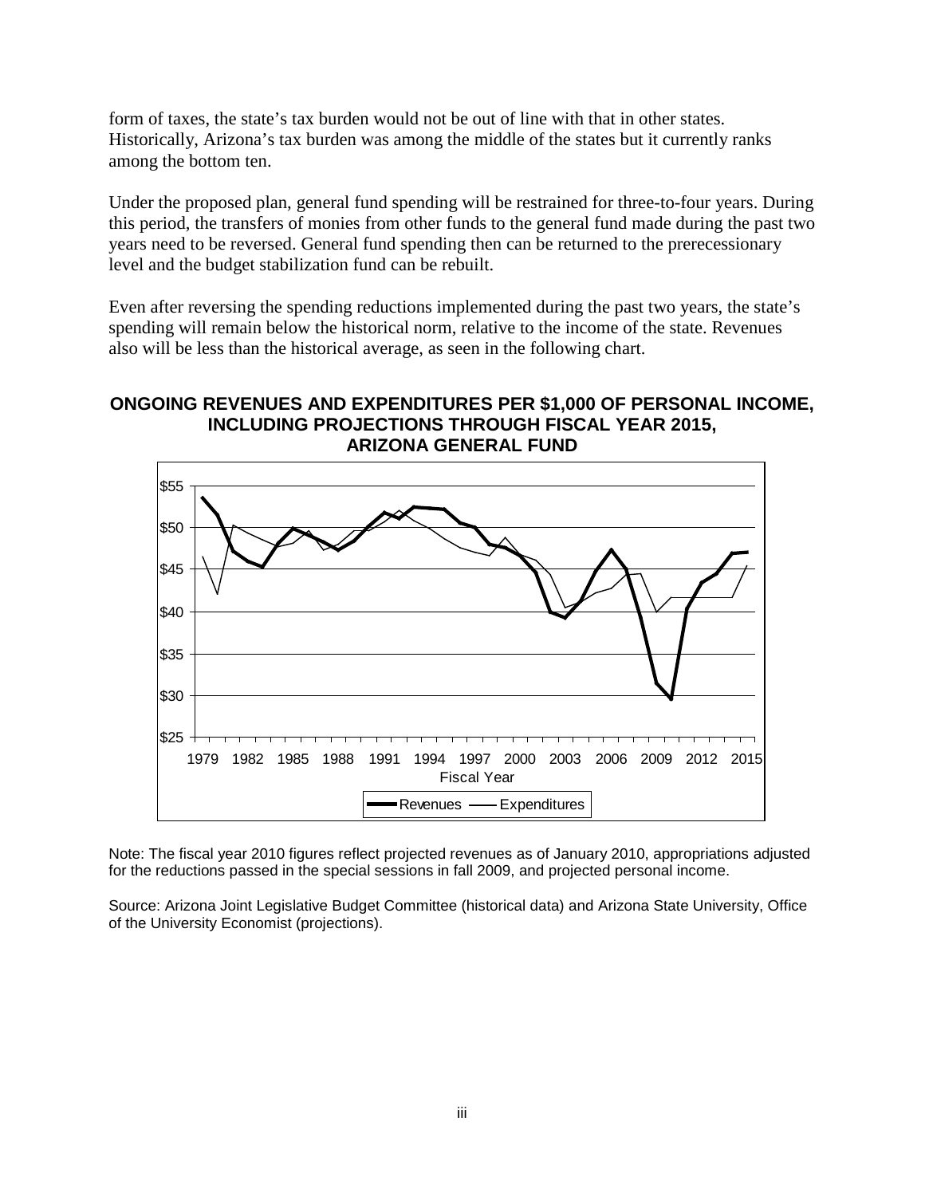form of taxes, the state's tax burden would not be out of line with that in other states. Historically, Arizona's tax burden was among the middle of the states but it currently ranks among the bottom ten.

Under the proposed plan, general fund spending will be restrained for three-to-four years. During this period, the transfers of monies from other funds to the general fund made during the past two years need to be reversed. General fund spending then can be returned to the prerecessionary level and the budget stabilization fund can be rebuilt.

Even after reversing the spending reductions implemented during the past two years, the state's spending will remain below the historical norm, relative to the income of the state. Revenues also will be less than the historical average, as seen in the following chart.

**ONGOING REVENUES AND EXPENDITURES PER $1,000 OF PERSONAL INCOME, INCLUDING PROJECTIONS THROUGH FISCAL YEAR 2015, ARIZONA GENERAL FUND**

Note: The fiscal year 2010 figures reflect projected revenues as of January 2010, appropriations adjusted for the reductions passed in the special sessions in fall 2009, and projected personal income.

Source: Arizona Joint Legislative Budget Committee (historical data) and Arizona State University, Office of the University Economist (projections).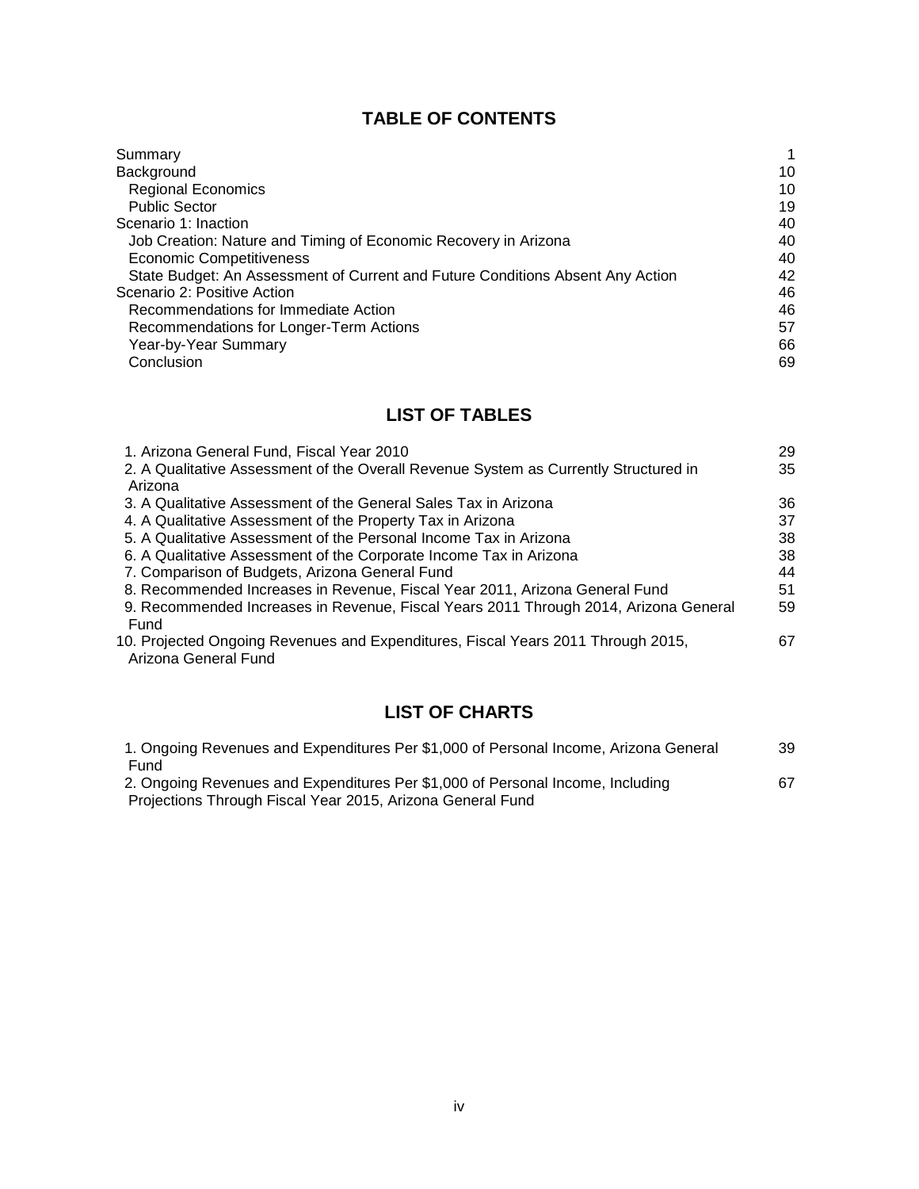## TABLE OF CONTENTS

| | |
|---|---|
| Summary | 1 |
| Background | 10 |
| Regional Economics | 10 |
| Public Sector | 19 |
| Scenario 1: Inaction | 40 |
| Job Creation: Nature and Timing of Economic Recovery in Arizona | 40 |
| Economic Competitiveness | 40 |
| State Budget: An Assessment of Current and Future Conditions Absent Any Action | 42 |
| Scenario 2: Positive Action | 46 |
| Recommendations for Immediate Action | 46 |
| Recommendations for Longer-Term Actions | 57 |
| Year-by-Year Summary | 66 |
| Conclusion | 69 |

## LIST OF TABLES

| | |
|---|---|
| 1. Arizona General Fund, Fiscal Year 2010 | 29 |
| 2. A Qualitative Assessment of the Overall Revenue System as Currently Structured in Arizona | 35 |
| 3. A Qualitative Assessment of the General Sales Tax in Arizona | 36 |
| 4. A Qualitative Assessment of the Property Tax in Arizona | 37 |
| 5. A Qualitative Assessment of the Personal Income Tax in Arizona | 38 |
| 6. A Qualitative Assessment of the Corporate Income Tax in Arizona | 38 |
| 7. Comparison of Budgets, Arizona General Fund | 44 |
| 8. Recommended Increases in Revenue, Fiscal Year 2011, Arizona General Fund | 51 |
| 9. Recommended Increases in Revenue, Fiscal Years 2011 Through 2014, Arizona General Fund | 59 |
| 10. Projected Ongoing Revenues and Expenditures, Fiscal Years 2011 Through 2015, Arizona General Fund | 67 |

## LIST OF CHARTS

| | |
|---|---|
| 1. Ongoing Revenues and Expenditures Per $1,000 of Personal Income, Arizona General Fund | 39 |
| 2. Ongoing Revenues and Expenditures Per $1,000 of Personal Income, Including Projections Through Fiscal Year 2015, Arizona General Fund | 67 |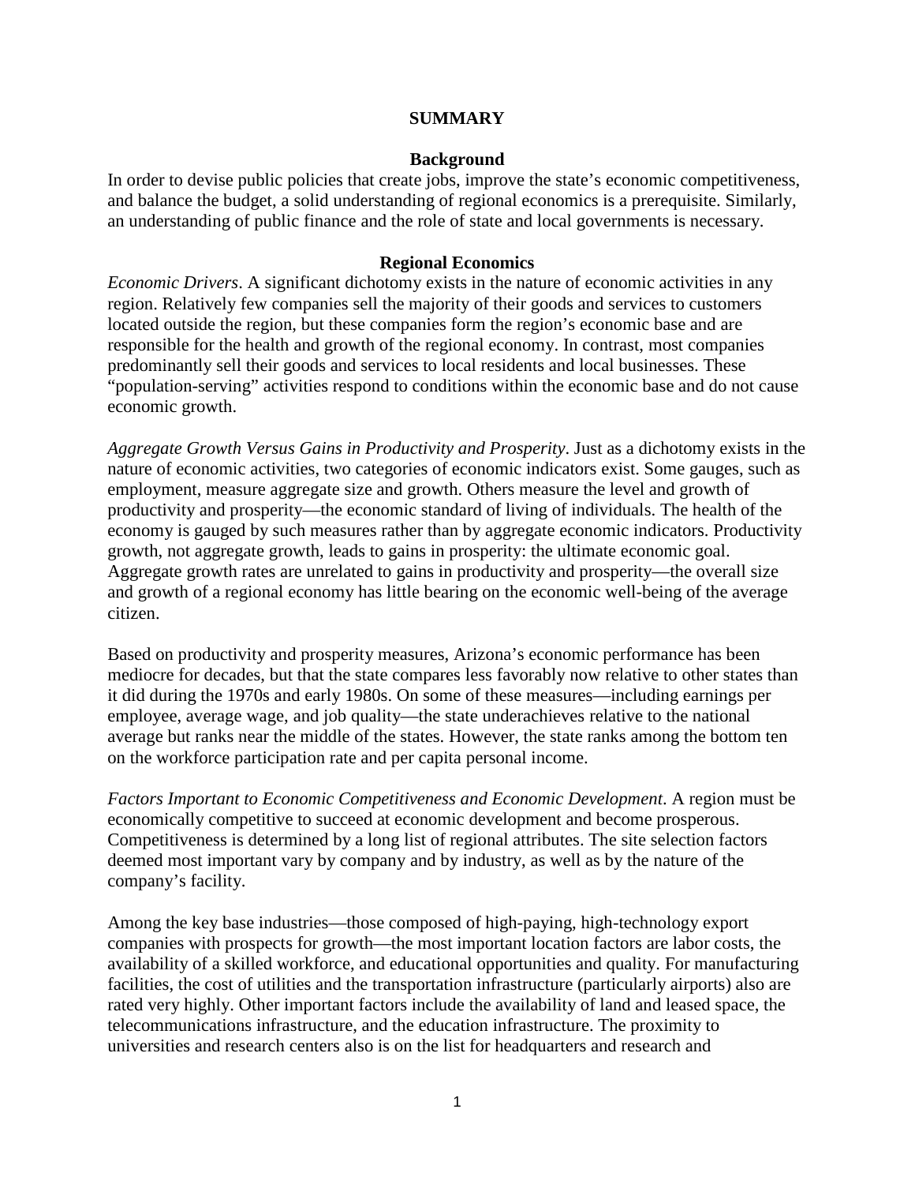# SUMMARY

## Background

In order to devise public policies that create jobs, improve the state's economic competitiveness, and balance the budget, a solid understanding of regional economics is a prerequisite. Similarly, an understanding of public finance and the role of state and local governments is necessary.

## Regional Economics

*Economic Drivers*. A significant dichotomy exists in the nature of economic activities in any region. Relatively few companies sell the majority of their goods and services to customers located outside the region, but these companies form the region's economic base and are responsible for the health and growth of the regional economy. In contrast, most companies predominantly sell their goods and services to local residents and local businesses. These "population-serving" activities respond to conditions within the economic base and do not cause economic growth.

*Aggregate Growth Versus Gains in Productivity and Prosperity*. Just as a dichotomy exists in the nature of economic activities, two categories of economic indicators exist. Some gauges, such as employment, measure aggregate size and growth. Others measure the level and growth of productivity and prosperity—the economic standard of living of individuals. The health of the economy is gauged by such measures rather than by aggregate economic indicators. Productivity growth, not aggregate growth, leads to gains in prosperity: the ultimate economic goal. Aggregate growth rates are unrelated to gains in productivity and prosperity—the overall size and growth of a regional economy has little bearing on the economic well-being of the average citizen.

Based on productivity and prosperity measures, Arizona's economic performance has been mediocre for decades, but that the state compares less favorably now relative to other states than it did during the 1970s and early 1980s. On some of these measures—including earnings per employee, average wage, and job quality—the state underachieves relative to the national average but ranks near the middle of the states. However, the state ranks among the bottom ten on the workforce participation rate and per capita personal income.

*Factors Important to Economic Competitiveness and Economic Development*. A region must be economically competitive to succeed at economic development and become prosperous. Competitiveness is determined by a long list of regional attributes. The site selection factors deemed most important vary by company and by industry, as well as by the nature of the company's facility.

Among the key base industries—those composed of high-paying, high-technology export companies with prospects for growth—the most important location factors are labor costs, the availability of a skilled workforce, and educational opportunities and quality. For manufacturing facilities, the cost of utilities and the transportation infrastructure (particularly airports) also are rated very highly. Other important factors include the availability of land and leased space, the telecommunications infrastructure, and the education infrastructure. The proximity to universities and research centers also is on the list for headquarters and research and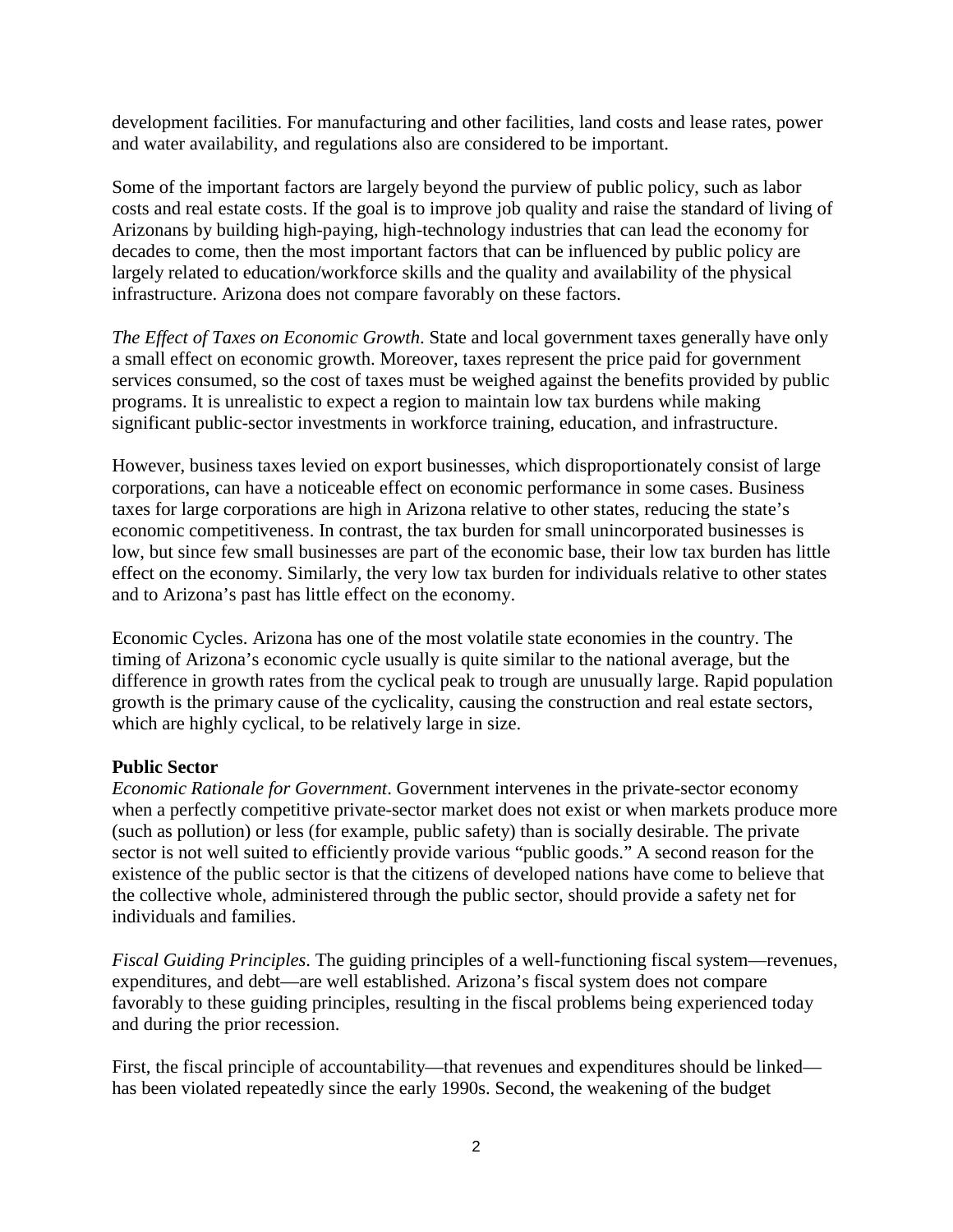development facilities. For manufacturing and other facilities, land costs and lease rates, power and water availability, and regulations also are considered to be important.

Some of the important factors are largely beyond the purview of public policy, such as labor costs and real estate costs. If the goal is to improve job quality and raise the standard of living of Arizonans by building high-paying, high-technology industries that can lead the economy for decades to come, then the most important factors that can be influenced by public policy are largely related to education/workforce skills and the quality and availability of the physical infrastructure. Arizona does not compare favorably on these factors.

*The Effect of Taxes on Economic Growth*. State and local government taxes generally have only a small effect on economic growth. Moreover, taxes represent the price paid for government services consumed, so the cost of taxes must be weighed against the benefits provided by public programs. It is unrealistic to expect a region to maintain low tax burdens while making significant public-sector investments in workforce training, education, and infrastructure.

However, business taxes levied on export businesses, which disproportionately consist of large corporations, can have a noticeable effect on economic performance in some cases. Business taxes for large corporations are high in Arizona relative to other states, reducing the state's economic competitiveness. In contrast, the tax burden for small unincorporated businesses is low, but since few small businesses are part of the economic base, their low tax burden has little effect on the economy. Similarly, the very low tax burden for individuals relative to other states and to Arizona's past has little effect on the economy.

Economic Cycles. Arizona has one of the most volatile state economies in the country. The timing of Arizona's economic cycle usually is quite similar to the national average, but the difference in growth rates from the cyclical peak to trough are unusually large. Rapid population growth is the primary cause of the cyclicality, causing the construction and real estate sectors, which are highly cyclical, to be relatively large in size.

**Public Sector**

*Economic Rationale for Government*. Government intervenes in the private-sector economy when a perfectly competitive private-sector market does not exist or when markets produce more (such as pollution) or less (for example, public safety) than is socially desirable. The private sector is not well suited to efficiently provide various "public goods." A second reason for the existence of the public sector is that the citizens of developed nations have come to believe that the collective whole, administered through the public sector, should provide a safety net for individuals and families.

*Fiscal Guiding Principles*. The guiding principles of a well-functioning fiscal system—revenues, expenditures, and debt—are well established. Arizona's fiscal system does not compare favorably to these guiding principles, resulting in the fiscal problems being experienced today and during the prior recession.

First, the fiscal principle of accountability—that revenues and expenditures should be linked—has been violated repeatedly since the early 1990s. Second, the weakening of the budget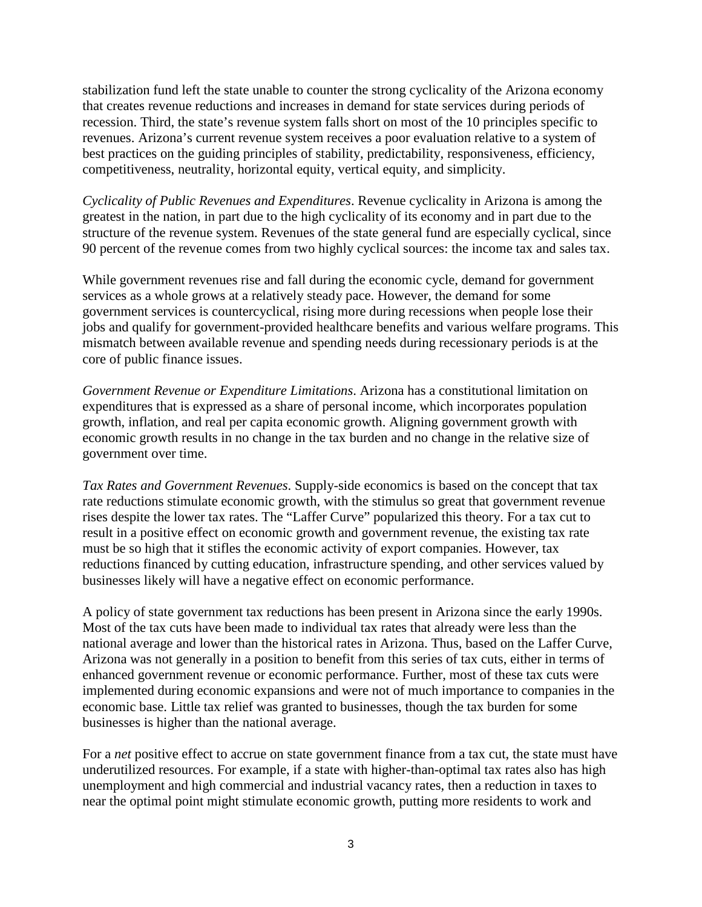stabilization fund left the state unable to counter the strong cyclicality of the Arizona economy that creates revenue reductions and increases in demand for state services during periods of recession. Third, the state's revenue system falls short on most of the 10 principles specific to revenues. Arizona's current revenue system receives a poor evaluation relative to a system of best practices on the guiding principles of stability, predictability, responsiveness, efficiency, competitiveness, neutrality, horizontal equity, vertical equity, and simplicity.

*Cyclicality of Public Revenues and Expenditures*. Revenue cyclicality in Arizona is among the greatest in the nation, in part due to the high cyclicality of its economy and in part due to the structure of the revenue system. Revenues of the state general fund are especially cyclical, since 90 percent of the revenue comes from two highly cyclical sources: the income tax and sales tax.

While government revenues rise and fall during the economic cycle, demand for government services as a whole grows at a relatively steady pace. However, the demand for some government services is countercyclical, rising more during recessions when people lose their jobs and qualify for government-provided healthcare benefits and various welfare programs. This mismatch between available revenue and spending needs during recessionary periods is at the core of public finance issues.

*Government Revenue or Expenditure Limitations*. Arizona has a constitutional limitation on expenditures that is expressed as a share of personal income, which incorporates population growth, inflation, and real per capita economic growth. Aligning government growth with economic growth results in no change in the tax burden and no change in the relative size of government over time.

*Tax Rates and Government Revenues*. Supply-side economics is based on the concept that tax rate reductions stimulate economic growth, with the stimulus so great that government revenue rises despite the lower tax rates. The "Laffer Curve" popularized this theory. For a tax cut to result in a positive effect on economic growth and government revenue, the existing tax rate must be so high that it stifles the economic activity of export companies. However, tax reductions financed by cutting education, infrastructure spending, and other services valued by businesses likely will have a negative effect on economic performance.

A policy of state government tax reductions has been present in Arizona since the early 1990s. Most of the tax cuts have been made to individual tax rates that already were less than the national average and lower than the historical rates in Arizona. Thus, based on the Laffer Curve, Arizona was not generally in a position to benefit from this series of tax cuts, either in terms of enhanced government revenue or economic performance. Further, most of these tax cuts were implemented during economic expansions and were not of much importance to companies in the economic base. Little tax relief was granted to businesses, though the tax burden for some businesses is higher than the national average.

For a *net* positive effect to accrue on state government finance from a tax cut, the state must have underutilized resources. For example, if a state with higher-than-optimal tax rates also has high unemployment and high commercial and industrial vacancy rates, then a reduction in taxes to near the optimal point might stimulate economic growth, putting more residents to work and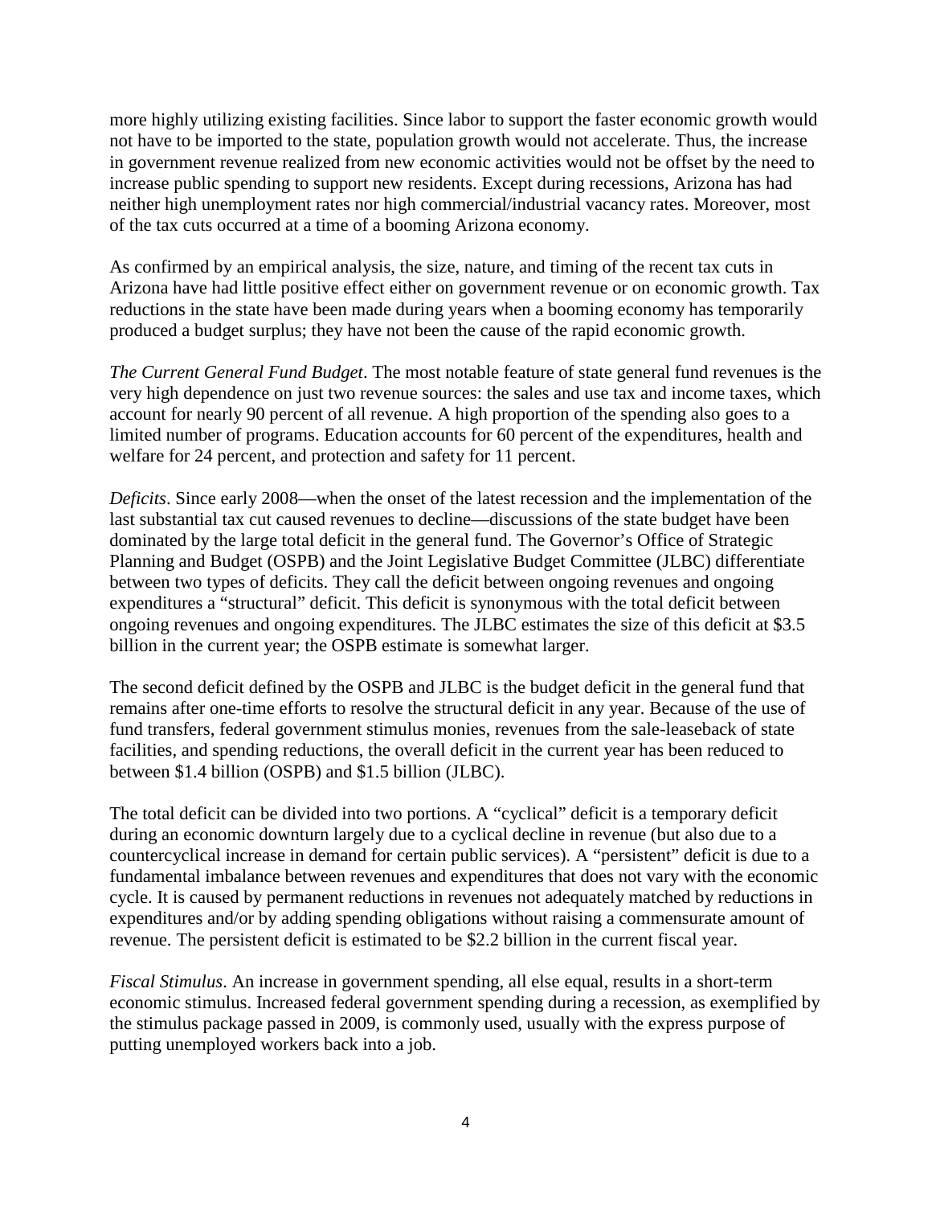more highly utilizing existing facilities. Since labor to support the faster economic growth would not have to be imported to the state, population growth would not accelerate. Thus, the increase in government revenue realized from new economic activities would not be offset by the need to increase public spending to support new residents. Except during recessions, Arizona has had neither high unemployment rates nor high commercial/industrial vacancy rates. Moreover, most of the tax cuts occurred at a time of a booming Arizona economy.

As confirmed by an empirical analysis, the size, nature, and timing of the recent tax cuts in Arizona have had little positive effect either on government revenue or on economic growth. Tax reductions in the state have been made during years when a booming economy has temporarily produced a budget surplus; they have not been the cause of the rapid economic growth.

*The Current General Fund Budget*. The most notable feature of state general fund revenues is the very high dependence on just two revenue sources: the sales and use tax and income taxes, which account for nearly 90 percent of all revenue. A high proportion of the spending also goes to a limited number of programs. Education accounts for 60 percent of the expenditures, health and welfare for 24 percent, and protection and safety for 11 percent.

*Deficits*. Since early 2008—when the onset of the latest recession and the implementation of the last substantial tax cut caused revenues to decline—discussions of the state budget have been dominated by the large total deficit in the general fund. The Governor's Office of Strategic Planning and Budget (OSPB) and the Joint Legislative Budget Committee (JLBC) differentiate between two types of deficits. They call the deficit between ongoing revenues and ongoing expenditures a "structural" deficit. This deficit is synonymous with the total deficit between ongoing revenues and ongoing expenditures. The JLBC estimates the size of this deficit at $3.5 billion in the current year; the OSPB estimate is somewhat larger.

The second deficit defined by the OSPB and JLBC is the budget deficit in the general fund that remains after one-time efforts to resolve the structural deficit in any year. Because of the use of fund transfers, federal government stimulus monies, revenues from the sale-leaseback of state facilities, and spending reductions, the overall deficit in the current year has been reduced to between $1.4 billion (OSPB) and $1.5 billion (JLBC).

The total deficit can be divided into two portions. A "cyclical" deficit is a temporary deficit during an economic downturn largely due to a cyclical decline in revenue (but also due to a countercyclical increase in demand for certain public services). A "persistent" deficit is due to a fundamental imbalance between revenues and expenditures that does not vary with the economic cycle. It is caused by permanent reductions in revenues not adequately matched by reductions in expenditures and/or by adding spending obligations without raising a commensurate amount of revenue. The persistent deficit is estimated to be $2.2 billion in the current fiscal year.

*Fiscal Stimulus*. An increase in government spending, all else equal, results in a short-term economic stimulus. Increased federal government spending during a recession, as exemplified by the stimulus package passed in 2009, is commonly used, usually with the express purpose of putting unemployed workers back into a job.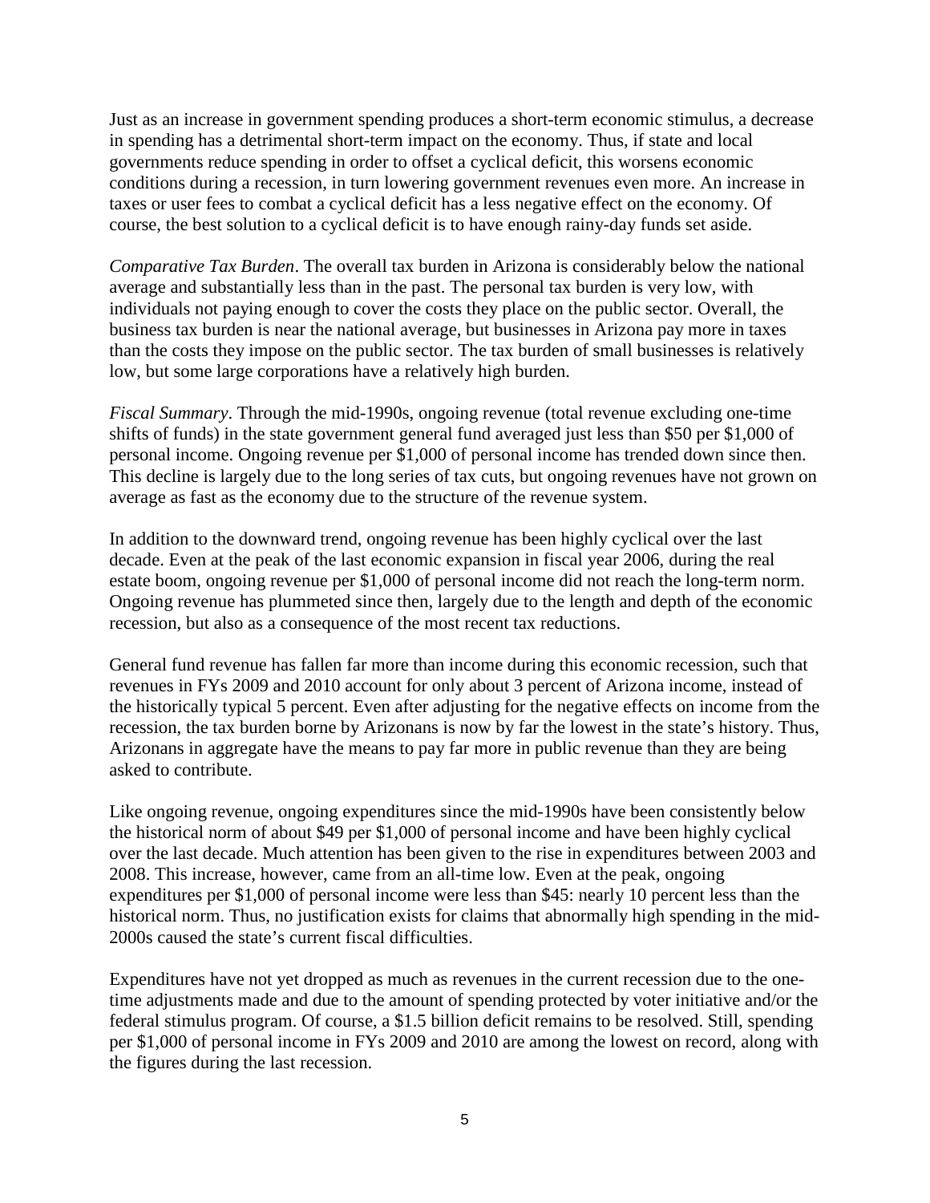Just as an increase in government spending produces a short-term economic stimulus, a decrease in spending has a detrimental short-term impact on the economy. Thus, if state and local governments reduce spending in order to offset a cyclical deficit, this worsens economic conditions during a recession, in turn lowering government revenues even more. An increase in taxes or user fees to combat a cyclical deficit has a less negative effect on the economy. Of course, the best solution to a cyclical deficit is to have enough rainy-day funds set aside.

*Comparative Tax Burden*. The overall tax burden in Arizona is considerably below the national average and substantially less than in the past. The personal tax burden is very low, with individuals not paying enough to cover the costs they place on the public sector. Overall, the business tax burden is near the national average, but businesses in Arizona pay more in taxes than the costs they impose on the public sector. The tax burden of small businesses is relatively low, but some large corporations have a relatively high burden.

*Fiscal Summary*. Through the mid-1990s, ongoing revenue (total revenue excluding one-time shifts of funds) in the state government general fund averaged just less than $50 per $1,000 of personal income. Ongoing revenue per $1,000 of personal income has trended down since then. This decline is largely due to the long series of tax cuts, but ongoing revenues have not grown on average as fast as the economy due to the structure of the revenue system.

In addition to the downward trend, ongoing revenue has been highly cyclical over the last decade. Even at the peak of the last economic expansion in fiscal year 2006, during the real estate boom, ongoing revenue per $1,000 of personal income did not reach the long-term norm. Ongoing revenue has plummeted since then, largely due to the length and depth of the economic recession, but also as a consequence of the most recent tax reductions.

General fund revenue has fallen far more than income during this economic recession, such that revenues in FYs 2009 and 2010 account for only about 3 percent of Arizona income, instead of the historically typical 5 percent. Even after adjusting for the negative effects on income from the recession, the tax burden borne by Arizonans is now by far the lowest in the state's history. Thus, Arizonans in aggregate have the means to pay far more in public revenue than they are being asked to contribute.

Like ongoing revenue, ongoing expenditures since the mid-1990s have been consistently below the historical norm of about $49 per $1,000 of personal income and have been highly cyclical over the last decade. Much attention has been given to the rise in expenditures between 2003 and 2008. This increase, however, came from an all-time low. Even at the peak, ongoing expenditures per $1,000 of personal income were less than $45: nearly 10 percent less than the historical norm. Thus, no justification exists for claims that abnormally high spending in the mid-2000s caused the state's current fiscal difficulties.

Expenditures have not yet dropped as much as revenues in the current recession due to the one-time adjustments made and due to the amount of spending protected by voter initiative and/or the federal stimulus program. Of course, a $1.5 billion deficit remains to be resolved. Still, spending per $1,000 of personal income in FYs 2009 and 2010 are among the lowest on record, along with the figures during the last recession.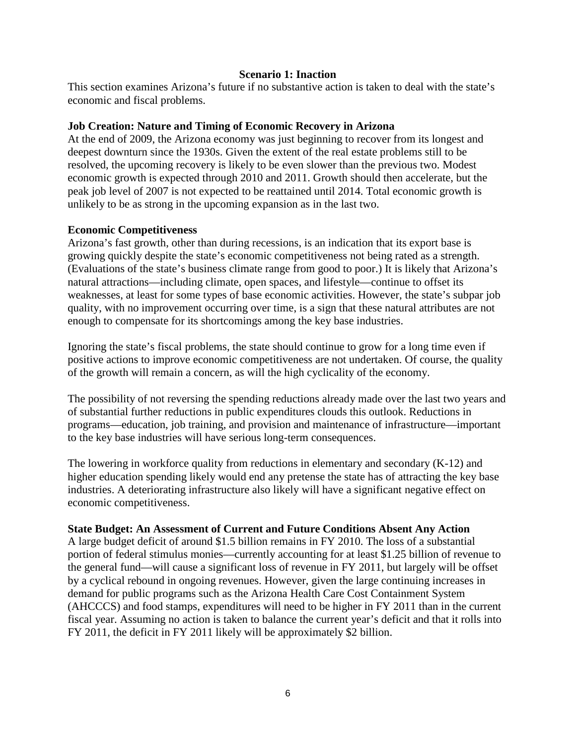## Scenario 1: Inaction

This section examines Arizona's future if no substantive action is taken to deal with the state's economic and fiscal problems.

### Job Creation: Nature and Timing of Economic Recovery in Arizona

At the end of 2009, the Arizona economy was just beginning to recover from its longest and deepest downturn since the 1930s. Given the extent of the real estate problems still to be resolved, the upcoming recovery is likely to be even slower than the previous two. Modest economic growth is expected through 2010 and 2011. Growth should then accelerate, but the peak job level of 2007 is not expected to be reattained until 2014. Total economic growth is unlikely to be as strong in the upcoming expansion as in the last two.

### Economic Competitiveness

Arizona's fast growth, other than during recessions, is an indication that its export base is growing quickly despite the state's economic competitiveness not being rated as a strength. (Evaluations of the state's business climate range from good to poor.) It is likely that Arizona's natural attractions—including climate, open spaces, and lifestyle—continue to offset its weaknesses, at least for some types of base economic activities. However, the state's subpar job quality, with no improvement occurring over time, is a sign that these natural attributes are not enough to compensate for its shortcomings among the key base industries.

Ignoring the state's fiscal problems, the state should continue to grow for a long time even if positive actions to improve economic competitiveness are not undertaken. Of course, the quality of the growth will remain a concern, as will the high cyclicality of the economy.

The possibility of not reversing the spending reductions already made over the last two years and of substantial further reductions in public expenditures clouds this outlook. Reductions in programs—education, job training, and provision and maintenance of infrastructure—important to the key base industries will have serious long-term consequences.

The lowering in workforce quality from reductions in elementary and secondary (K-12) and higher education spending likely would end any pretense the state has of attracting the key base industries. A deteriorating infrastructure also likely will have a significant negative effect on economic competitiveness.

### State Budget: An Assessment of Current and Future Conditions Absent Any Action

A large budget deficit of around $1.5 billion remains in FY 2010. The loss of a substantial portion of federal stimulus monies—currently accounting for at least $1.25 billion of revenue to the general fund—will cause a significant loss of revenue in FY 2011, but largely will be offset by a cyclical rebound in ongoing revenues. However, given the large continuing increases in demand for public programs such as the Arizona Health Care Cost Containment System (AHCCCS) and food stamps, expenditures will need to be higher in FY 2011 than in the current fiscal year. Assuming no action is taken to balance the current year's deficit and that it rolls into FY 2011, the deficit in FY 2011 likely will be approximately $2 billion.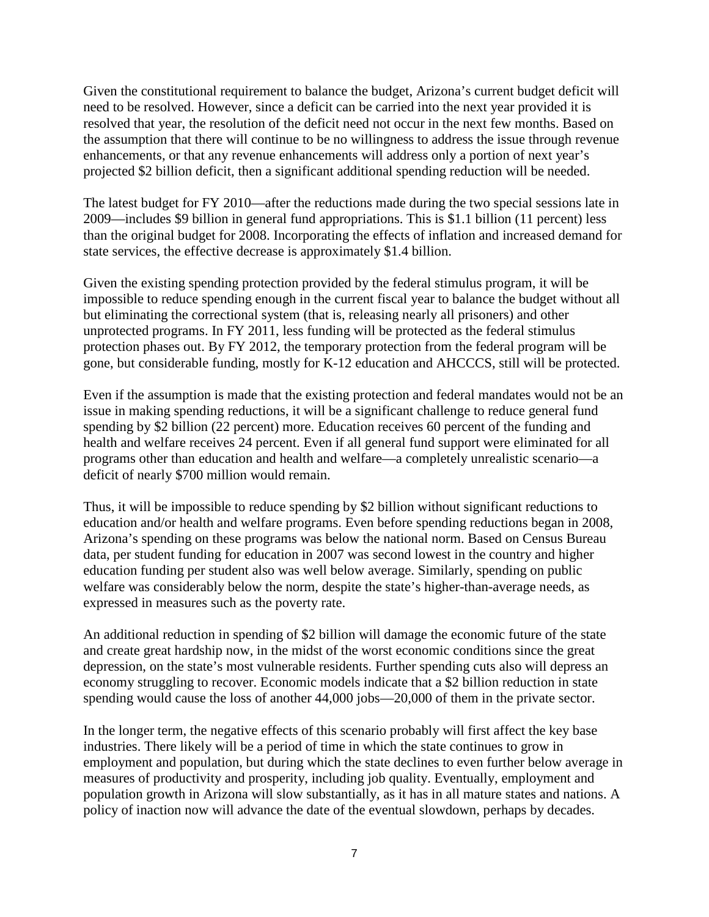Given the constitutional requirement to balance the budget, Arizona's current budget deficit will need to be resolved. However, since a deficit can be carried into the next year provided it is resolved that year, the resolution of the deficit need not occur in the next few months. Based on the assumption that there will continue to be no willingness to address the issue through revenue enhancements, or that any revenue enhancements will address only a portion of next year's projected $2 billion deficit, then a significant additional spending reduction will be needed.

The latest budget for FY 2010—after the reductions made during the two special sessions late in 2009—includes $9 billion in general fund appropriations. This is $1.1 billion (11 percent) less than the original budget for 2008. Incorporating the effects of inflation and increased demand for state services, the effective decrease is approximately $1.4 billion.

Given the existing spending protection provided by the federal stimulus program, it will be impossible to reduce spending enough in the current fiscal year to balance the budget without all but eliminating the correctional system (that is, releasing nearly all prisoners) and other unprotected programs. In FY 2011, less funding will be protected as the federal stimulus protection phases out. By FY 2012, the temporary protection from the federal program will be gone, but considerable funding, mostly for K-12 education and AHCCCS, still will be protected.

Even if the assumption is made that the existing protection and federal mandates would not be an issue in making spending reductions, it will be a significant challenge to reduce general fund spending by $2 billion (22 percent) more. Education receives 60 percent of the funding and health and welfare receives 24 percent. Even if all general fund support were eliminated for all programs other than education and health and welfare—a completely unrealistic scenario—a deficit of nearly $700 million would remain.

Thus, it will be impossible to reduce spending by $2 billion without significant reductions to education and/or health and welfare programs. Even before spending reductions began in 2008, Arizona's spending on these programs was below the national norm. Based on Census Bureau data, per student funding for education in 2007 was second lowest in the country and higher education funding per student also was well below average. Similarly, spending on public welfare was considerably below the norm, despite the state's higher-than-average needs, as expressed in measures such as the poverty rate.

An additional reduction in spending of $2 billion will damage the economic future of the state and create great hardship now, in the midst of the worst economic conditions since the great depression, on the state's most vulnerable residents. Further spending cuts also will depress an economy struggling to recover. Economic models indicate that a $2 billion reduction in state spending would cause the loss of another 44,000 jobs—20,000 of them in the private sector.

In the longer term, the negative effects of this scenario probably will first affect the key base industries. There likely will be a period of time in which the state continues to grow in employment and population, but during which the state declines to even further below average in measures of productivity and prosperity, including job quality. Eventually, employment and population growth in Arizona will slow substantially, as it has in all mature states and nations. A policy of inaction now will advance the date of the eventual slowdown, perhaps by decades.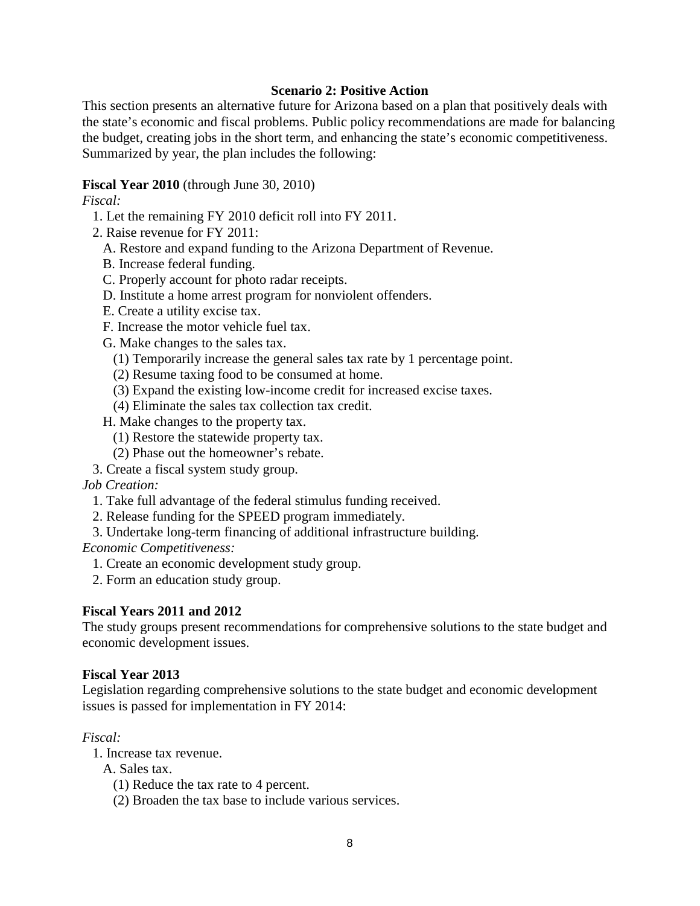### Scenario 2: Positive Action

This section presents an alternative future for Arizona based on a plan that positively deals with the state's economic and fiscal problems. Public policy recommendations are made for balancing the budget, creating jobs in the short term, and enhancing the state's economic competitiveness. Summarized by year, the plan includes the following:

**Fiscal Year 2010** (through June 30, 2010)

*Fiscal:*

1. Let the remaining FY 2010 deficit roll into FY 2011.
2. Raise revenue for FY 2011:
   - A. Restore and expand funding to the Arizona Department of Revenue.
   - B. Increase federal funding.
   - C. Properly account for photo radar receipts.
   - D. Institute a home arrest program for nonviolent offenders.
   - E. Create a utility excise tax.
   - F. Increase the motor vehicle fuel tax.
   - G. Make changes to the sales tax.
     - (1) Temporarily increase the general sales tax rate by 1 percentage point.
     - (2) Resume taxing food to be consumed at home.
     - (3) Expand the existing low-income credit for increased excise taxes.
     - (4) Eliminate the sales tax collection tax credit.
   - H. Make changes to the property tax.
     - (1) Restore the statewide property tax.
     - (2) Phase out the homeowner's rebate.
3. Create a fiscal system study group.

*Job Creation:*

1. Take full advantage of the federal stimulus funding received.
2. Release funding for the SPEED program immediately.
3. Undertake long-term financing of additional infrastructure building.

*Economic Competitiveness:*

1. Create an economic development study group.
2. Form an education study group.

**Fiscal Years 2011 and 2012**

The study groups present recommendations for comprehensive solutions to the state budget and economic development issues.

**Fiscal Year 2013**

Legislation regarding comprehensive solutions to the state budget and economic development issues is passed for implementation in FY 2014:

*Fiscal:*

1. Increase tax revenue.
   - A. Sales tax.
     - (1) Reduce the tax rate to 4 percent.
     - (2) Broaden the tax base to include various services.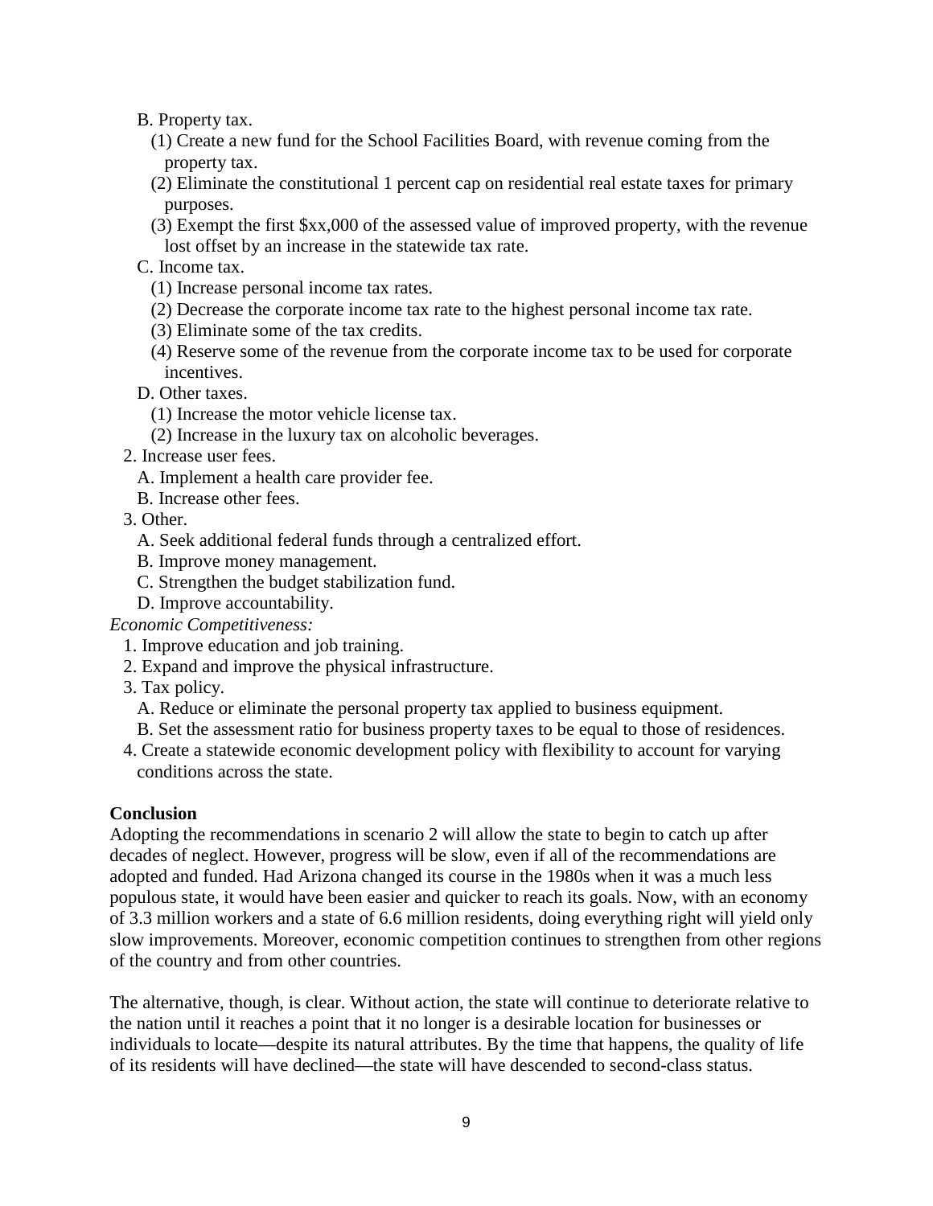B. Property tax.

(1) Create a new fund for the School Facilities Board, with revenue coming from the property tax.

(2) Eliminate the constitutional 1 percent cap on residential real estate taxes for primary purposes.

(3) Exempt the first $xx,000 of the assessed value of improved property, with the revenue lost offset by an increase in the statewide tax rate.

C. Income tax.

(1) Increase personal income tax rates.

(2) Decrease the corporate income tax rate to the highest personal income tax rate.

(3) Eliminate some of the tax credits.

(4) Reserve some of the revenue from the corporate income tax to be used for corporate incentives.

D. Other taxes.

(1) Increase the motor vehicle license tax.

(2) Increase in the luxury tax on alcoholic beverages.

2. Increase user fees.

A. Implement a health care provider fee.

B. Increase other fees.

3. Other.

A. Seek additional federal funds through a centralized effort.

B. Improve money management.

C. Strengthen the budget stabilization fund.

D. Improve accountability.

*Economic Competitiveness:*

1. Improve education and job training.
2. Expand and improve the physical infrastructure.
3. Tax policy.

   A. Reduce or eliminate the personal property tax applied to business equipment.

   B. Set the assessment ratio for business property taxes to be equal to those of residences.

4. Create a statewide economic development policy with flexibility to account for varying conditions across the state.

**Conclusion**

Adopting the recommendations in scenario 2 will allow the state to begin to catch up after decades of neglect. However, progress will be slow, even if all of the recommendations are adopted and funded. Had Arizona changed its course in the 1980s when it was a much less populous state, it would have been easier and quicker to reach its goals. Now, with an economy of 3.3 million workers and a state of 6.6 million residents, doing everything right will yield only slow improvements. Moreover, economic competition continues to strengthen from other regions of the country and from other countries.

The alternative, though, is clear. Without action, the state will continue to deteriorate relative to the nation until it reaches a point that it no longer is a desirable location for businesses or individuals to locate—despite its natural attributes. By the time that happens, the quality of life of its residents will have declined—the state will have descended to second-class status.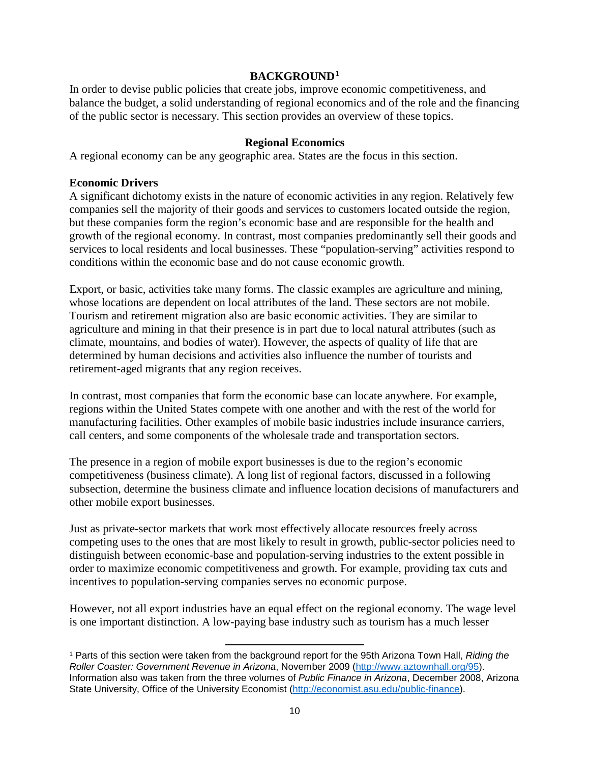## BACKGROUND[1]

In order to devise public policies that create jobs, improve economic competitiveness, and balance the budget, a solid understanding of regional economics and of the role and the financing of the public sector is necessary. This section provides an overview of these topics.

### Regional Economics

A regional economy can be any geographic area. States are the focus in this section.

#### Economic Drivers

A significant dichotomy exists in the nature of economic activities in any region. Relatively few companies sell the majority of their goods and services to customers located outside the region, but these companies form the region's economic base and are responsible for the health and growth of the regional economy. In contrast, most companies predominantly sell their goods and services to local residents and local businesses. These "population-serving" activities respond to conditions within the economic base and do not cause economic growth.

Export, or basic, activities take many forms. The classic examples are agriculture and mining, whose locations are dependent on local attributes of the land. These sectors are not mobile. Tourism and retirement migration also are basic economic activities. They are similar to agriculture and mining in that their presence is in part due to local natural attributes (such as climate, mountains, and bodies of water). However, the aspects of quality of life that are determined by human decisions and activities also influence the number of tourists and retirement-aged migrants that any region receives.

In contrast, most companies that form the economic base can locate anywhere. For example, regions within the United States compete with one another and with the rest of the world for manufacturing facilities. Other examples of mobile basic industries include insurance carriers, call centers, and some components of the wholesale trade and transportation sectors.

The presence in a region of mobile export businesses is due to the region's economic competitiveness (business climate). A long list of regional factors, discussed in a following subsection, determine the business climate and influence location decisions of manufacturers and other mobile export businesses.

Just as private-sector markets that work most effectively allocate resources freely across competing uses to the ones that are most likely to result in growth, public-sector policies need to distinguish between economic-base and population-serving industries to the extent possible in order to maximize economic competitiveness and growth. For example, providing tax cuts and incentives to population-serving companies serves no economic purpose.

However, not all export industries have an equal effect on the regional economy. The wage level is one important distinction. A low-paying base industry such as tourism has a much lesser

[1] Parts of this section were taken from the background report for the 95th Arizona Town Hall, *Riding the Roller Coaster: Government Revenue in Arizona*, November 2009 (http://www.aztownhall.org/95). Information also was taken from the three volumes of *Public Finance in Arizona*, December 2008, Arizona State University, Office of the University Economist (http://economist.asu.edu/public-finance).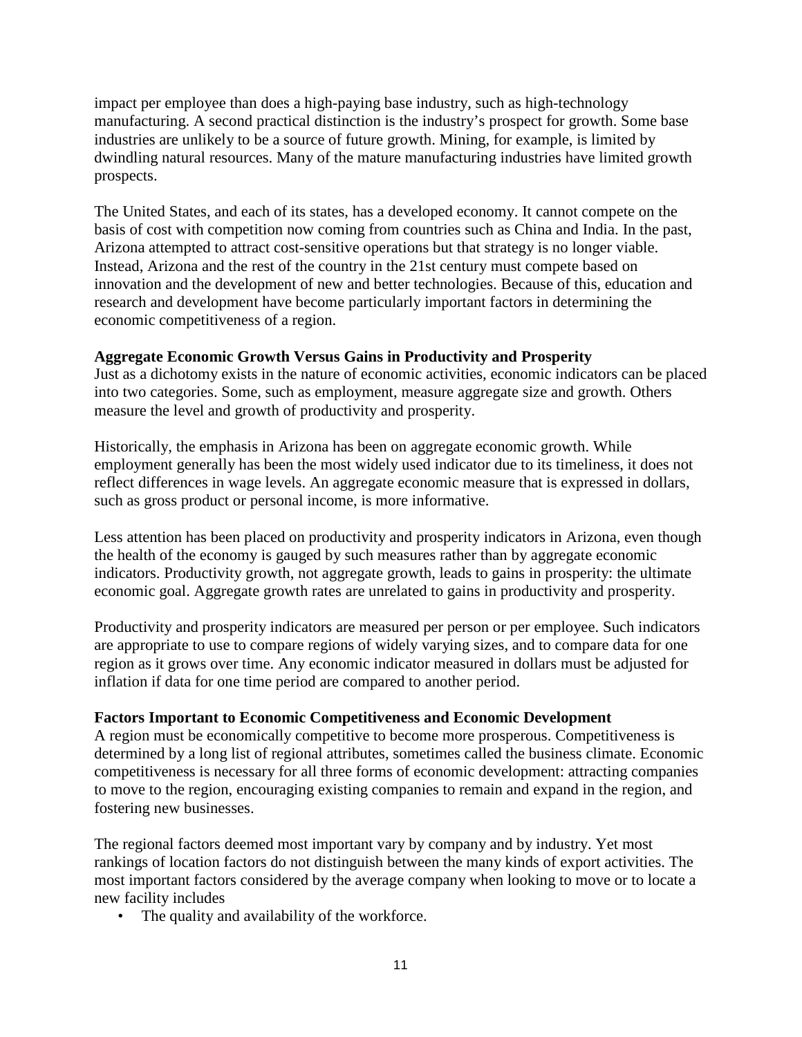impact per employee than does a high-paying base industry, such as high-technology manufacturing. A second practical distinction is the industry's prospect for growth. Some base industries are unlikely to be a source of future growth. Mining, for example, is limited by dwindling natural resources. Many of the mature manufacturing industries have limited growth prospects.

The United States, and each of its states, has a developed economy. It cannot compete on the basis of cost with competition now coming from countries such as China and India. In the past, Arizona attempted to attract cost-sensitive operations but that strategy is no longer viable. Instead, Arizona and the rest of the country in the 21st century must compete based on innovation and the development of new and better technologies. Because of this, education and research and development have become particularly important factors in determining the economic competitiveness of a region.

**Aggregate Economic Growth Versus Gains in Productivity and Prosperity**

Just as a dichotomy exists in the nature of economic activities, economic indicators can be placed into two categories. Some, such as employment, measure aggregate size and growth. Others measure the level and growth of productivity and prosperity.

Historically, the emphasis in Arizona has been on aggregate economic growth. While employment generally has been the most widely used indicator due to its timeliness, it does not reflect differences in wage levels. An aggregate economic measure that is expressed in dollars, such as gross product or personal income, is more informative.

Less attention has been placed on productivity and prosperity indicators in Arizona, even though the health of the economy is gauged by such measures rather than by aggregate economic indicators. Productivity growth, not aggregate growth, leads to gains in prosperity: the ultimate economic goal. Aggregate growth rates are unrelated to gains in productivity and prosperity.

Productivity and prosperity indicators are measured per person or per employee. Such indicators are appropriate to use to compare regions of widely varying sizes, and to compare data for one region as it grows over time. Any economic indicator measured in dollars must be adjusted for inflation if data for one time period are compared to another period.

**Factors Important to Economic Competitiveness and Economic Development**

A region must be economically competitive to become more prosperous. Competitiveness is determined by a long list of regional attributes, sometimes called the business climate. Economic competitiveness is necessary for all three forms of economic development: attracting companies to move to the region, encouraging existing companies to remain and expand in the region, and fostering new businesses.

The regional factors deemed most important vary by company and by industry. Yet most rankings of location factors do not distinguish between the many kinds of export activities. The most important factors considered by the average company when looking to move or to locate a new facility includes

- The quality and availability of the workforce.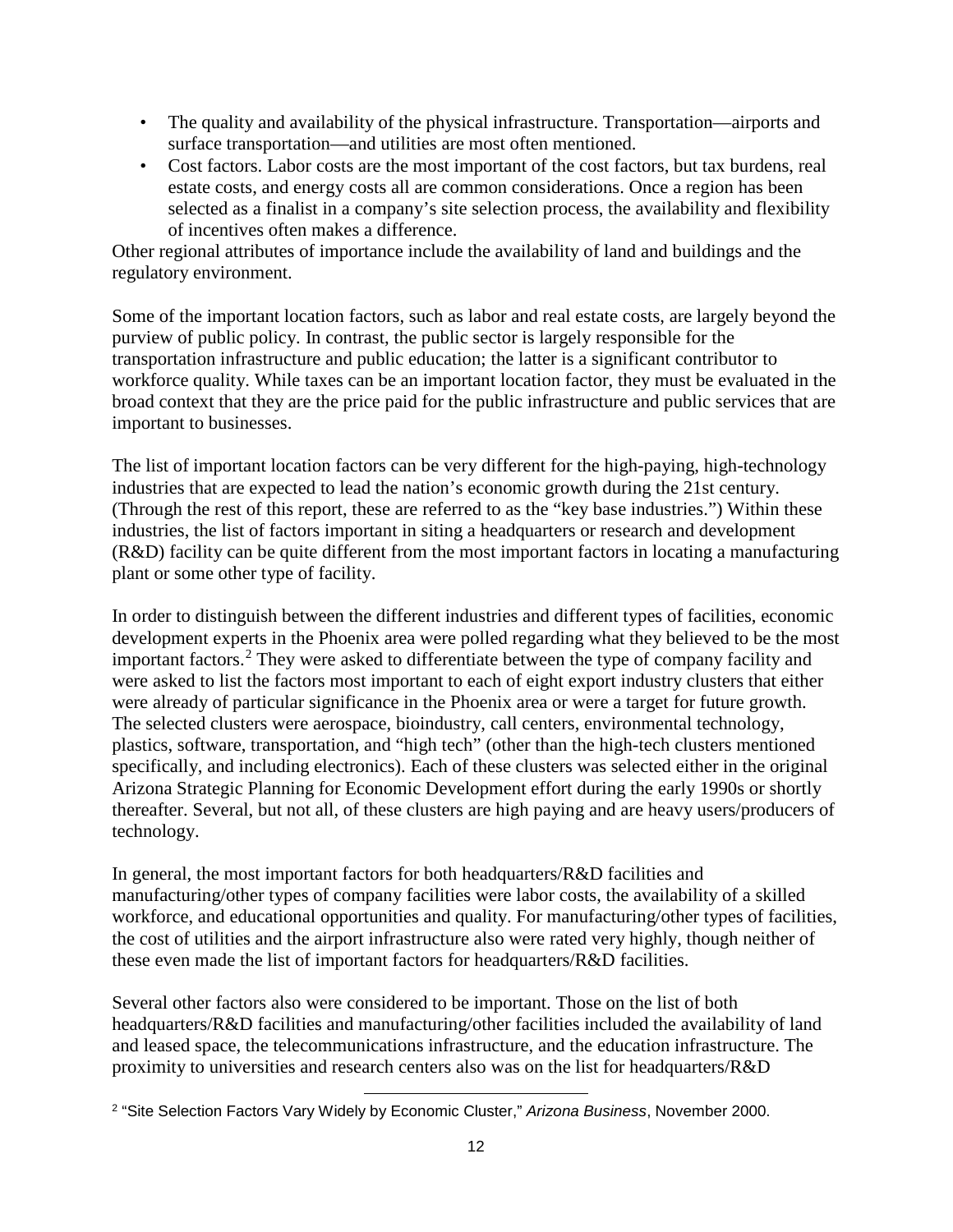- The quality and availability of the physical infrastructure. Transportation—airports and surface transportation—and utilities are most often mentioned.
- Cost factors. Labor costs are the most important of the cost factors, but tax burdens, real estate costs, and energy costs all are common considerations. Once a region has been selected as a finalist in a company's site selection process, the availability and flexibility of incentives often makes a difference.

Other regional attributes of importance include the availability of land and buildings and the regulatory environment.

Some of the important location factors, such as labor and real estate costs, are largely beyond the purview of public policy. In contrast, the public sector is largely responsible for the transportation infrastructure and public education; the latter is a significant contributor to workforce quality. While taxes can be an important location factor, they must be evaluated in the broad context that they are the price paid for the public infrastructure and public services that are important to businesses.

The list of important location factors can be very different for the high-paying, high-technology industries that are expected to lead the nation's economic growth during the 21st century. (Through the rest of this report, these are referred to as the "key base industries.") Within these industries, the list of factors important in siting a headquarters or research and development (R&D) facility can be quite different from the most important factors in locating a manufacturing plant or some other type of facility.

In order to distinguish between the different industries and different types of facilities, economic development experts in the Phoenix area were polled regarding what they believed to be the most important factors.[2] They were asked to differentiate between the type of company facility and were asked to list the factors most important to each of eight export industry clusters that either were already of particular significance in the Phoenix area or were a target for future growth. The selected clusters were aerospace, bioindustry, call centers, environmental technology, plastics, software, transportation, and "high tech" (other than the high-tech clusters mentioned specifically, and including electronics). Each of these clusters was selected either in the original Arizona Strategic Planning for Economic Development effort during the early 1990s or shortly thereafter. Several, but not all, of these clusters are high paying and are heavy users/producers of technology.

In general, the most important factors for both headquarters/R&D facilities and manufacturing/other types of company facilities were labor costs, the availability of a skilled workforce, and educational opportunities and quality. For manufacturing/other types of facilities, the cost of utilities and the airport infrastructure also were rated very highly, though neither of these even made the list of important factors for headquarters/R&D facilities.

Several other factors also were considered to be important. Those on the list of both headquarters/R&D facilities and manufacturing/other facilities included the availability of land and leased space, the telecommunications infrastructure, and the education infrastructure. The proximity to universities and research centers also was on the list for headquarters/R&D

[2] "Site Selection Factors Vary Widely by Economic Cluster," *Arizona Business*, November 2000.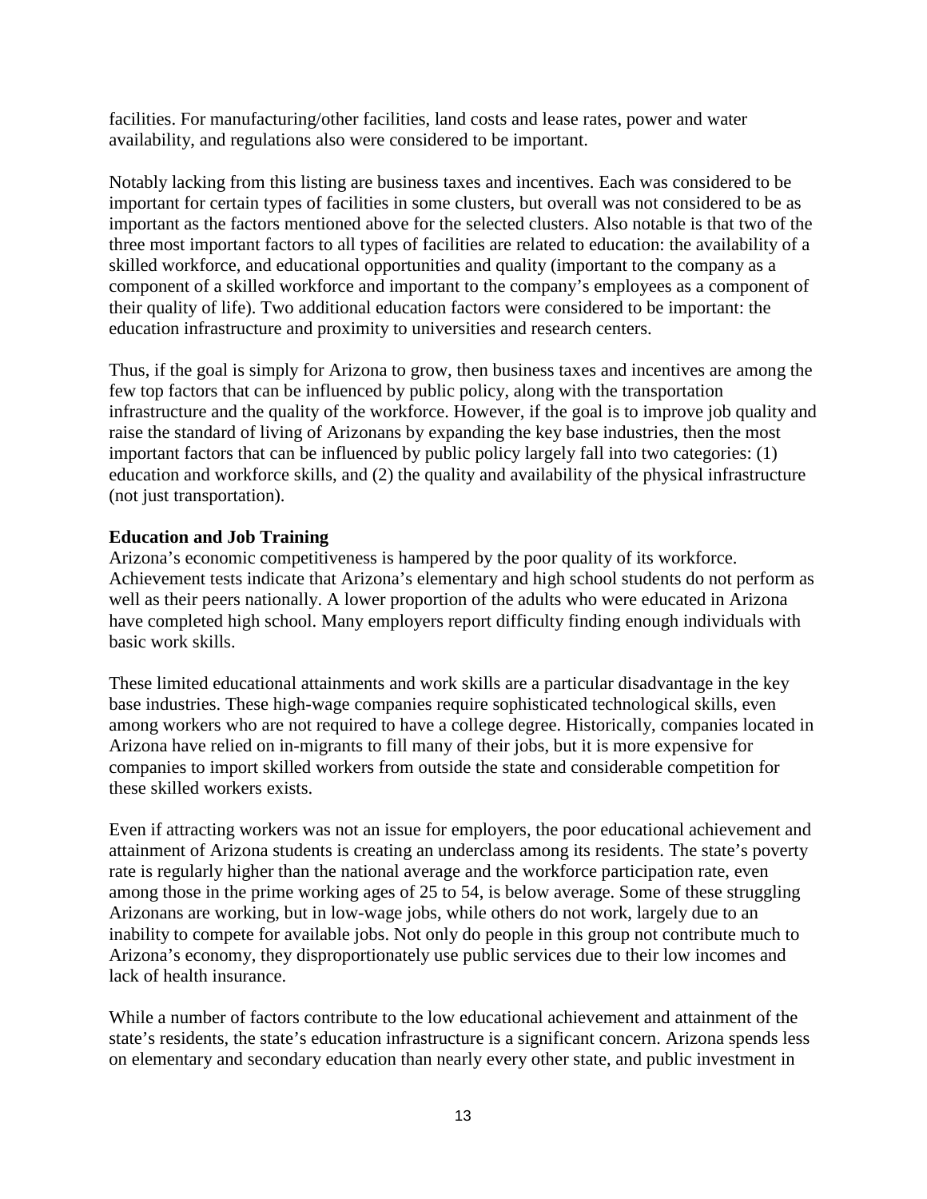facilities. For manufacturing/other facilities, land costs and lease rates, power and water availability, and regulations also were considered to be important.

Notably lacking from this listing are business taxes and incentives. Each was considered to be important for certain types of facilities in some clusters, but overall was not considered to be as important as the factors mentioned above for the selected clusters. Also notable is that two of the three most important factors to all types of facilities are related to education: the availability of a skilled workforce, and educational opportunities and quality (important to the company as a component of a skilled workforce and important to the company's employees as a component of their quality of life). Two additional education factors were considered to be important: the education infrastructure and proximity to universities and research centers.

Thus, if the goal is simply for Arizona to grow, then business taxes and incentives are among the few top factors that can be influenced by public policy, along with the transportation infrastructure and the quality of the workforce. However, if the goal is to improve job quality and raise the standard of living of Arizonans by expanding the key base industries, then the most important factors that can be influenced by public policy largely fall into two categories: (1) education and workforce skills, and (2) the quality and availability of the physical infrastructure (not just transportation).

**Education and Job Training**

Arizona's economic competitiveness is hampered by the poor quality of its workforce. Achievement tests indicate that Arizona's elementary and high school students do not perform as well as their peers nationally. A lower proportion of the adults who were educated in Arizona have completed high school. Many employers report difficulty finding enough individuals with basic work skills.

These limited educational attainments and work skills are a particular disadvantage in the key base industries. These high-wage companies require sophisticated technological skills, even among workers who are not required to have a college degree. Historically, companies located in Arizona have relied on in-migrants to fill many of their jobs, but it is more expensive for companies to import skilled workers from outside the state and considerable competition for these skilled workers exists.

Even if attracting workers was not an issue for employers, the poor educational achievement and attainment of Arizona students is creating an underclass among its residents. The state's poverty rate is regularly higher than the national average and the workforce participation rate, even among those in the prime working ages of 25 to 54, is below average. Some of these struggling Arizonans are working, but in low-wage jobs, while others do not work, largely due to an inability to compete for available jobs. Not only do people in this group not contribute much to Arizona's economy, they disproportionately use public services due to their low incomes and lack of health insurance.

While a number of factors contribute to the low educational achievement and attainment of the state's residents, the state's education infrastructure is a significant concern. Arizona spends less on elementary and secondary education than nearly every other state, and public investment in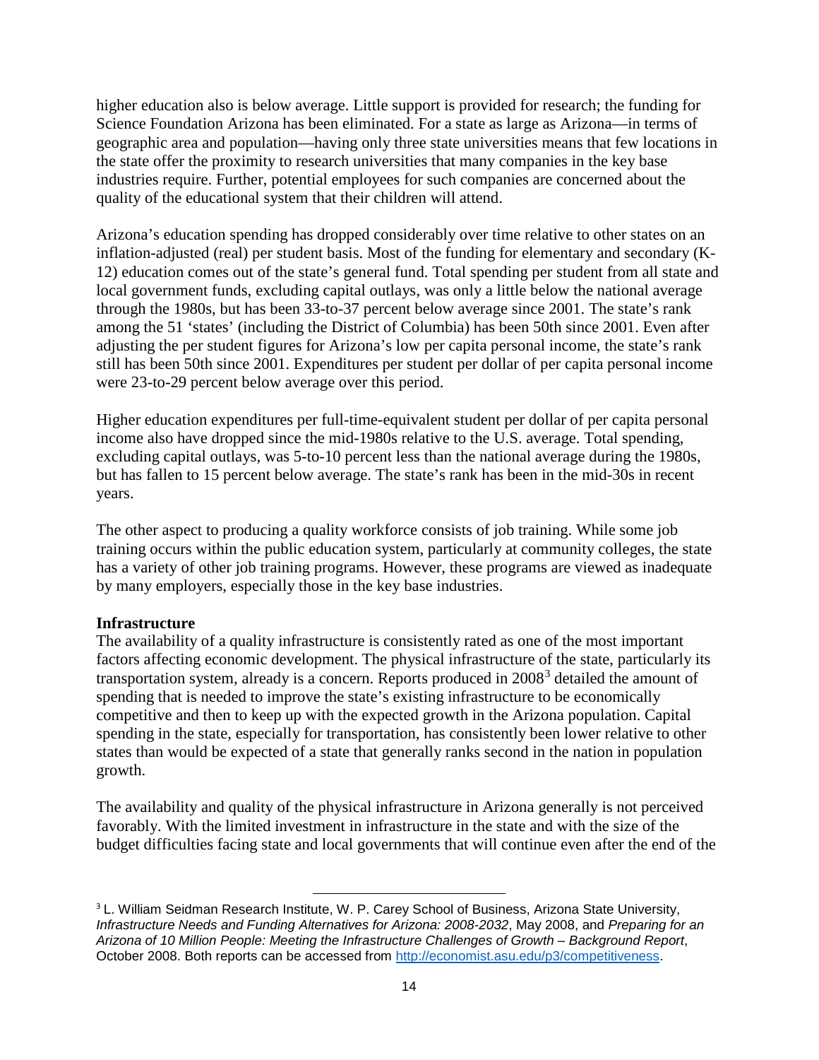higher education also is below average. Little support is provided for research; the funding for Science Foundation Arizona has been eliminated. For a state as large as Arizona—in terms of geographic area and population—having only three state universities means that few locations in the state offer the proximity to research universities that many companies in the key base industries require. Further, potential employees for such companies are concerned about the quality of the educational system that their children will attend.

Arizona's education spending has dropped considerably over time relative to other states on an inflation-adjusted (real) per student basis. Most of the funding for elementary and secondary (K-12) education comes out of the state's general fund. Total spending per student from all state and local government funds, excluding capital outlays, was only a little below the national average through the 1980s, but has been 33-to-37 percent below average since 2001. The state's rank among the 51 'states' (including the District of Columbia) has been 50th since 2001. Even after adjusting the per student figures for Arizona's low per capita personal income, the state's rank still has been 50th since 2001. Expenditures per student per dollar of per capita personal income were 23-to-29 percent below average over this period.

Higher education expenditures per full-time-equivalent student per dollar of per capita personal income also have dropped since the mid-1980s relative to the U.S. average. Total spending, excluding capital outlays, was 5-to-10 percent less than the national average during the 1980s, but has fallen to 15 percent below average. The state's rank has been in the mid-30s in recent years.

The other aspect to producing a quality workforce consists of job training. While some job training occurs within the public education system, particularly at community colleges, the state has a variety of other job training programs. However, these programs are viewed as inadequate by many employers, especially those in the key base industries.

**Infrastructure**

The availability of a quality infrastructure is consistently rated as one of the most important factors affecting economic development. The physical infrastructure of the state, particularly its transportation system, already is a concern. Reports produced in 2008[3] detailed the amount of spending that is needed to improve the state's existing infrastructure to be economically competitive and then to keep up with the expected growth in the Arizona population. Capital spending in the state, especially for transportation, has consistently been lower relative to other states than would be expected of a state that generally ranks second in the nation in population growth.

The availability and quality of the physical infrastructure in Arizona generally is not perceived favorably. With the limited investment in infrastructure in the state and with the size of the budget difficulties facing state and local governments that will continue even after the end of the

---

[3] L. William Seidman Research Institute, W. P. Carey School of Business, Arizona State University, *Infrastructure Needs and Funding Alternatives for Arizona: 2008-2032*, May 2008, and *Preparing for an Arizona of 10 Million People: Meeting the Infrastructure Challenges of Growth – Background Report*, October 2008. Both reports can be accessed from http://economist.asu.edu/p3/competitiveness.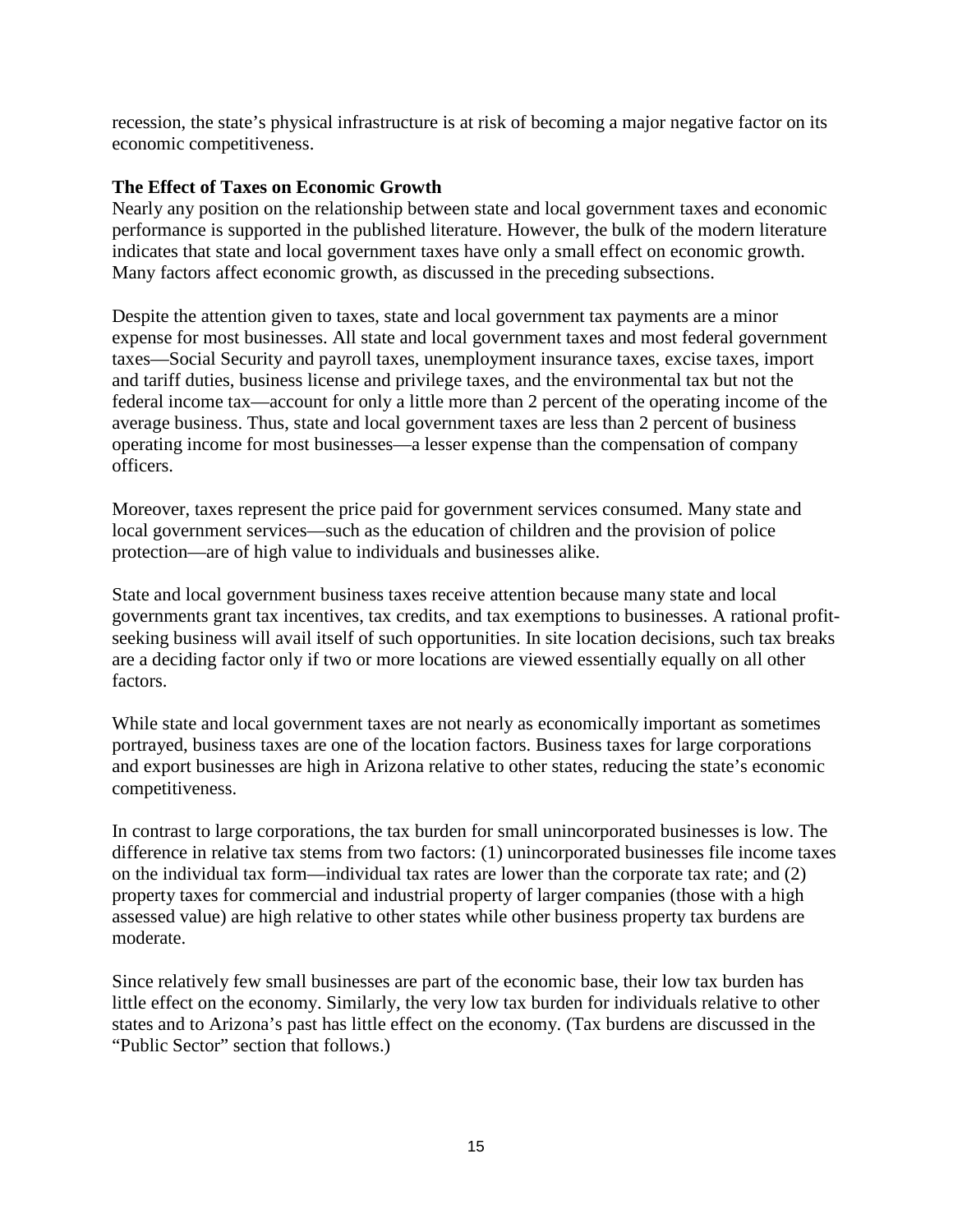recession, the state's physical infrastructure is at risk of becoming a major negative factor on its economic competitiveness.

### The Effect of Taxes on Economic Growth

Nearly any position on the relationship between state and local government taxes and economic performance is supported in the published literature. However, the bulk of the modern literature indicates that state and local government taxes have only a small effect on economic growth. Many factors affect economic growth, as discussed in the preceding subsections.

Despite the attention given to taxes, state and local government tax payments are a minor expense for most businesses. All state and local government taxes and most federal government taxes—Social Security and payroll taxes, unemployment insurance taxes, excise taxes, import and tariff duties, business license and privilege taxes, and the environmental tax but not the federal income tax—account for only a little more than 2 percent of the operating income of the average business. Thus, state and local government taxes are less than 2 percent of business operating income for most businesses—a lesser expense than the compensation of company officers.

Moreover, taxes represent the price paid for government services consumed. Many state and local government services—such as the education of children and the provision of police protection—are of high value to individuals and businesses alike.

State and local government business taxes receive attention because many state and local governments grant tax incentives, tax credits, and tax exemptions to businesses. A rational profit-seeking business will avail itself of such opportunities. In site location decisions, such tax breaks are a deciding factor only if two or more locations are viewed essentially equally on all other factors.

While state and local government taxes are not nearly as economically important as sometimes portrayed, business taxes are one of the location factors. Business taxes for large corporations and export businesses are high in Arizona relative to other states, reducing the state's economic competitiveness.

In contrast to large corporations, the tax burden for small unincorporated businesses is low. The difference in relative tax stems from two factors: (1) unincorporated businesses file income taxes on the individual tax form—individual tax rates are lower than the corporate tax rate; and (2) property taxes for commercial and industrial property of larger companies (those with a high assessed value) are high relative to other states while other business property tax burdens are moderate.

Since relatively few small businesses are part of the economic base, their low tax burden has little effect on the economy. Similarly, the very low tax burden for individuals relative to other states and to Arizona's past has little effect on the economy. (Tax burdens are discussed in the "Public Sector" section that follows.)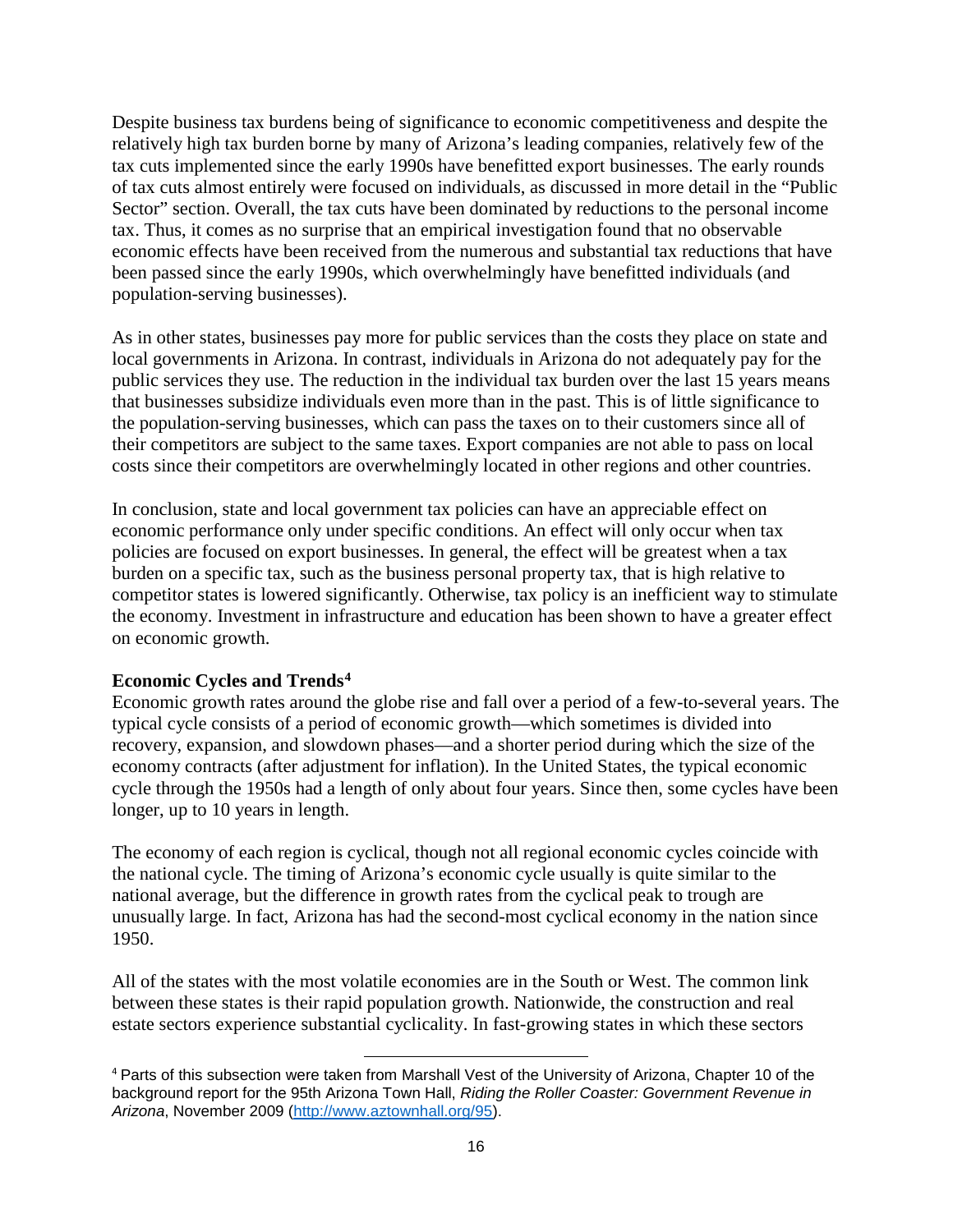Despite business tax burdens being of significance to economic competitiveness and despite the relatively high tax burden borne by many of Arizona's leading companies, relatively few of the tax cuts implemented since the early 1990s have benefitted export businesses. The early rounds of tax cuts almost entirely were focused on individuals, as discussed in more detail in the "Public Sector" section. Overall, the tax cuts have been dominated by reductions to the personal income tax. Thus, it comes as no surprise that an empirical investigation found that no observable economic effects have been received from the numerous and substantial tax reductions that have been passed since the early 1990s, which overwhelmingly have benefitted individuals (and population-serving businesses).

As in other states, businesses pay more for public services than the costs they place on state and local governments in Arizona. In contrast, individuals in Arizona do not adequately pay for the public services they use. The reduction in the individual tax burden over the last 15 years means that businesses subsidize individuals even more than in the past. This is of little significance to the population-serving businesses, which can pass the taxes on to their customers since all of their competitors are subject to the same taxes. Export companies are not able to pass on local costs since their competitors are overwhelmingly located in other regions and other countries.

In conclusion, state and local government tax policies can have an appreciable effect on economic performance only under specific conditions. An effect will only occur when tax policies are focused on export businesses. In general, the effect will be greatest when a tax burden on a specific tax, such as the business personal property tax, that is high relative to competitor states is lowered significantly. Otherwise, tax policy is an inefficient way to stimulate the economy. Investment in infrastructure and education has been shown to have a greater effect on economic growth.

**Economic Cycles and Trends**[4]

Economic growth rates around the globe rise and fall over a period of a few-to-several years. The typical cycle consists of a period of economic growth—which sometimes is divided into recovery, expansion, and slowdown phases—and a shorter period during which the size of the economy contracts (after adjustment for inflation). In the United States, the typical economic cycle through the 1950s had a length of only about four years. Since then, some cycles have been longer, up to 10 years in length.

The economy of each region is cyclical, though not all regional economic cycles coincide with the national cycle. The timing of Arizona's economic cycle usually is quite similar to the national average, but the difference in growth rates from the cyclical peak to trough are unusually large. In fact, Arizona has had the second-most cyclical economy in the nation since 1950.

All of the states with the most volatile economies are in the South or West. The common link between these states is their rapid population growth. Nationwide, the construction and real estate sectors experience substantial cyclicality. In fast-growing states in which these sectors

---

[4] Parts of this subsection were taken from Marshall Vest of the University of Arizona, Chapter 10 of the background report for the 95th Arizona Town Hall, *Riding the Roller Coaster: Government Revenue in Arizona*, November 2009 (http://www.aztownhall.org/95).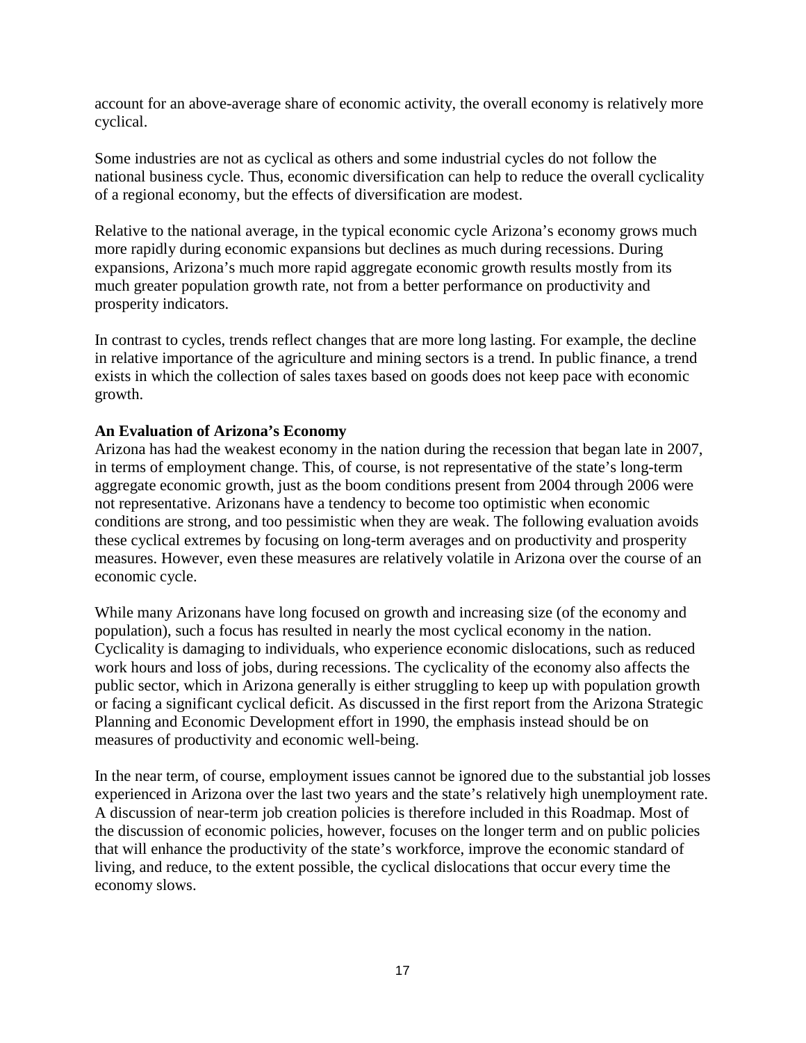account for an above-average share of economic activity, the overall economy is relatively more cyclical.

Some industries are not as cyclical as others and some industrial cycles do not follow the national business cycle. Thus, economic diversification can help to reduce the overall cyclicality of a regional economy, but the effects of diversification are modest.

Relative to the national average, in the typical economic cycle Arizona's economy grows much more rapidly during economic expansions but declines as much during recessions. During expansions, Arizona's much more rapid aggregate economic growth results mostly from its much greater population growth rate, not from a better performance on productivity and prosperity indicators.

In contrast to cycles, trends reflect changes that are more long lasting. For example, the decline in relative importance of the agriculture and mining sectors is a trend. In public finance, a trend exists in which the collection of sales taxes based on goods does not keep pace with economic growth.

**An Evaluation of Arizona's Economy**

Arizona has had the weakest economy in the nation during the recession that began late in 2007, in terms of employment change. This, of course, is not representative of the state's long-term aggregate economic growth, just as the boom conditions present from 2004 through 2006 were not representative. Arizonans have a tendency to become too optimistic when economic conditions are strong, and too pessimistic when they are weak. The following evaluation avoids these cyclical extremes by focusing on long-term averages and on productivity and prosperity measures. However, even these measures are relatively volatile in Arizona over the course of an economic cycle.

While many Arizonans have long focused on growth and increasing size (of the economy and population), such a focus has resulted in nearly the most cyclical economy in the nation. Cyclicality is damaging to individuals, who experience economic dislocations, such as reduced work hours and loss of jobs, during recessions. The cyclicality of the economy also affects the public sector, which in Arizona generally is either struggling to keep up with population growth or facing a significant cyclical deficit. As discussed in the first report from the Arizona Strategic Planning and Economic Development effort in 1990, the emphasis instead should be on measures of productivity and economic well-being.

In the near term, of course, employment issues cannot be ignored due to the substantial job losses experienced in Arizona over the last two years and the state's relatively high unemployment rate. A discussion of near-term job creation policies is therefore included in this Roadmap. Most of the discussion of economic policies, however, focuses on the longer term and on public policies that will enhance the productivity of the state's workforce, improve the economic standard of living, and reduce, to the extent possible, the cyclical dislocations that occur every time the economy slows.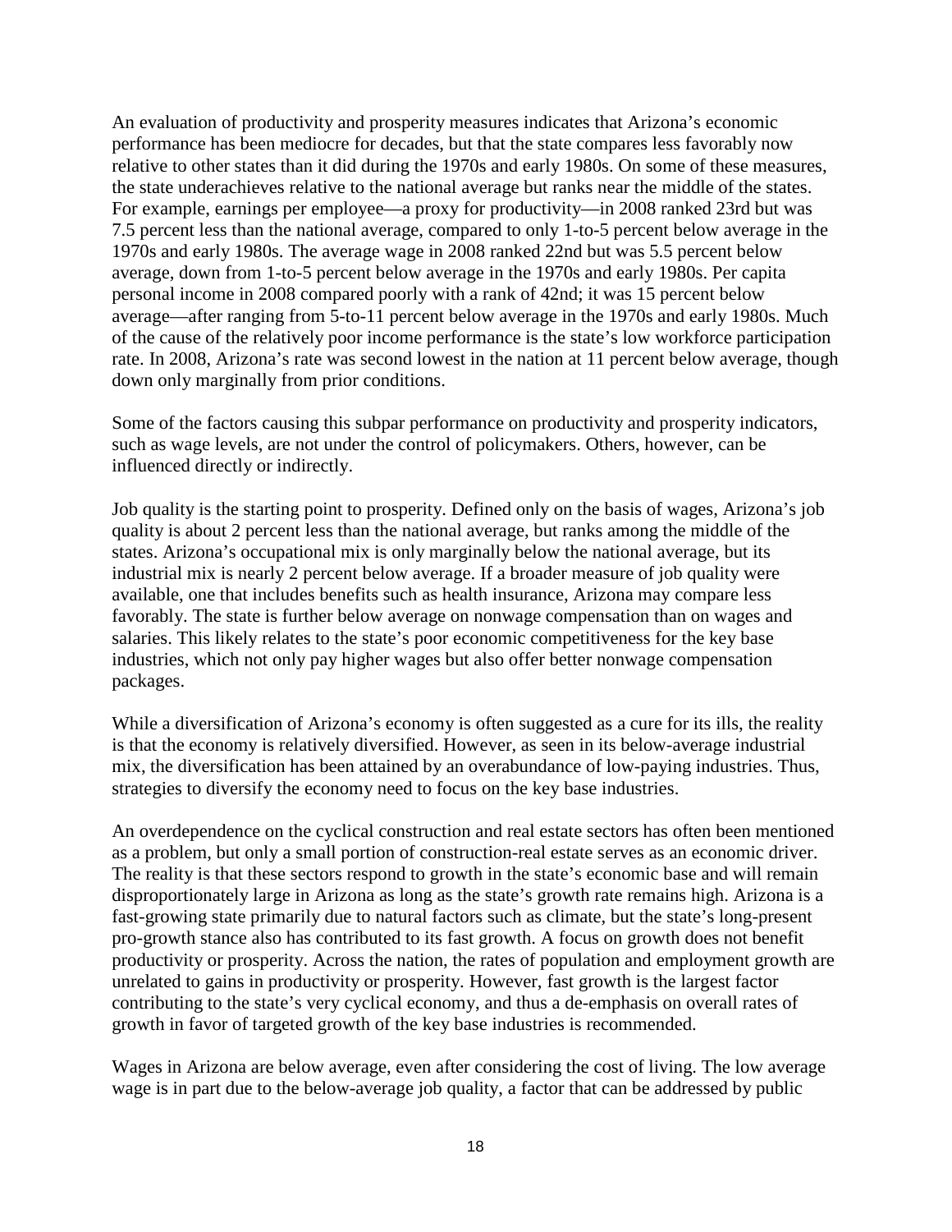An evaluation of productivity and prosperity measures indicates that Arizona's economic performance has been mediocre for decades, but that the state compares less favorably now relative to other states than it did during the 1970s and early 1980s. On some of these measures, the state underachieves relative to the national average but ranks near the middle of the states. For example, earnings per employee—a proxy for productivity—in 2008 ranked 23rd but was 7.5 percent less than the national average, compared to only 1-to-5 percent below average in the 1970s and early 1980s. The average wage in 2008 ranked 22nd but was 5.5 percent below average, down from 1-to-5 percent below average in the 1970s and early 1980s. Per capita personal income in 2008 compared poorly with a rank of 42nd; it was 15 percent below average—after ranging from 5-to-11 percent below average in the 1970s and early 1980s. Much of the cause of the relatively poor income performance is the state's low workforce participation rate. In 2008, Arizona's rate was second lowest in the nation at 11 percent below average, though down only marginally from prior conditions.

Some of the factors causing this subpar performance on productivity and prosperity indicators, such as wage levels, are not under the control of policymakers. Others, however, can be influenced directly or indirectly.

Job quality is the starting point to prosperity. Defined only on the basis of wages, Arizona's job quality is about 2 percent less than the national average, but ranks among the middle of the states. Arizona's occupational mix is only marginally below the national average, but its industrial mix is nearly 2 percent below average. If a broader measure of job quality were available, one that includes benefits such as health insurance, Arizona may compare less favorably. The state is further below average on nonwage compensation than on wages and salaries. This likely relates to the state's poor economic competitiveness for the key base industries, which not only pay higher wages but also offer better nonwage compensation packages.

While a diversification of Arizona's economy is often suggested as a cure for its ills, the reality is that the economy is relatively diversified. However, as seen in its below-average industrial mix, the diversification has been attained by an overabundance of low-paying industries. Thus, strategies to diversify the economy need to focus on the key base industries.

An overdependence on the cyclical construction and real estate sectors has often been mentioned as a problem, but only a small portion of construction-real estate serves as an economic driver. The reality is that these sectors respond to growth in the state's economic base and will remain disproportionately large in Arizona as long as the state's growth rate remains high. Arizona is a fast-growing state primarily due to natural factors such as climate, but the state's long-present pro-growth stance also has contributed to its fast growth. A focus on growth does not benefit productivity or prosperity. Across the nation, the rates of population and employment growth are unrelated to gains in productivity or prosperity. However, fast growth is the largest factor contributing to the state's very cyclical economy, and thus a de-emphasis on overall rates of growth in favor of targeted growth of the key base industries is recommended.

Wages in Arizona are below average, even after considering the cost of living. The low average wage is in part due to the below-average job quality, a factor that can be addressed by public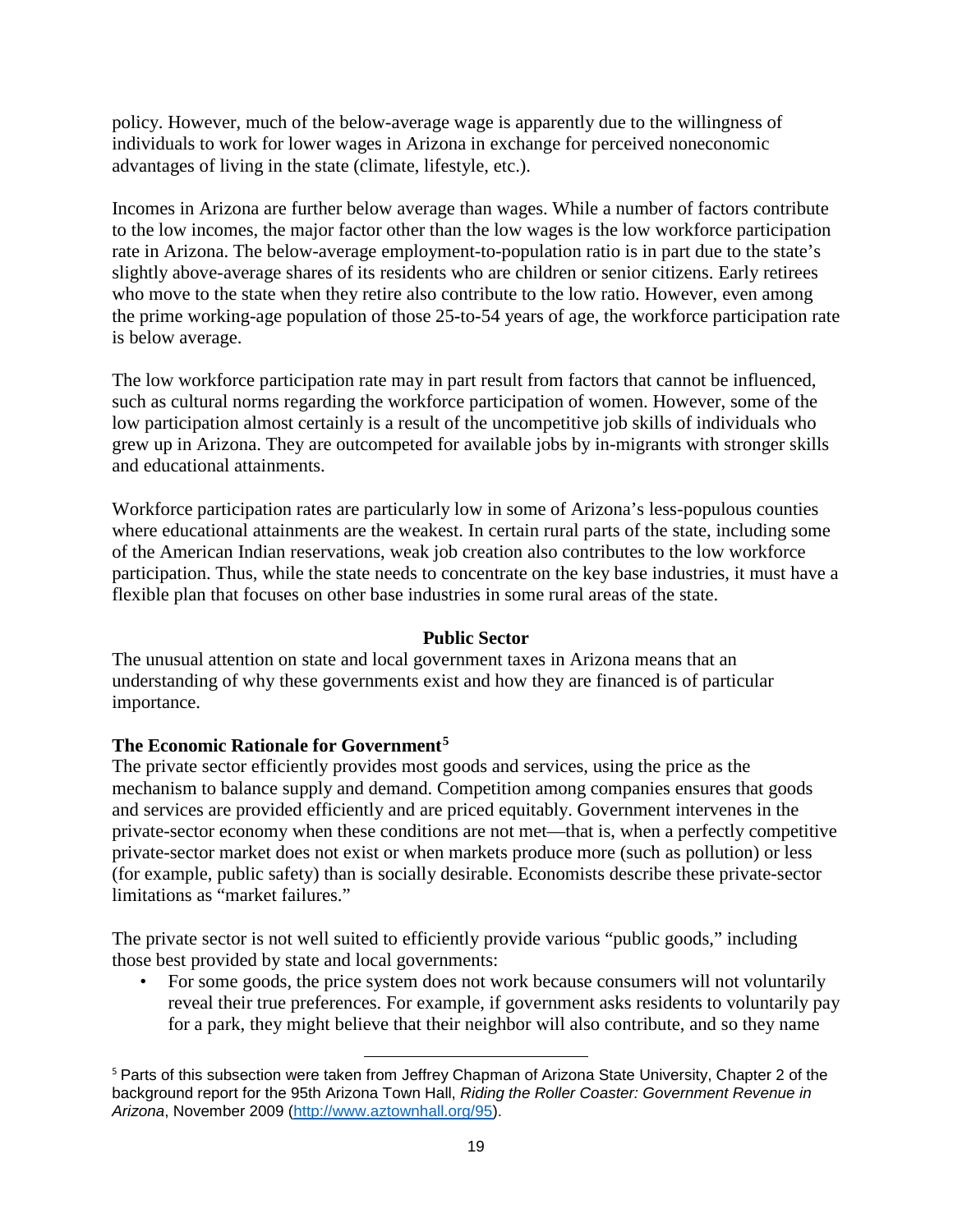policy. However, much of the below-average wage is apparently due to the willingness of individuals to work for lower wages in Arizona in exchange for perceived noneconomic advantages of living in the state (climate, lifestyle, etc.).

Incomes in Arizona are further below average than wages. While a number of factors contribute to the low incomes, the major factor other than the low wages is the low workforce participation rate in Arizona. The below-average employment-to-population ratio is in part due to the state's slightly above-average shares of its residents who are children or senior citizens. Early retirees who move to the state when they retire also contribute to the low ratio. However, even among the prime working-age population of those 25-to-54 years of age, the workforce participation rate is below average.

The low workforce participation rate may in part result from factors that cannot be influenced, such as cultural norms regarding the workforce participation of women. However, some of the low participation almost certainly is a result of the uncompetitive job skills of individuals who grew up in Arizona. They are outcompeted for available jobs by in-migrants with stronger skills and educational attainments.

Workforce participation rates are particularly low in some of Arizona's less-populous counties where educational attainments are the weakest. In certain rural parts of the state, including some of the American Indian reservations, weak job creation also contributes to the low workforce participation. Thus, while the state needs to concentrate on the key base industries, it must have a flexible plan that focuses on other base industries in some rural areas of the state.

## Public Sector

The unusual attention on state and local government taxes in Arizona means that an understanding of why these governments exist and how they are financed is of particular importance.

### The Economic Rationale for Government[5]

The private sector efficiently provides most goods and services, using the price as the mechanism to balance supply and demand. Competition among companies ensures that goods and services are provided efficiently and are priced equitably. Government intervenes in the private-sector economy when these conditions are not met—that is, when a perfectly competitive private-sector market does not exist or when markets produce more (such as pollution) or less (for example, public safety) than is socially desirable. Economists describe these private-sector limitations as "market failures."

The private sector is not well suited to efficiently provide various "public goods," including those best provided by state and local governments:

- For some goods, the price system does not work because consumers will not voluntarily reveal their true preferences. For example, if government asks residents to voluntarily pay for a park, they might believe that their neighbor will also contribute, and so they name

[5] Parts of this subsection were taken from Jeffrey Chapman of Arizona State University, Chapter 2 of the background report for the 95th Arizona Town Hall, *Riding the Roller Coaster: Government Revenue in Arizona*, November 2009 (http://www.aztownhall.org/95).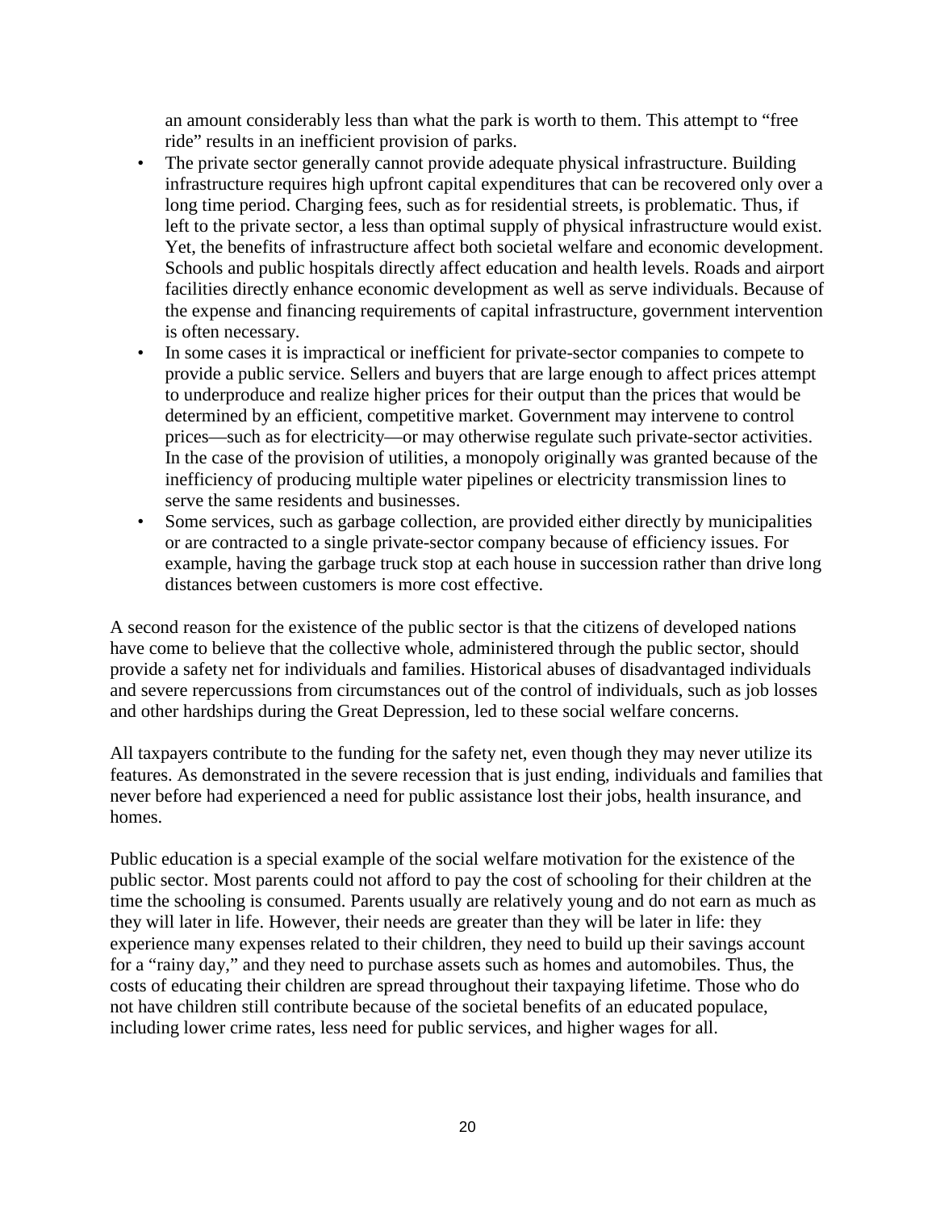an amount considerably less than what the park is worth to them. This attempt to "free ride" results in an inefficient provision of parks.

- The private sector generally cannot provide adequate physical infrastructure. Building infrastructure requires high upfront capital expenditures that can be recovered only over a long time period. Charging fees, such as for residential streets, is problematic. Thus, if left to the private sector, a less than optimal supply of physical infrastructure would exist. Yet, the benefits of infrastructure affect both societal welfare and economic development. Schools and public hospitals directly affect education and health levels. Roads and airport facilities directly enhance economic development as well as serve individuals. Because of the expense and financing requirements of capital infrastructure, government intervention is often necessary.
- In some cases it is impractical or inefficient for private-sector companies to compete to provide a public service. Sellers and buyers that are large enough to affect prices attempt to underproduce and realize higher prices for their output than the prices that would be determined by an efficient, competitive market. Government may intervene to control prices—such as for electricity—or may otherwise regulate such private-sector activities. In the case of the provision of utilities, a monopoly originally was granted because of the inefficiency of producing multiple water pipelines or electricity transmission lines to serve the same residents and businesses.
- Some services, such as garbage collection, are provided either directly by municipalities or are contracted to a single private-sector company because of efficiency issues. For example, having the garbage truck stop at each house in succession rather than drive long distances between customers is more cost effective.

A second reason for the existence of the public sector is that the citizens of developed nations have come to believe that the collective whole, administered through the public sector, should provide a safety net for individuals and families. Historical abuses of disadvantaged individuals and severe repercussions from circumstances out of the control of individuals, such as job losses and other hardships during the Great Depression, led to these social welfare concerns.

All taxpayers contribute to the funding for the safety net, even though they may never utilize its features. As demonstrated in the severe recession that is just ending, individuals and families that never before had experienced a need for public assistance lost their jobs, health insurance, and homes.

Public education is a special example of the social welfare motivation for the existence of the public sector. Most parents could not afford to pay the cost of schooling for their children at the time the schooling is consumed. Parents usually are relatively young and do not earn as much as they will later in life. However, their needs are greater than they will be later in life: they experience many expenses related to their children, they need to build up their savings account for a "rainy day," and they need to purchase assets such as homes and automobiles. Thus, the costs of educating their children are spread throughout their taxpaying lifetime. Those who do not have children still contribute because of the societal benefits of an educated populace, including lower crime rates, less need for public services, and higher wages for all.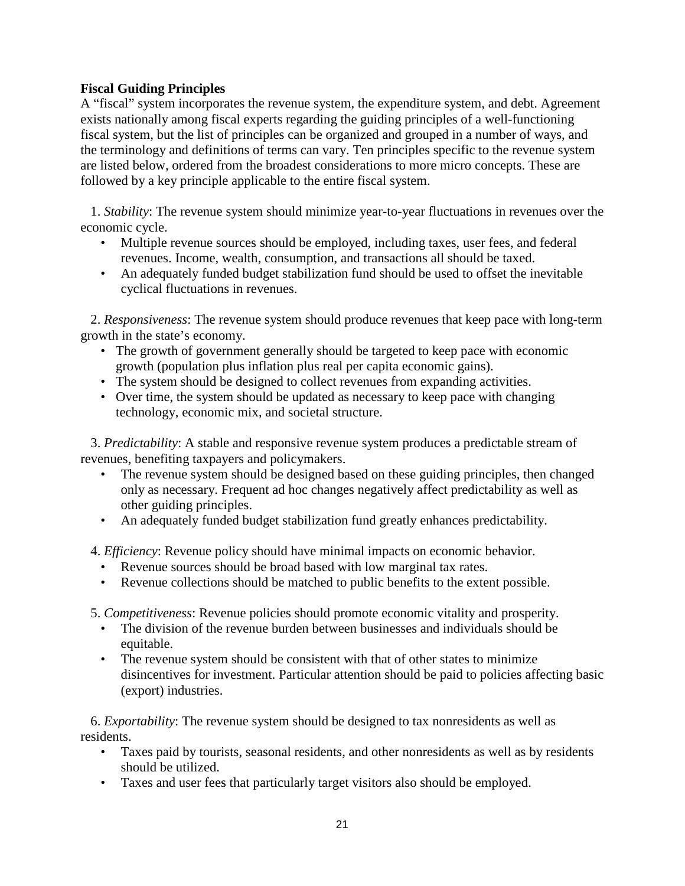**Fiscal Guiding Principles**

A "fiscal" system incorporates the revenue system, the expenditure system, and debt. Agreement exists nationally among fiscal experts regarding the guiding principles of a well-functioning fiscal system, but the list of principles can be organized and grouped in a number of ways, and the terminology and definitions of terms can vary. Ten principles specific to the revenue system are listed below, ordered from the broadest considerations to more micro concepts. These are followed by a key principle applicable to the entire fiscal system.

1. *Stability*: The revenue system should minimize year-to-year fluctuations in revenues over the economic cycle.
   - Multiple revenue sources should be employed, including taxes, user fees, and federal revenues. Income, wealth, consumption, and transactions all should be taxed.
   - An adequately funded budget stabilization fund should be used to offset the inevitable cyclical fluctuations in revenues.

2. *Responsiveness*: The revenue system should produce revenues that keep pace with long-term growth in the state's economy.
   - The growth of government generally should be targeted to keep pace with economic growth (population plus inflation plus real per capita economic gains).
   - The system should be designed to collect revenues from expanding activities.
   - Over time, the system should be updated as necessary to keep pace with changing technology, economic mix, and societal structure.

3. *Predictability*: A stable and responsive revenue system produces a predictable stream of revenues, benefiting taxpayers and policymakers.
   - The revenue system should be designed based on these guiding principles, then changed only as necessary. Frequent ad hoc changes negatively affect predictability as well as other guiding principles.
   - An adequately funded budget stabilization fund greatly enhances predictability.

4. *Efficiency*: Revenue policy should have minimal impacts on economic behavior.
   - Revenue sources should be broad based with low marginal tax rates.
   - Revenue collections should be matched to public benefits to the extent possible.

5. *Competitiveness*: Revenue policies should promote economic vitality and prosperity.
   - The division of the revenue burden between businesses and individuals should be equitable.
   - The revenue system should be consistent with that of other states to minimize disincentives for investment. Particular attention should be paid to policies affecting basic (export) industries.

6. *Exportability*: The revenue system should be designed to tax nonresidents as well as residents.
   - Taxes paid by tourists, seasonal residents, and other nonresidents as well as by residents should be utilized.
   - Taxes and user fees that particularly target visitors also should be employed.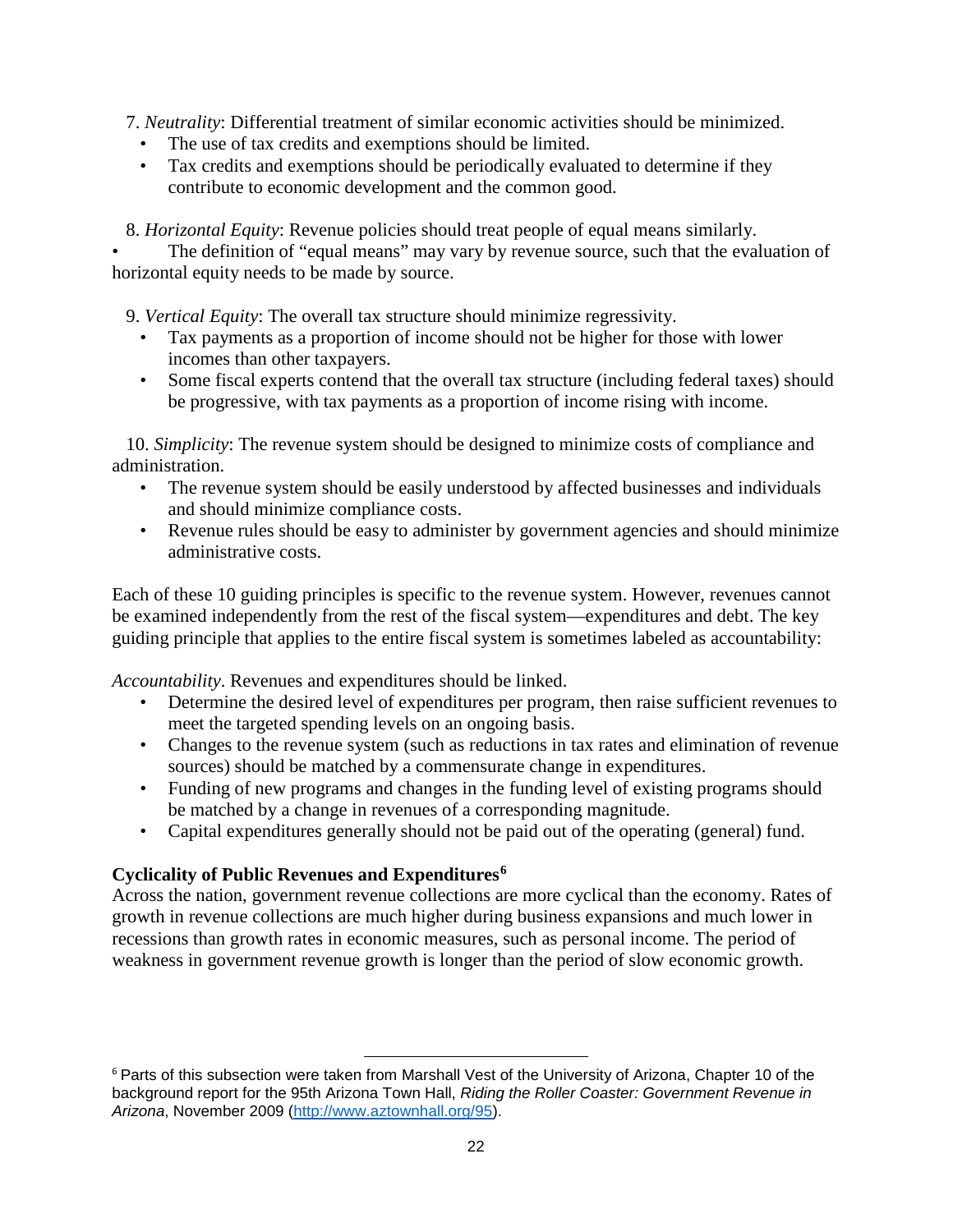7. *Neutrality*: Differential treatment of similar economic activities should be minimized.
   - The use of tax credits and exemptions should be limited.
   - Tax credits and exemptions should be periodically evaluated to determine if they contribute to economic development and the common good.

8. *Horizontal Equity*: Revenue policies should treat people of equal means similarly.
   - The definition of "equal means" may vary by revenue source, such that the evaluation of horizontal equity needs to be made by source.

9. *Vertical Equity*: The overall tax structure should minimize regressivity.
   - Tax payments as a proportion of income should not be higher for those with lower incomes than other taxpayers.
   - Some fiscal experts contend that the overall tax structure (including federal taxes) should be progressive, with tax payments as a proportion of income rising with income.

10. *Simplicity*: The revenue system should be designed to minimize costs of compliance and administration.
    - The revenue system should be easily understood by affected businesses and individuals and should minimize compliance costs.
    - Revenue rules should be easy to administer by government agencies and should minimize administrative costs.

Each of these 10 guiding principles is specific to the revenue system. However, revenues cannot be examined independently from the rest of the fiscal system—expenditures and debt. The key guiding principle that applies to the entire fiscal system is sometimes labeled as accountability:

*Accountability*. Revenues and expenditures should be linked.

- Determine the desired level of expenditures per program, then raise sufficient revenues to meet the targeted spending levels on an ongoing basis.
- Changes to the revenue system (such as reductions in tax rates and elimination of revenue sources) should be matched by a commensurate change in expenditures.
- Funding of new programs and changes in the funding level of existing programs should be matched by a change in revenues of a corresponding magnitude.
- Capital expenditures generally should not be paid out of the operating (general) fund.

**Cyclicality of Public Revenues and Expenditures**[6]

Across the nation, government revenue collections are more cyclical than the economy. Rates of growth in revenue collections are much higher during business expansions and much lower in recessions than growth rates in economic measures, such as personal income. The period of weakness in government revenue growth is longer than the period of slow economic growth.

[6] Parts of this subsection were taken from Marshall Vest of the University of Arizona, Chapter 10 of the background report for the 95th Arizona Town Hall, *Riding the Roller Coaster: Government Revenue in Arizona*, November 2009 (http://www.aztownhall.org/95).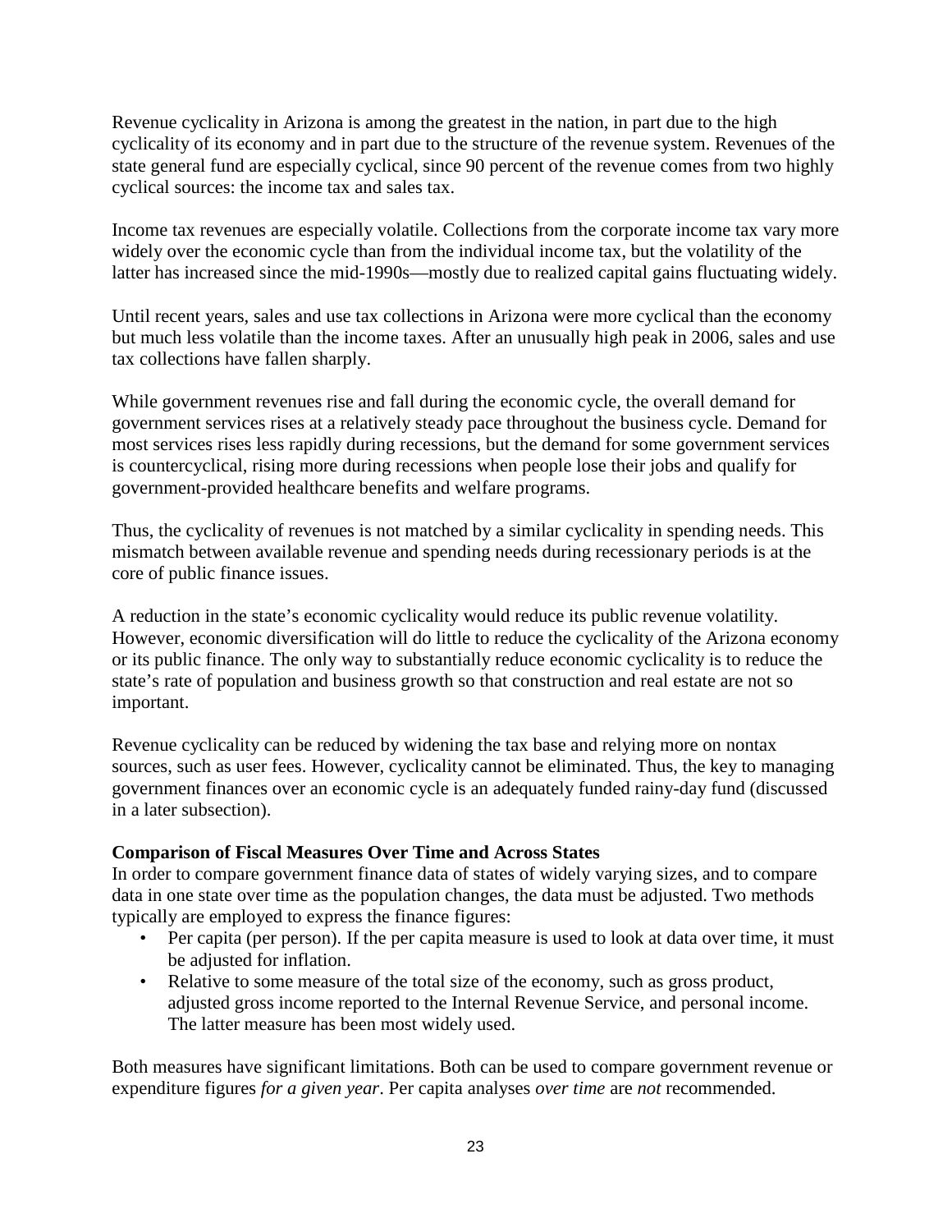Revenue cyclicality in Arizona is among the greatest in the nation, in part due to the high cyclicality of its economy and in part due to the structure of the revenue system. Revenues of the state general fund are especially cyclical, since 90 percent of the revenue comes from two highly cyclical sources: the income tax and sales tax.

Income tax revenues are especially volatile. Collections from the corporate income tax vary more widely over the economic cycle than from the individual income tax, but the volatility of the latter has increased since the mid-1990s—mostly due to realized capital gains fluctuating widely.

Until recent years, sales and use tax collections in Arizona were more cyclical than the economy but much less volatile than the income taxes. After an unusually high peak in 2006, sales and use tax collections have fallen sharply.

While government revenues rise and fall during the economic cycle, the overall demand for government services rises at a relatively steady pace throughout the business cycle. Demand for most services rises less rapidly during recessions, but the demand for some government services is countercyclical, rising more during recessions when people lose their jobs and qualify for government-provided healthcare benefits and welfare programs.

Thus, the cyclicality of revenues is not matched by a similar cyclicality in spending needs. This mismatch between available revenue and spending needs during recessionary periods is at the core of public finance issues.

A reduction in the state's economic cyclicality would reduce its public revenue volatility. However, economic diversification will do little to reduce the cyclicality of the Arizona economy or its public finance. The only way to substantially reduce economic cyclicality is to reduce the state's rate of population and business growth so that construction and real estate are not so important.

Revenue cyclicality can be reduced by widening the tax base and relying more on nontax sources, such as user fees. However, cyclicality cannot be eliminated. Thus, the key to managing government finances over an economic cycle is an adequately funded rainy-day fund (discussed in a later subsection).

**Comparison of Fiscal Measures Over Time and Across States**

In order to compare government finance data of states of widely varying sizes, and to compare data in one state over time as the population changes, the data must be adjusted. Two methods typically are employed to express the finance figures:

- Per capita (per person). If the per capita measure is used to look at data over time, it must be adjusted for inflation.
- Relative to some measure of the total size of the economy, such as gross product, adjusted gross income reported to the Internal Revenue Service, and personal income. The latter measure has been most widely used.

Both measures have significant limitations. Both can be used to compare government revenue or expenditure figures *for a given year*. Per capita analyses *over time* are *not* recommended.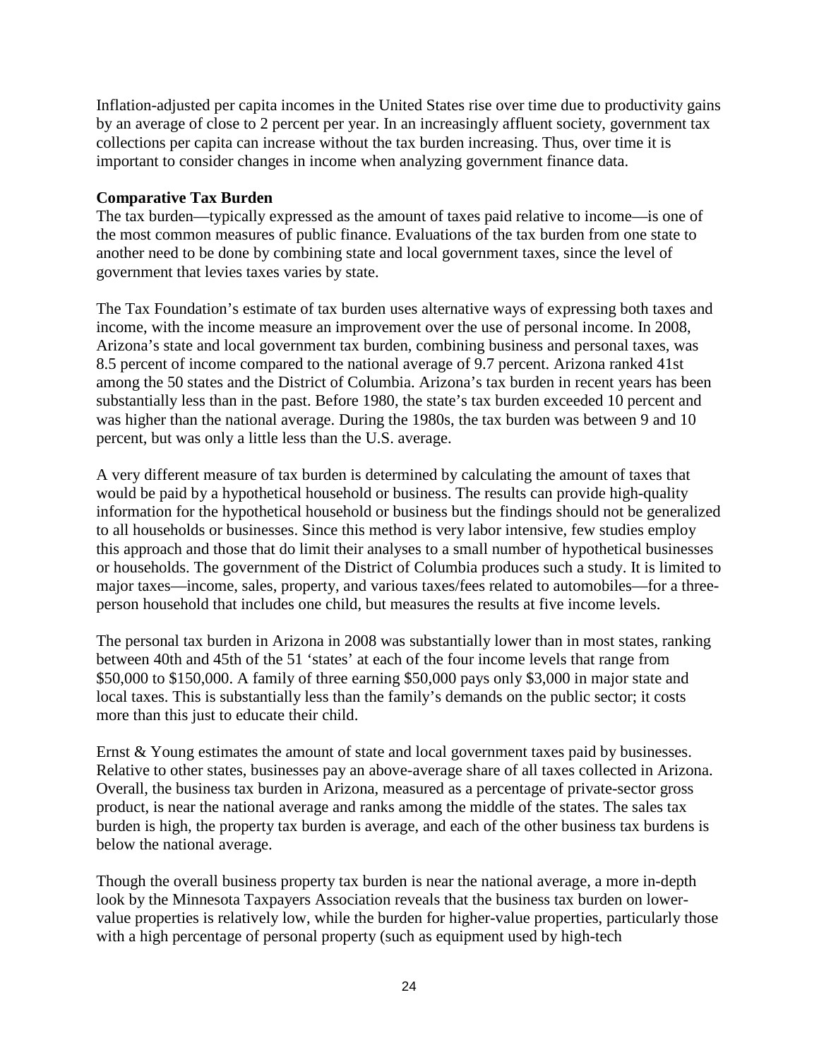Inflation-adjusted per capita incomes in the United States rise over time due to productivity gains by an average of close to 2 percent per year. In an increasingly affluent society, government tax collections per capita can increase without the tax burden increasing. Thus, over time it is important to consider changes in income when analyzing government finance data.

**Comparative Tax Burden**

The tax burden—typically expressed as the amount of taxes paid relative to income—is one of the most common measures of public finance. Evaluations of the tax burden from one state to another need to be done by combining state and local government taxes, since the level of government that levies taxes varies by state.

The Tax Foundation's estimate of tax burden uses alternative ways of expressing both taxes and income, with the income measure an improvement over the use of personal income. In 2008, Arizona's state and local government tax burden, combining business and personal taxes, was 8.5 percent of income compared to the national average of 9.7 percent. Arizona ranked 41st among the 50 states and the District of Columbia. Arizona's tax burden in recent years has been substantially less than in the past. Before 1980, the state's tax burden exceeded 10 percent and was higher than the national average. During the 1980s, the tax burden was between 9 and 10 percent, but was only a little less than the U.S. average.

A very different measure of tax burden is determined by calculating the amount of taxes that would be paid by a hypothetical household or business. The results can provide high-quality information for the hypothetical household or business but the findings should not be generalized to all households or businesses. Since this method is very labor intensive, few studies employ this approach and those that do limit their analyses to a small number of hypothetical businesses or households. The government of the District of Columbia produces such a study. It is limited to major taxes—income, sales, property, and various taxes/fees related to automobiles—for a three-person household that includes one child, but measures the results at five income levels.

The personal tax burden in Arizona in 2008 was substantially lower than in most states, ranking between 40th and 45th of the 51 'states' at each of the four income levels that range from \$50,000 to \$150,000. A family of three earning \$50,000 pays only \$3,000 in major state and local taxes. This is substantially less than the family's demands on the public sector; it costs more than this just to educate their child.

Ernst & Young estimates the amount of state and local government taxes paid by businesses. Relative to other states, businesses pay an above-average share of all taxes collected in Arizona. Overall, the business tax burden in Arizona, measured as a percentage of private-sector gross product, is near the national average and ranks among the middle of the states. The sales tax burden is high, the property tax burden is average, and each of the other business tax burdens is below the national average.

Though the overall business property tax burden is near the national average, a more in-depth look by the Minnesota Taxpayers Association reveals that the business tax burden on lower-value properties is relatively low, while the burden for higher-value properties, particularly those with a high percentage of personal property (such as equipment used by high-tech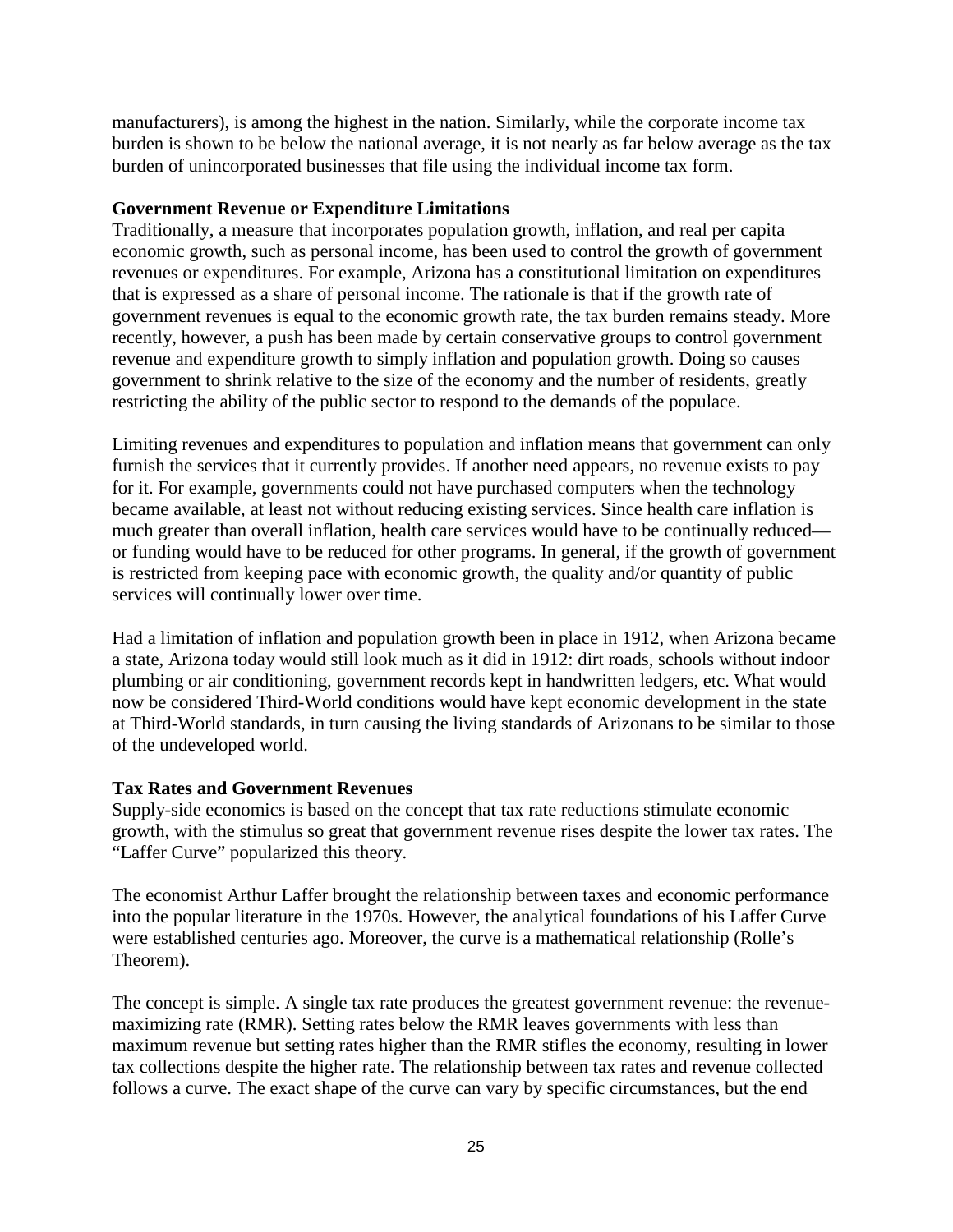manufacturers), is among the highest in the nation. Similarly, while the corporate income tax burden is shown to be below the national average, it is not nearly as far below average as the tax burden of unincorporated businesses that file using the individual income tax form.

**Government Revenue or Expenditure Limitations**

Traditionally, a measure that incorporates population growth, inflation, and real per capita economic growth, such as personal income, has been used to control the growth of government revenues or expenditures. For example, Arizona has a constitutional limitation on expenditures that is expressed as a share of personal income. The rationale is that if the growth rate of government revenues is equal to the economic growth rate, the tax burden remains steady. More recently, however, a push has been made by certain conservative groups to control government revenue and expenditure growth to simply inflation and population growth. Doing so causes government to shrink relative to the size of the economy and the number of residents, greatly restricting the ability of the public sector to respond to the demands of the populace.

Limiting revenues and expenditures to population and inflation means that government can only furnish the services that it currently provides. If another need appears, no revenue exists to pay for it. For example, governments could not have purchased computers when the technology became available, at least not without reducing existing services. Since health care inflation is much greater than overall inflation, health care services would have to be continually reduced—or funding would have to be reduced for other programs. In general, if the growth of government is restricted from keeping pace with economic growth, the quality and/or quantity of public services will continually lower over time.

Had a limitation of inflation and population growth been in place in 1912, when Arizona became a state, Arizona today would still look much as it did in 1912: dirt roads, schools without indoor plumbing or air conditioning, government records kept in handwritten ledgers, etc. What would now be considered Third-World conditions would have kept economic development in the state at Third-World standards, in turn causing the living standards of Arizonans to be similar to those of the undeveloped world.

**Tax Rates and Government Revenues**

Supply-side economics is based on the concept that tax rate reductions stimulate economic growth, with the stimulus so great that government revenue rises despite the lower tax rates. The "Laffer Curve" popularized this theory.

The economist Arthur Laffer brought the relationship between taxes and economic performance into the popular literature in the 1970s. However, the analytical foundations of his Laffer Curve were established centuries ago. Moreover, the curve is a mathematical relationship (Rolle's Theorem).

The concept is simple. A single tax rate produces the greatest government revenue: the revenue-maximizing rate (RMR). Setting rates below the RMR leaves governments with less than maximum revenue but setting rates higher than the RMR stifles the economy, resulting in lower tax collections despite the higher rate. The relationship between tax rates and revenue collected follows a curve. The exact shape of the curve can vary by specific circumstances, but the end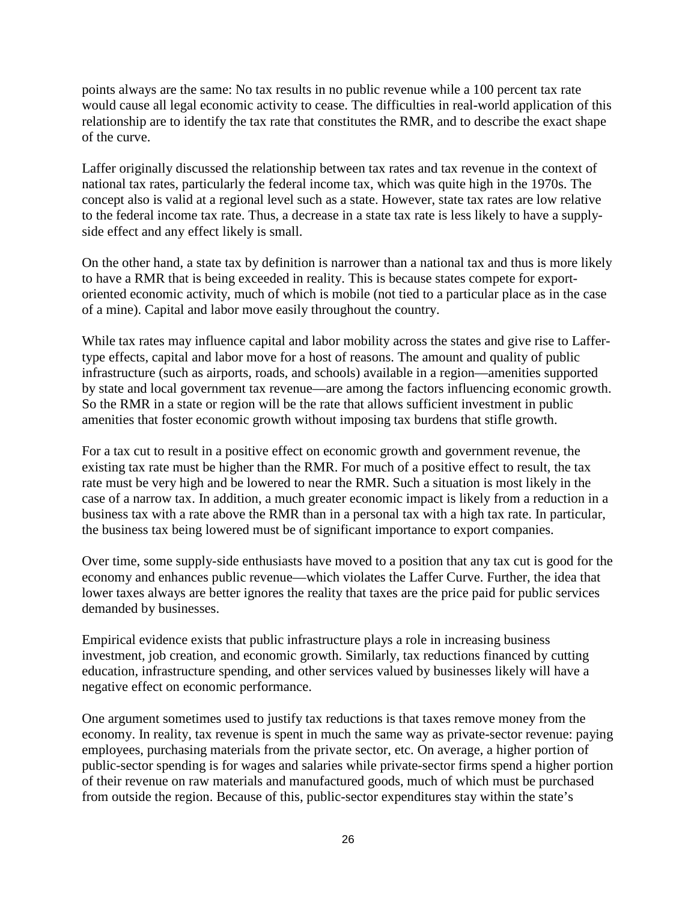points always are the same: No tax results in no public revenue while a 100 percent tax rate would cause all legal economic activity to cease. The difficulties in real-world application of this relationship are to identify the tax rate that constitutes the RMR, and to describe the exact shape of the curve.

Laffer originally discussed the relationship between tax rates and tax revenue in the context of national tax rates, particularly the federal income tax, which was quite high in the 1970s. The concept also is valid at a regional level such as a state. However, state tax rates are low relative to the federal income tax rate. Thus, a decrease in a state tax rate is less likely to have a supply-side effect and any effect likely is small.

On the other hand, a state tax by definition is narrower than a national tax and thus is more likely to have a RMR that is being exceeded in reality. This is because states compete for export-oriented economic activity, much of which is mobile (not tied to a particular place as in the case of a mine). Capital and labor move easily throughout the country.

While tax rates may influence capital and labor mobility across the states and give rise to Laffer-type effects, capital and labor move for a host of reasons. The amount and quality of public infrastructure (such as airports, roads, and schools) available in a region—amenities supported by state and local government tax revenue—are among the factors influencing economic growth. So the RMR in a state or region will be the rate that allows sufficient investment in public amenities that foster economic growth without imposing tax burdens that stifle growth.

For a tax cut to result in a positive effect on economic growth and government revenue, the existing tax rate must be higher than the RMR. For much of a positive effect to result, the tax rate must be very high and be lowered to near the RMR. Such a situation is most likely in the case of a narrow tax. In addition, a much greater economic impact is likely from a reduction in a business tax with a rate above the RMR than in a personal tax with a high tax rate. In particular, the business tax being lowered must be of significant importance to export companies.

Over time, some supply-side enthusiasts have moved to a position that any tax cut is good for the economy and enhances public revenue—which violates the Laffer Curve. Further, the idea that lower taxes always are better ignores the reality that taxes are the price paid for public services demanded by businesses.

Empirical evidence exists that public infrastructure plays a role in increasing business investment, job creation, and economic growth. Similarly, tax reductions financed by cutting education, infrastructure spending, and other services valued by businesses likely will have a negative effect on economic performance.

One argument sometimes used to justify tax reductions is that taxes remove money from the economy. In reality, tax revenue is spent in much the same way as private-sector revenue: paying employees, purchasing materials from the private sector, etc. On average, a higher portion of public-sector spending is for wages and salaries while private-sector firms spend a higher portion of their revenue on raw materials and manufactured goods, much of which must be purchased from outside the region. Because of this, public-sector expenditures stay within the state's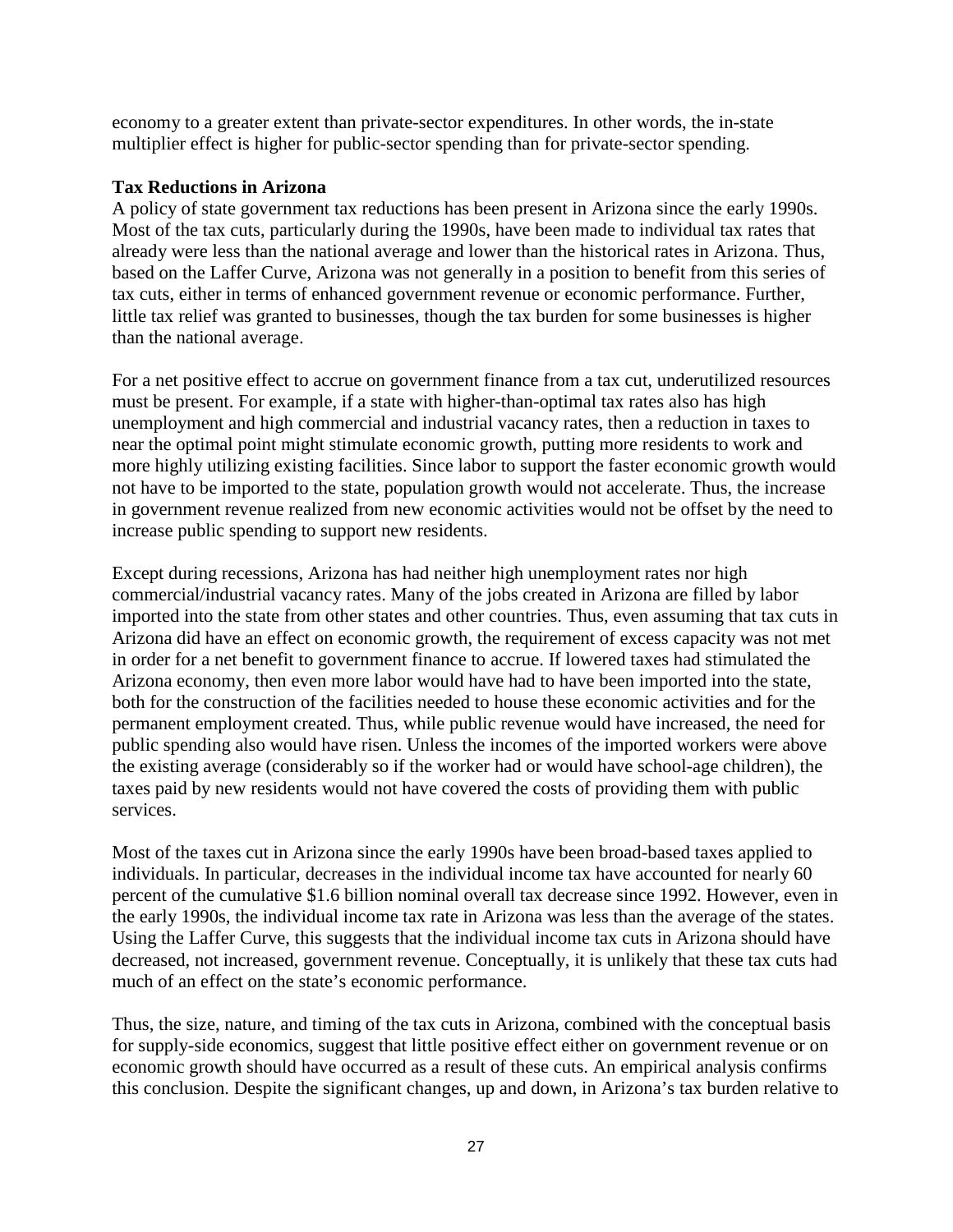economy to a greater extent than private-sector expenditures. In other words, the in-state multiplier effect is higher for public-sector spending than for private-sector spending.

**Tax Reductions in Arizona**

A policy of state government tax reductions has been present in Arizona since the early 1990s. Most of the tax cuts, particularly during the 1990s, have been made to individual tax rates that already were less than the national average and lower than the historical rates in Arizona. Thus, based on the Laffer Curve, Arizona was not generally in a position to benefit from this series of tax cuts, either in terms of enhanced government revenue or economic performance. Further, little tax relief was granted to businesses, though the tax burden for some businesses is higher than the national average.

For a net positive effect to accrue on government finance from a tax cut, underutilized resources must be present. For example, if a state with higher-than-optimal tax rates also has high unemployment and high commercial and industrial vacancy rates, then a reduction in taxes to near the optimal point might stimulate economic growth, putting more residents to work and more highly utilizing existing facilities. Since labor to support the faster economic growth would not have to be imported to the state, population growth would not accelerate. Thus, the increase in government revenue realized from new economic activities would not be offset by the need to increase public spending to support new residents.

Except during recessions, Arizona has had neither high unemployment rates nor high commercial/industrial vacancy rates. Many of the jobs created in Arizona are filled by labor imported into the state from other states and other countries. Thus, even assuming that tax cuts in Arizona did have an effect on economic growth, the requirement of excess capacity was not met in order for a net benefit to government finance to accrue. If lowered taxes had stimulated the Arizona economy, then even more labor would have had to have been imported into the state, both for the construction of the facilities needed to house these economic activities and for the permanent employment created. Thus, while public revenue would have increased, the need for public spending also would have risen. Unless the incomes of the imported workers were above the existing average (considerably so if the worker had or would have school-age children), the taxes paid by new residents would not have covered the costs of providing them with public services.

Most of the taxes cut in Arizona since the early 1990s have been broad-based taxes applied to individuals. In particular, decreases in the individual income tax have accounted for nearly 60 percent of the cumulative $1.6 billion nominal overall tax decrease since 1992. However, even in the early 1990s, the individual income tax rate in Arizona was less than the average of the states. Using the Laffer Curve, this suggests that the individual income tax cuts in Arizona should have decreased, not increased, government revenue. Conceptually, it is unlikely that these tax cuts had much of an effect on the state's economic performance.

Thus, the size, nature, and timing of the tax cuts in Arizona, combined with the conceptual basis for supply-side economics, suggest that little positive effect either on government revenue or on economic growth should have occurred as a result of these cuts. An empirical analysis confirms this conclusion. Despite the significant changes, up and down, in Arizona's tax burden relative to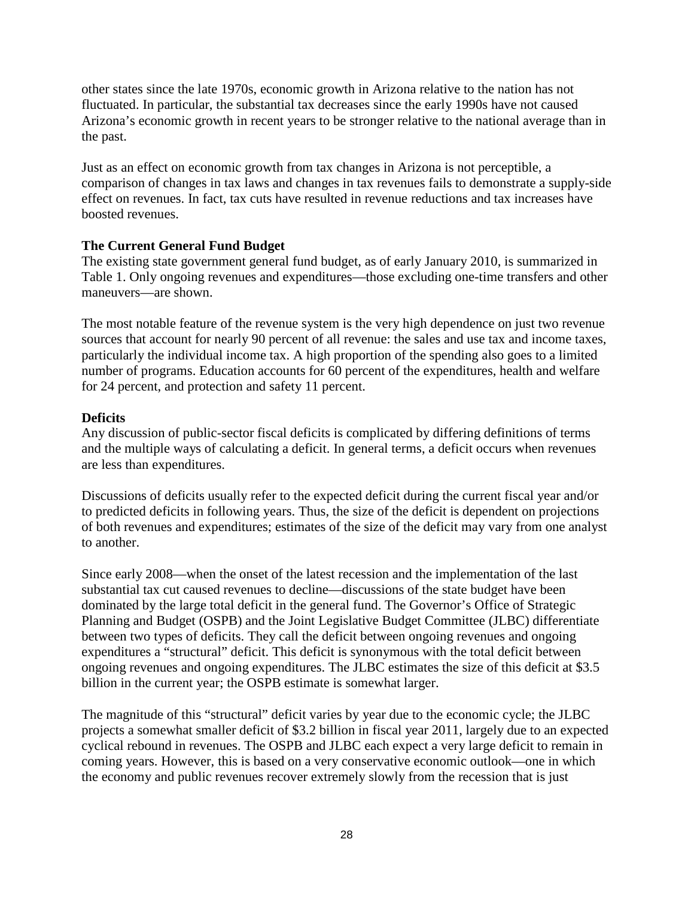other states since the late 1970s, economic growth in Arizona relative to the nation has not fluctuated. In particular, the substantial tax decreases since the early 1990s have not caused Arizona's economic growth in recent years to be stronger relative to the national average than in the past.

Just as an effect on economic growth from tax changes in Arizona is not perceptible, a comparison of changes in tax laws and changes in tax revenues fails to demonstrate a supply-side effect on revenues. In fact, tax cuts have resulted in revenue reductions and tax increases have boosted revenues.

**The Current General Fund Budget**

The existing state government general fund budget, as of early January 2010, is summarized in Table 1. Only ongoing revenues and expenditures—those excluding one-time transfers and other maneuvers—are shown.

The most notable feature of the revenue system is the very high dependence on just two revenue sources that account for nearly 90 percent of all revenue: the sales and use tax and income taxes, particularly the individual income tax. A high proportion of the spending also goes to a limited number of programs. Education accounts for 60 percent of the expenditures, health and welfare for 24 percent, and protection and safety 11 percent.

**Deficits**

Any discussion of public-sector fiscal deficits is complicated by differing definitions of terms and the multiple ways of calculating a deficit. In general terms, a deficit occurs when revenues are less than expenditures.

Discussions of deficits usually refer to the expected deficit during the current fiscal year and/or to predicted deficits in following years. Thus, the size of the deficit is dependent on projections of both revenues and expenditures; estimates of the size of the deficit may vary from one analyst to another.

Since early 2008—when the onset of the latest recession and the implementation of the last substantial tax cut caused revenues to decline—discussions of the state budget have been dominated by the large total deficit in the general fund. The Governor's Office of Strategic Planning and Budget (OSPB) and the Joint Legislative Budget Committee (JLBC) differentiate between two types of deficits. They call the deficit between ongoing revenues and ongoing expenditures a "structural" deficit. This deficit is synonymous with the total deficit between ongoing revenues and ongoing expenditures. The JLBC estimates the size of this deficit at $3.5 billion in the current year; the OSPB estimate is somewhat larger.

The magnitude of this "structural" deficit varies by year due to the economic cycle; the JLBC projects a somewhat smaller deficit of $3.2 billion in fiscal year 2011, largely due to an expected cyclical rebound in revenues. The OSPB and JLBC each expect a very large deficit to remain in coming years. However, this is based on a very conservative economic outlook—one in which the economy and public revenues recover extremely slowly from the recession that is just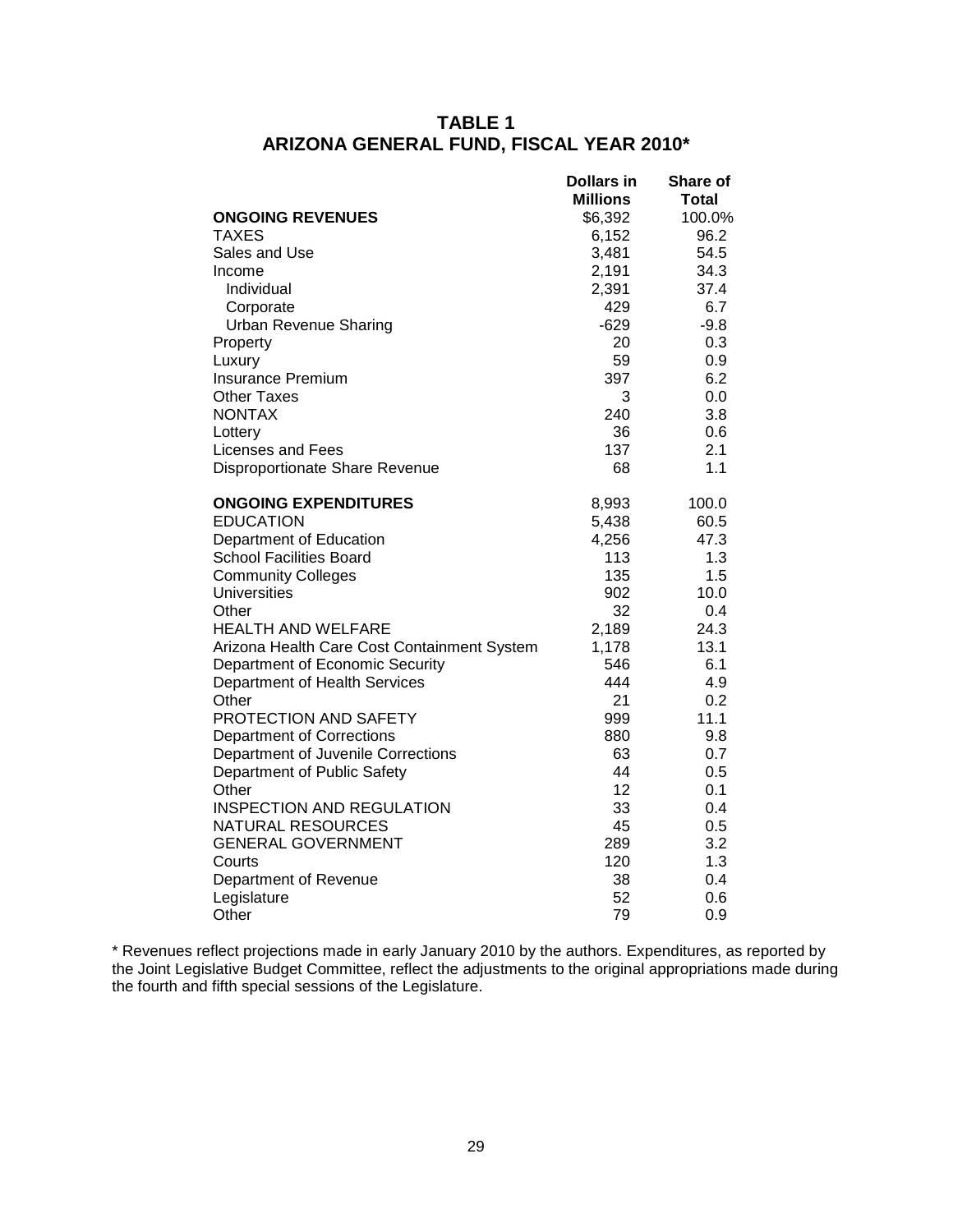## TABLE 1
## ARIZONA GENERAL FUND, FISCAL YEAR 2010*

| | Dollars in Millions | Share of Total |
|---|---|---|
| **ONGOING REVENUES** | $6,392 | 100.0% |
| TAXES | 6,152 | 96.2 |
| Sales and Use | 3,481 | 54.5 |
| Income | 2,191 | 34.3 |
| Individual | 2,391 | 37.4 |
| Corporate | 429 | 6.7 |
| Urban Revenue Sharing | -629 | -9.8 |
| Property | 20 | 0.3 |
| Luxury | 59 | 0.9 |
| Insurance Premium | 397 | 6.2 |
| Other Taxes | 3 | 0.0 |
| NONTAX | 240 | 3.8 |
| Lottery | 36 | 0.6 |
| Licenses and Fees | 137 | 2.1 |
| Disproportionate Share Revenue | 68 | 1.1 |
| **ONGOING EXPENDITURES** | 8,993 | 100.0 |
| EDUCATION | 5,438 | 60.5 |
| Department of Education | 4,256 | 47.3 |
| School Facilities Board | 113 | 1.3 |
| Community Colleges | 135 | 1.5 |
| Universities | 902 | 10.0 |
| Other | 32 | 0.4 |
| HEALTH AND WELFARE | 2,189 | 24.3 |
| Arizona Health Care Cost Containment System | 1,178 | 13.1 |
| Department of Economic Security | 546 | 6.1 |
| Department of Health Services | 444 | 4.9 |
| Other | 21 | 0.2 |
| PROTECTION AND SAFETY | 999 | 11.1 |
| Department of Corrections | 880 | 9.8 |
| Department of Juvenile Corrections | 63 | 0.7 |
| Department of Public Safety | 44 | 0.5 |
| Other | 12 | 0.1 |
| INSPECTION AND REGULATION | 33 | 0.4 |
| NATURAL RESOURCES | 45 | 0.5 |
| GENERAL GOVERNMENT | 289 | 3.2 |
| Courts | 120 | 1.3 |
| Department of Revenue | 38 | 0.4 |
| Legislature | 52 | 0.6 |
| Other | 79 | 0.9 |

* Revenues reflect projections made in early January 2010 by the authors. Expenditures, as reported by the Joint Legislative Budget Committee, reflect the adjustments to the original appropriations made during the fourth and fifth special sessions of the Legislature.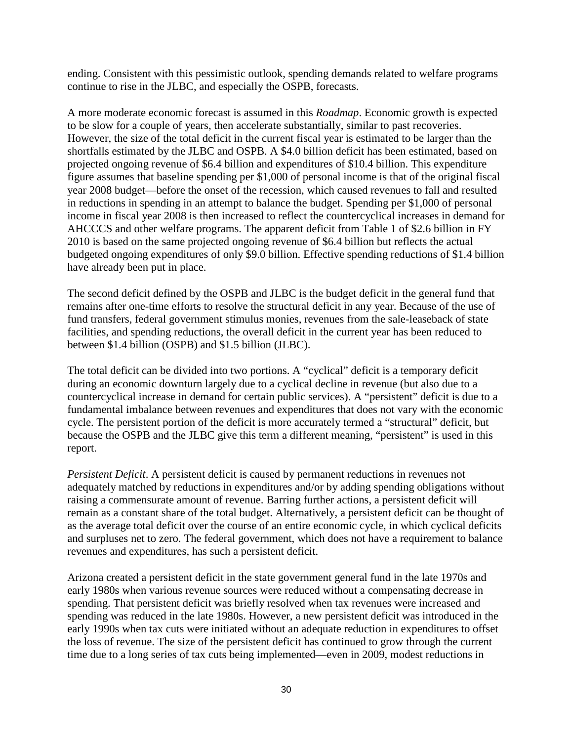ending. Consistent with this pessimistic outlook, spending demands related to welfare programs continue to rise in the JLBC, and especially the OSPB, forecasts.

A more moderate economic forecast is assumed in this *Roadmap*. Economic growth is expected to be slow for a couple of years, then accelerate substantially, similar to past recoveries. However, the size of the total deficit in the current fiscal year is estimated to be larger than the shortfalls estimated by the JLBC and OSPB. A $4.0 billion deficit has been estimated, based on projected ongoing revenue of $6.4 billion and expenditures of $10.4 billion. This expenditure figure assumes that baseline spending per $1,000 of personal income is that of the original fiscal year 2008 budget—before the onset of the recession, which caused revenues to fall and resulted in reductions in spending in an attempt to balance the budget. Spending per $1,000 of personal income in fiscal year 2008 is then increased to reflect the countercyclical increases in demand for AHCCCS and other welfare programs. The apparent deficit from Table 1 of $2.6 billion in FY 2010 is based on the same projected ongoing revenue of $6.4 billion but reflects the actual budgeted ongoing expenditures of only $9.0 billion. Effective spending reductions of $1.4 billion have already been put in place.

The second deficit defined by the OSPB and JLBC is the budget deficit in the general fund that remains after one-time efforts to resolve the structural deficit in any year. Because of the use of fund transfers, federal government stimulus monies, revenues from the sale-leaseback of state facilities, and spending reductions, the overall deficit in the current year has been reduced to between $1.4 billion (OSPB) and $1.5 billion (JLBC).

The total deficit can be divided into two portions. A "cyclical" deficit is a temporary deficit during an economic downturn largely due to a cyclical decline in revenue (but also due to a countercyclical increase in demand for certain public services). A "persistent" deficit is due to a fundamental imbalance between revenues and expenditures that does not vary with the economic cycle. The persistent portion of the deficit is more accurately termed a "structural" deficit, but because the OSPB and the JLBC give this term a different meaning, "persistent" is used in this report.

*Persistent Deficit*. A persistent deficit is caused by permanent reductions in revenues not adequately matched by reductions in expenditures and/or by adding spending obligations without raising a commensurate amount of revenue. Barring further actions, a persistent deficit will remain as a constant share of the total budget. Alternatively, a persistent deficit can be thought of as the average total deficit over the course of an entire economic cycle, in which cyclical deficits and surpluses net to zero. The federal government, which does not have a requirement to balance revenues and expenditures, has such a persistent deficit.

Arizona created a persistent deficit in the state government general fund in the late 1970s and early 1980s when various revenue sources were reduced without a compensating decrease in spending. That persistent deficit was briefly resolved when tax revenues were increased and spending was reduced in the late 1980s. However, a new persistent deficit was introduced in the early 1990s when tax cuts were initiated without an adequate reduction in expenditures to offset the loss of revenue. The size of the persistent deficit has continued to grow through the current time due to a long series of tax cuts being implemented—even in 2009, modest reductions in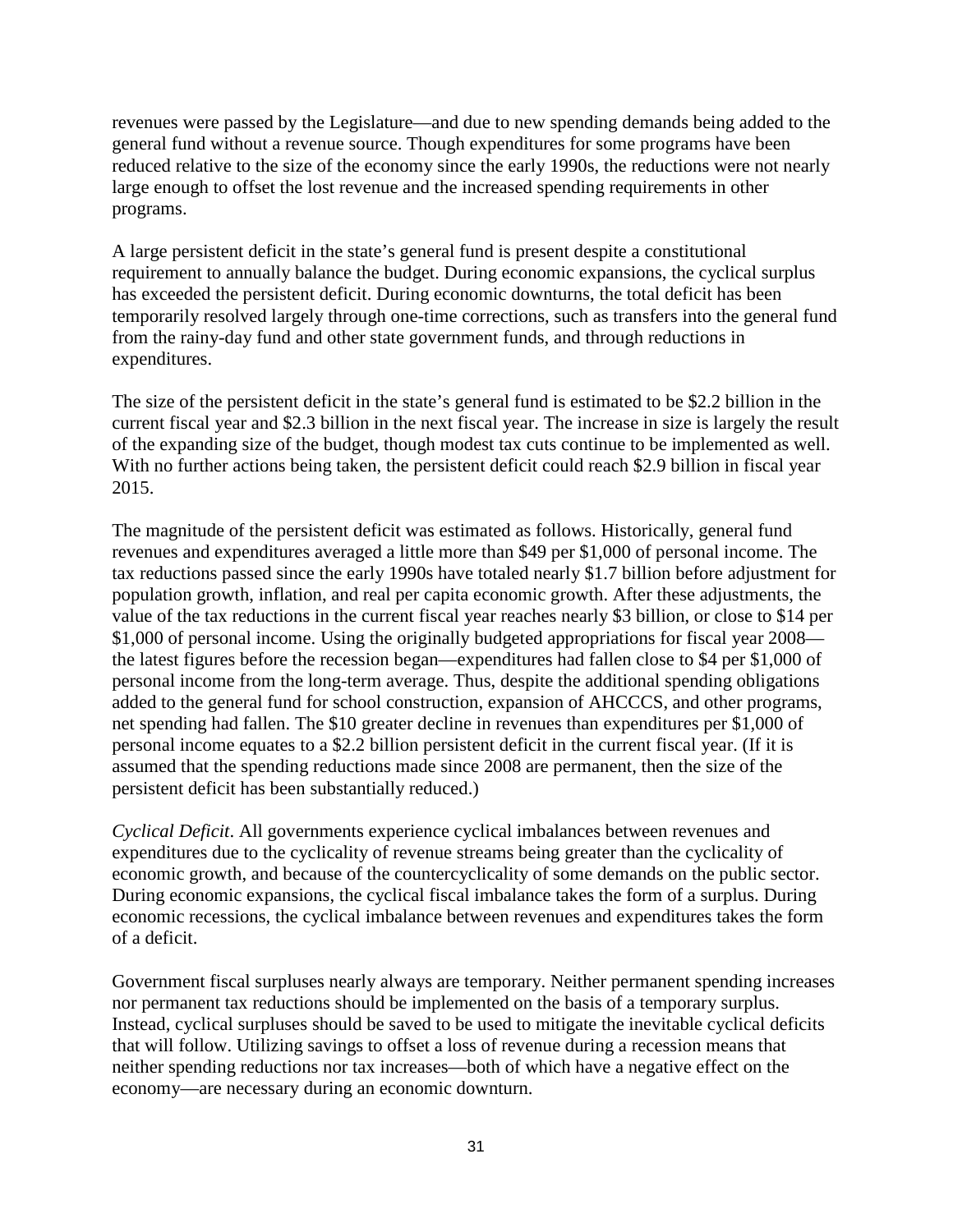revenues were passed by the Legislature—and due to new spending demands being added to the general fund without a revenue source. Though expenditures for some programs have been reduced relative to the size of the economy since the early 1990s, the reductions were not nearly large enough to offset the lost revenue and the increased spending requirements in other programs.

A large persistent deficit in the state's general fund is present despite a constitutional requirement to annually balance the budget. During economic expansions, the cyclical surplus has exceeded the persistent deficit. During economic downturns, the total deficit has been temporarily resolved largely through one-time corrections, such as transfers into the general fund from the rainy-day fund and other state government funds, and through reductions in expenditures.

The size of the persistent deficit in the state's general fund is estimated to be \$2.2 billion in the current fiscal year and \$2.3 billion in the next fiscal year. The increase in size is largely the result of the expanding size of the budget, though modest tax cuts continue to be implemented as well. With no further actions being taken, the persistent deficit could reach \$2.9 billion in fiscal year 2015.

The magnitude of the persistent deficit was estimated as follows. Historically, general fund revenues and expenditures averaged a little more than \$49 per \$1,000 of personal income. The tax reductions passed since the early 1990s have totaled nearly \$1.7 billion before adjustment for population growth, inflation, and real per capita economic growth. After these adjustments, the value of the tax reductions in the current fiscal year reaches nearly \$3 billion, or close to \$14 per \$1,000 of personal income. Using the originally budgeted appropriations for fiscal year 2008—the latest figures before the recession began—expenditures had fallen close to \$4 per \$1,000 of personal income from the long-term average. Thus, despite the additional spending obligations added to the general fund for school construction, expansion of AHCCCS, and other programs, net spending had fallen. The \$10 greater decline in revenues than expenditures per \$1,000 of personal income equates to a \$2.2 billion persistent deficit in the current fiscal year. (If it is assumed that the spending reductions made since 2008 are permanent, then the size of the persistent deficit has been substantially reduced.)

*Cyclical Deficit*. All governments experience cyclical imbalances between revenues and expenditures due to the cyclicality of revenue streams being greater than the cyclicality of economic growth, and because of the countercyclicality of some demands on the public sector. During economic expansions, the cyclical fiscal imbalance takes the form of a surplus. During economic recessions, the cyclical imbalance between revenues and expenditures takes the form of a deficit.

Government fiscal surpluses nearly always are temporary. Neither permanent spending increases nor permanent tax reductions should be implemented on the basis of a temporary surplus. Instead, cyclical surpluses should be saved to be used to mitigate the inevitable cyclical deficits that will follow. Utilizing savings to offset a loss of revenue during a recession means that neither spending reductions nor tax increases—both of which have a negative effect on the economy—are necessary during an economic downturn.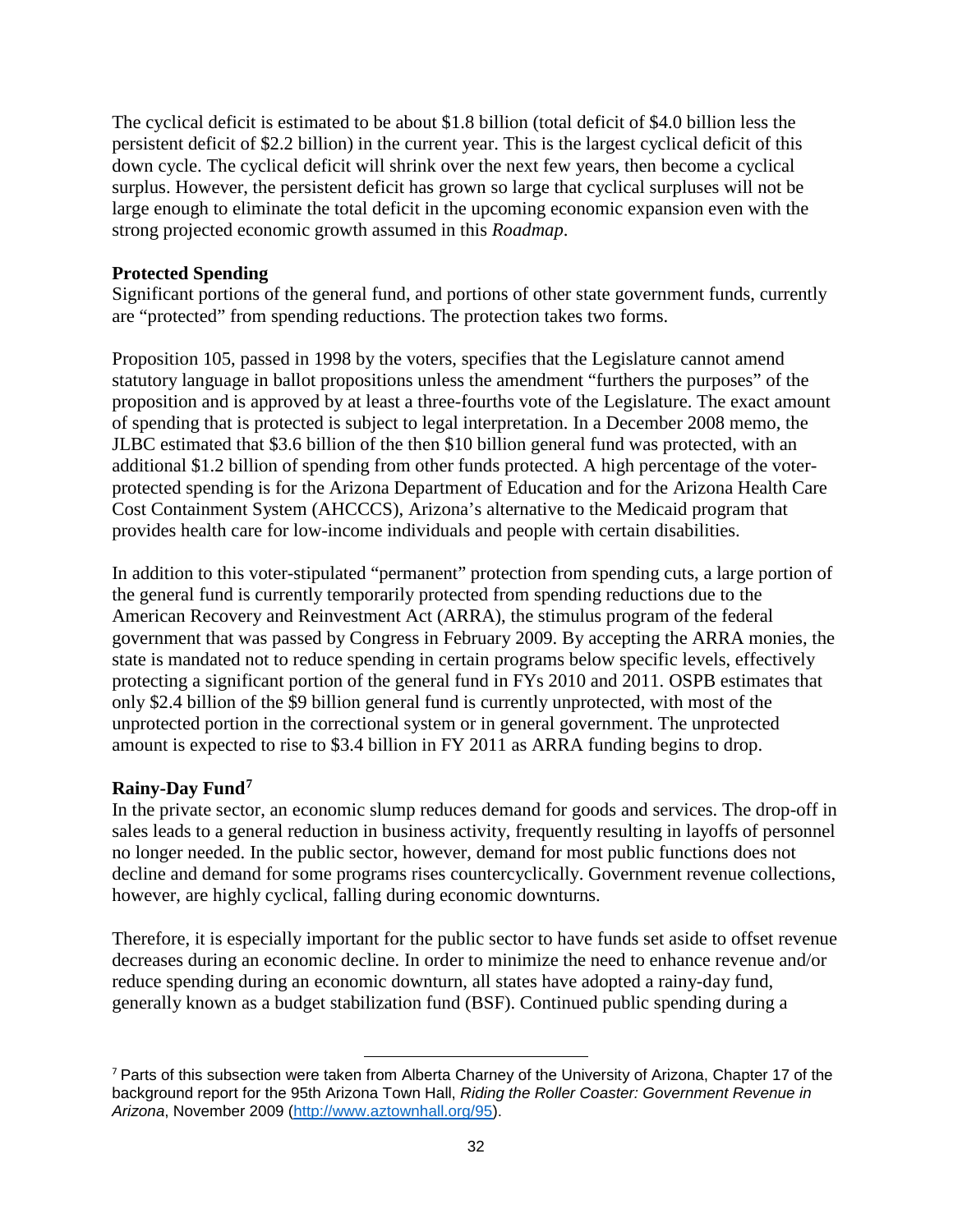The cyclical deficit is estimated to be about $1.8 billion (total deficit of $4.0 billion less the persistent deficit of $2.2 billion) in the current year. This is the largest cyclical deficit of this down cycle. The cyclical deficit will shrink over the next few years, then become a cyclical surplus. However, the persistent deficit has grown so large that cyclical surpluses will not be large enough to eliminate the total deficit in the upcoming economic expansion even with the strong projected economic growth assumed in this *Roadmap*.

**Protected Spending**

Significant portions of the general fund, and portions of other state government funds, currently are "protected" from spending reductions. The protection takes two forms.

Proposition 105, passed in 1998 by the voters, specifies that the Legislature cannot amend statutory language in ballot propositions unless the amendment "furthers the purposes" of the proposition and is approved by at least a three-fourths vote of the Legislature. The exact amount of spending that is protected is subject to legal interpretation. In a December 2008 memo, the JLBC estimated that $3.6 billion of the then $10 billion general fund was protected, with an additional $1.2 billion of spending from other funds protected. A high percentage of the voter-protected spending is for the Arizona Department of Education and for the Arizona Health Care Cost Containment System (AHCCCS), Arizona's alternative to the Medicaid program that provides health care for low-income individuals and people with certain disabilities.

In addition to this voter-stipulated "permanent" protection from spending cuts, a large portion of the general fund is currently temporarily protected from spending reductions due to the American Recovery and Reinvestment Act (ARRA), the stimulus program of the federal government that was passed by Congress in February 2009. By accepting the ARRA monies, the state is mandated not to reduce spending in certain programs below specific levels, effectively protecting a significant portion of the general fund in FYs 2010 and 2011. OSPB estimates that only $2.4 billion of the $9 billion general fund is currently unprotected, with most of the unprotected portion in the correctional system or in general government. The unprotected amount is expected to rise to $3.4 billion in FY 2011 as ARRA funding begins to drop.

**Rainy-Day Fund[7]**

In the private sector, an economic slump reduces demand for goods and services. The drop-off in sales leads to a general reduction in business activity, frequently resulting in layoffs of personnel no longer needed. In the public sector, however, demand for most public functions does not decline and demand for some programs rises countercyclically. Government revenue collections, however, are highly cyclical, falling during economic downturns.

Therefore, it is especially important for the public sector to have funds set aside to offset revenue decreases during an economic decline. In order to minimize the need to enhance revenue and/or reduce spending during an economic downturn, all states have adopted a rainy-day fund, generally known as a budget stabilization fund (BSF). Continued public spending during a

---

[7] Parts of this subsection were taken from Alberta Charney of the University of Arizona, Chapter 17 of the background report for the 95th Arizona Town Hall, *Riding the Roller Coaster: Government Revenue in Arizona*, November 2009 (http://www.aztownhall.org/95).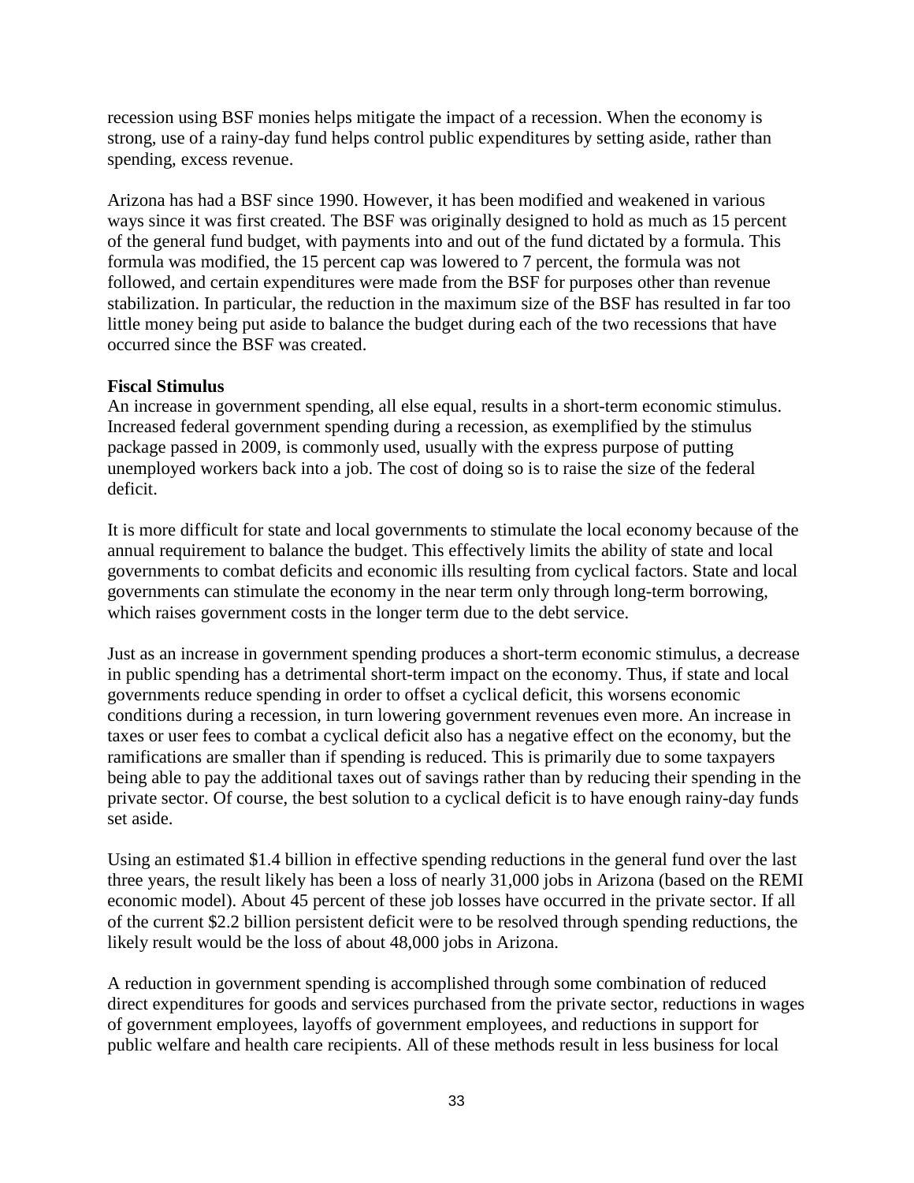recession using BSF monies helps mitigate the impact of a recession. When the economy is strong, use of a rainy-day fund helps control public expenditures by setting aside, rather than spending, excess revenue.

Arizona has had a BSF since 1990. However, it has been modified and weakened in various ways since it was first created. The BSF was originally designed to hold as much as 15 percent of the general fund budget, with payments into and out of the fund dictated by a formula. This formula was modified, the 15 percent cap was lowered to 7 percent, the formula was not followed, and certain expenditures were made from the BSF for purposes other than revenue stabilization. In particular, the reduction in the maximum size of the BSF has resulted in far too little money being put aside to balance the budget during each of the two recessions that have occurred since the BSF was created.

**Fiscal Stimulus**

An increase in government spending, all else equal, results in a short-term economic stimulus. Increased federal government spending during a recession, as exemplified by the stimulus package passed in 2009, is commonly used, usually with the express purpose of putting unemployed workers back into a job. The cost of doing so is to raise the size of the federal deficit.

It is more difficult for state and local governments to stimulate the local economy because of the annual requirement to balance the budget. This effectively limits the ability of state and local governments to combat deficits and economic ills resulting from cyclical factors. State and local governments can stimulate the economy in the near term only through long-term borrowing, which raises government costs in the longer term due to the debt service.

Just as an increase in government spending produces a short-term economic stimulus, a decrease in public spending has a detrimental short-term impact on the economy. Thus, if state and local governments reduce spending in order to offset a cyclical deficit, this worsens economic conditions during a recession, in turn lowering government revenues even more. An increase in taxes or user fees to combat a cyclical deficit also has a negative effect on the economy, but the ramifications are smaller than if spending is reduced. This is primarily due to some taxpayers being able to pay the additional taxes out of savings rather than by reducing their spending in the private sector. Of course, the best solution to a cyclical deficit is to have enough rainy-day funds set aside.

Using an estimated $1.4 billion in effective spending reductions in the general fund over the last three years, the result likely has been a loss of nearly 31,000 jobs in Arizona (based on the REMI economic model). About 45 percent of these job losses have occurred in the private sector. If all of the current $2.2 billion persistent deficit were to be resolved through spending reductions, the likely result would be the loss of about 48,000 jobs in Arizona.

A reduction in government spending is accomplished through some combination of reduced direct expenditures for goods and services purchased from the private sector, reductions in wages of government employees, layoffs of government employees, and reductions in support for public welfare and health care recipients. All of these methods result in less business for local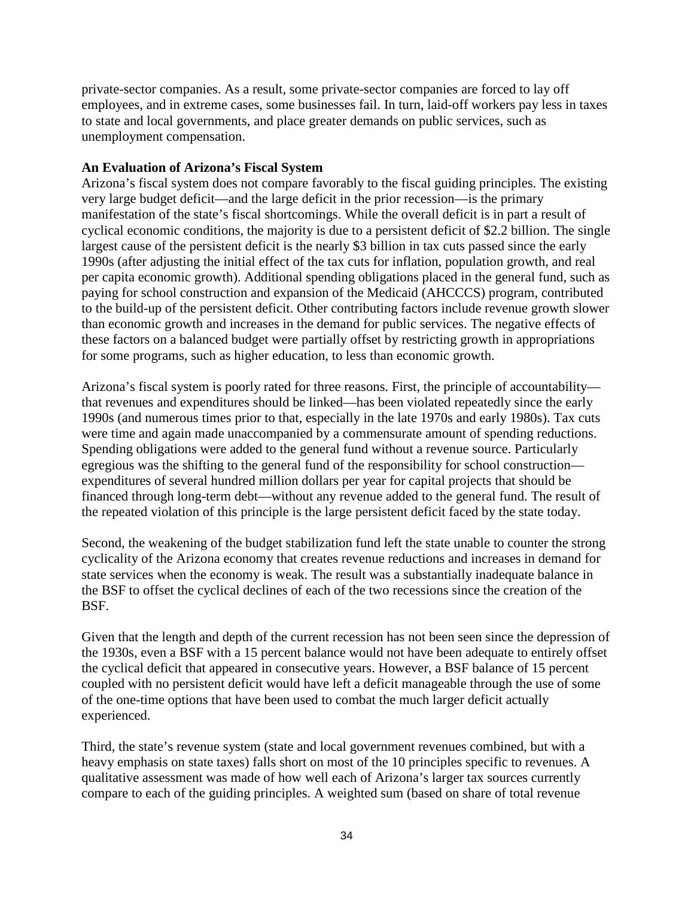private-sector companies. As a result, some private-sector companies are forced to lay off employees, and in extreme cases, some businesses fail. In turn, laid-off workers pay less in taxes to state and local governments, and place greater demands on public services, such as unemployment compensation.

**An Evaluation of Arizona's Fiscal System**

Arizona's fiscal system does not compare favorably to the fiscal guiding principles. The existing very large budget deficit—and the large deficit in the prior recession—is the primary manifestation of the state's fiscal shortcomings. While the overall deficit is in part a result of cyclical economic conditions, the majority is due to a persistent deficit of $2.2 billion. The single largest cause of the persistent deficit is the nearly $3 billion in tax cuts passed since the early 1990s (after adjusting the initial effect of the tax cuts for inflation, population growth, and real per capita economic growth). Additional spending obligations placed in the general fund, such as paying for school construction and expansion of the Medicaid (AHCCCS) program, contributed to the build-up of the persistent deficit. Other contributing factors include revenue growth slower than economic growth and increases in the demand for public services. The negative effects of these factors on a balanced budget were partially offset by restricting growth in appropriations for some programs, such as higher education, to less than economic growth.

Arizona's fiscal system is poorly rated for three reasons. First, the principle of accountability—that revenues and expenditures should be linked—has been violated repeatedly since the early 1990s (and numerous times prior to that, especially in the late 1970s and early 1980s). Tax cuts were time and again made unaccompanied by a commensurate amount of spending reductions. Spending obligations were added to the general fund without a revenue source. Particularly egregious was the shifting to the general fund of the responsibility for school construction—expenditures of several hundred million dollars per year for capital projects that should be financed through long-term debt—without any revenue added to the general fund. The result of the repeated violation of this principle is the large persistent deficit faced by the state today.

Second, the weakening of the budget stabilization fund left the state unable to counter the strong cyclicality of the Arizona economy that creates revenue reductions and increases in demand for state services when the economy is weak. The result was a substantially inadequate balance in the BSF to offset the cyclical declines of each of the two recessions since the creation of the BSF.

Given that the length and depth of the current recession has not been seen since the depression of the 1930s, even a BSF with a 15 percent balance would not have been adequate to entirely offset the cyclical deficit that appeared in consecutive years. However, a BSF balance of 15 percent coupled with no persistent deficit would have left a deficit manageable through the use of some of the one-time options that have been used to combat the much larger deficit actually experienced.

Third, the state's revenue system (state and local government revenues combined, but with a heavy emphasis on state taxes) falls short on most of the 10 principles specific to revenues. A qualitative assessment was made of how well each of Arizona's larger tax sources currently compare to each of the guiding principles. A weighted sum (based on share of total revenue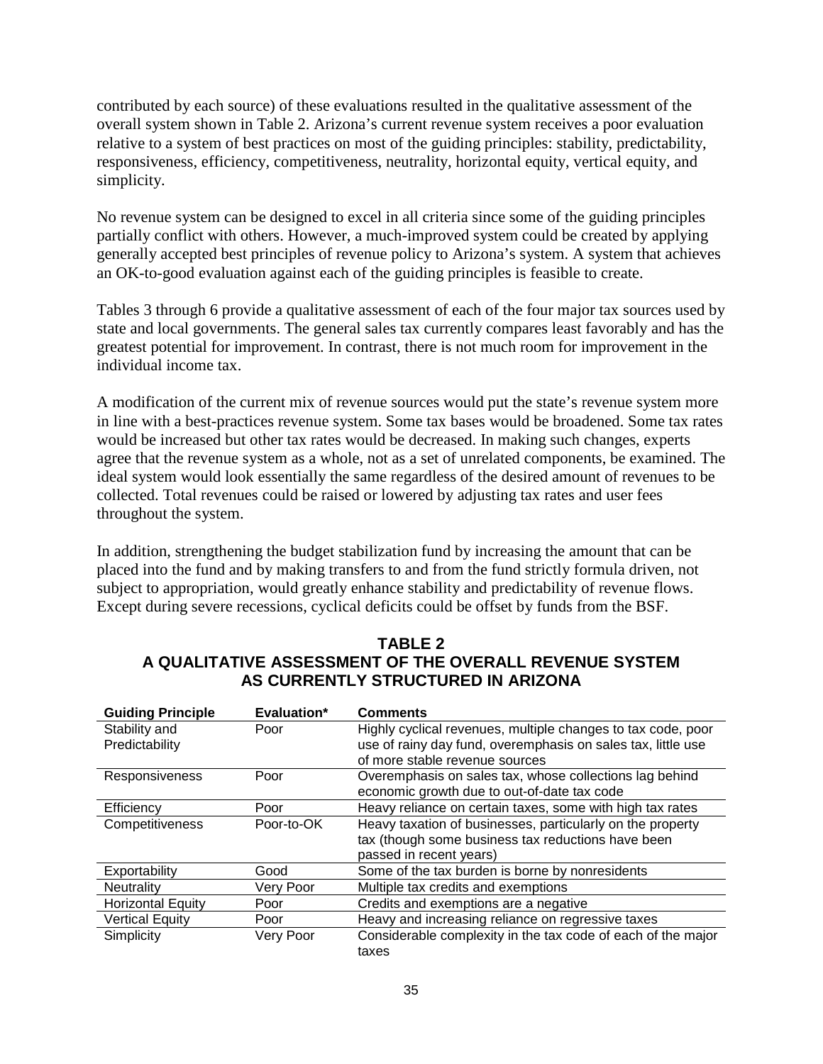contributed by each source) of these evaluations resulted in the qualitative assessment of the overall system shown in Table 2. Arizona's current revenue system receives a poor evaluation relative to a system of best practices on most of the guiding principles: stability, predictability, responsiveness, efficiency, competitiveness, neutrality, horizontal equity, vertical equity, and simplicity.

No revenue system can be designed to excel in all criteria since some of the guiding principles partially conflict with others. However, a much-improved system could be created by applying generally accepted best principles of revenue policy to Arizona's system. A system that achieves an OK-to-good evaluation against each of the guiding principles is feasible to create.

Tables 3 through 6 provide a qualitative assessment of each of the four major tax sources used by state and local governments. The general sales tax currently compares least favorably and has the greatest potential for improvement. In contrast, there is not much room for improvement in the individual income tax.

A modification of the current mix of revenue sources would put the state's revenue system more in line with a best-practices revenue system. Some tax bases would be broadened. Some tax rates would be increased but other tax rates would be decreased. In making such changes, experts agree that the revenue system as a whole, not as a set of unrelated components, be examined. The ideal system would look essentially the same regardless of the desired amount of revenues to be collected. Total revenues could be raised or lowered by adjusting tax rates and user fees throughout the system.

In addition, strengthening the budget stabilization fund by increasing the amount that can be placed into the fund and by making transfers to and from the fund strictly formula driven, not subject to appropriation, would greatly enhance stability and predictability of revenue flows. Except during severe recessions, cyclical deficits could be offset by funds from the BSF.

## TABLE 2
## A QUALITATIVE ASSESSMENT OF THE OVERALL REVENUE SYSTEM AS CURRENTLY STRUCTURED IN ARIZONA

| Guiding Principle | Evaluation* | Comments |
|---|---|---|
| Stability and Predictability | Poor | Highly cyclical revenues, multiple changes to tax code, poor use of rainy day fund, overemphasis on sales tax, little use of more stable revenue sources |
| Responsiveness | Poor | Overemphasis on sales tax, whose collections lag behind economic growth due to out-of-date tax code |
| Efficiency | Poor | Heavy reliance on certain taxes, some with high tax rates |
| Competitiveness | Poor-to-OK | Heavy taxation of businesses, particularly on the property tax (though some business tax reductions have been passed in recent years) |
| Exportability | Good | Some of the tax burden is borne by nonresidents |
| Neutrality | Very Poor | Multiple tax credits and exemptions |
| Horizontal Equity | Poor | Credits and exemptions are a negative |
| Vertical Equity | Poor | Heavy and increasing reliance on regressive taxes |
| Simplicity | Very Poor | Considerable complexity in the tax code of each of the major taxes |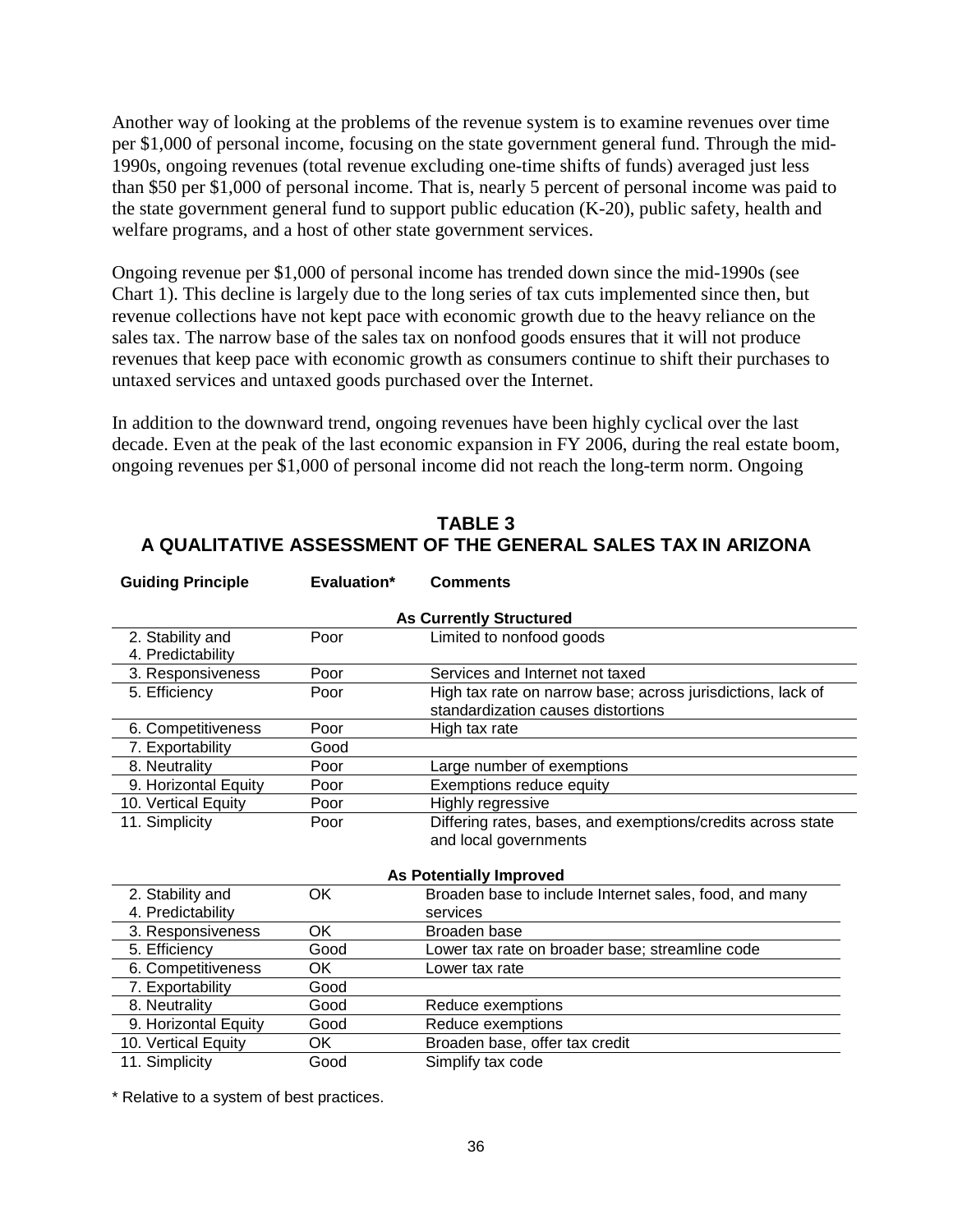Another way of looking at the problems of the revenue system is to examine revenues over time per $1,000 of personal income, focusing on the state government general fund. Through the mid-1990s, ongoing revenues (total revenue excluding one-time shifts of funds) averaged just less than $50 per $1,000 of personal income. That is, nearly 5 percent of personal income was paid to the state government general fund to support public education (K-20), public safety, health and welfare programs, and a host of other state government services.

Ongoing revenue per $1,000 of personal income has trended down since the mid-1990s (see Chart 1). This decline is largely due to the long series of tax cuts implemented since then, but revenue collections have not kept pace with economic growth due to the heavy reliance on the sales tax. The narrow base of the sales tax on nonfood goods ensures that it will not produce revenues that keep pace with economic growth as consumers continue to shift their purchases to untaxed services and untaxed goods purchased over the Internet.

In addition to the downward trend, ongoing revenues have been highly cyclical over the last decade. Even at the peak of the last economic expansion in FY 2006, during the real estate boom, ongoing revenues per $1,000 of personal income did not reach the long-term norm. Ongoing

## TABLE 3
## A QUALITATIVE ASSESSMENT OF THE GENERAL SALES TAX IN ARIZONA

| Guiding Principle | Evaluation* | Comments |
|---|---|---|
| **As Currently Structured** | | |
| 2. Stability and 4. Predictability | Poor | Limited to nonfood goods |
| 3. Responsiveness | Poor | Services and Internet not taxed |
| 5. Efficiency | Poor | High tax rate on narrow base; across jurisdictions, lack of standardization causes distortions |
| 6. Competitiveness | Poor | High tax rate |
| 7. Exportability | Good | |
| 8. Neutrality | Poor | Large number of exemptions |
| 9. Horizontal Equity | Poor | Exemptions reduce equity |
| 10. Vertical Equity | Poor | Highly regressive |
| 11. Simplicity | Poor | Differing rates, bases, and exemptions/credits across state and local governments |
| **As Potentially Improved** | | |
| 2. Stability and 4. Predictability | OK | Broaden base to include Internet sales, food, and many services |
| 3. Responsiveness | OK | Broaden base |
| 5. Efficiency | Good | Lower tax rate on broader base; streamline code |
| 6. Competitiveness | OK | Lower tax rate |
| 7. Exportability | Good | |
| 8. Neutrality | Good | Reduce exemptions |
| 9. Horizontal Equity | Good | Reduce exemptions |
| 10. Vertical Equity | OK | Broaden base, offer tax credit |
| 11. Simplicity | Good | Simplify tax code |

* Relative to a system of best practices.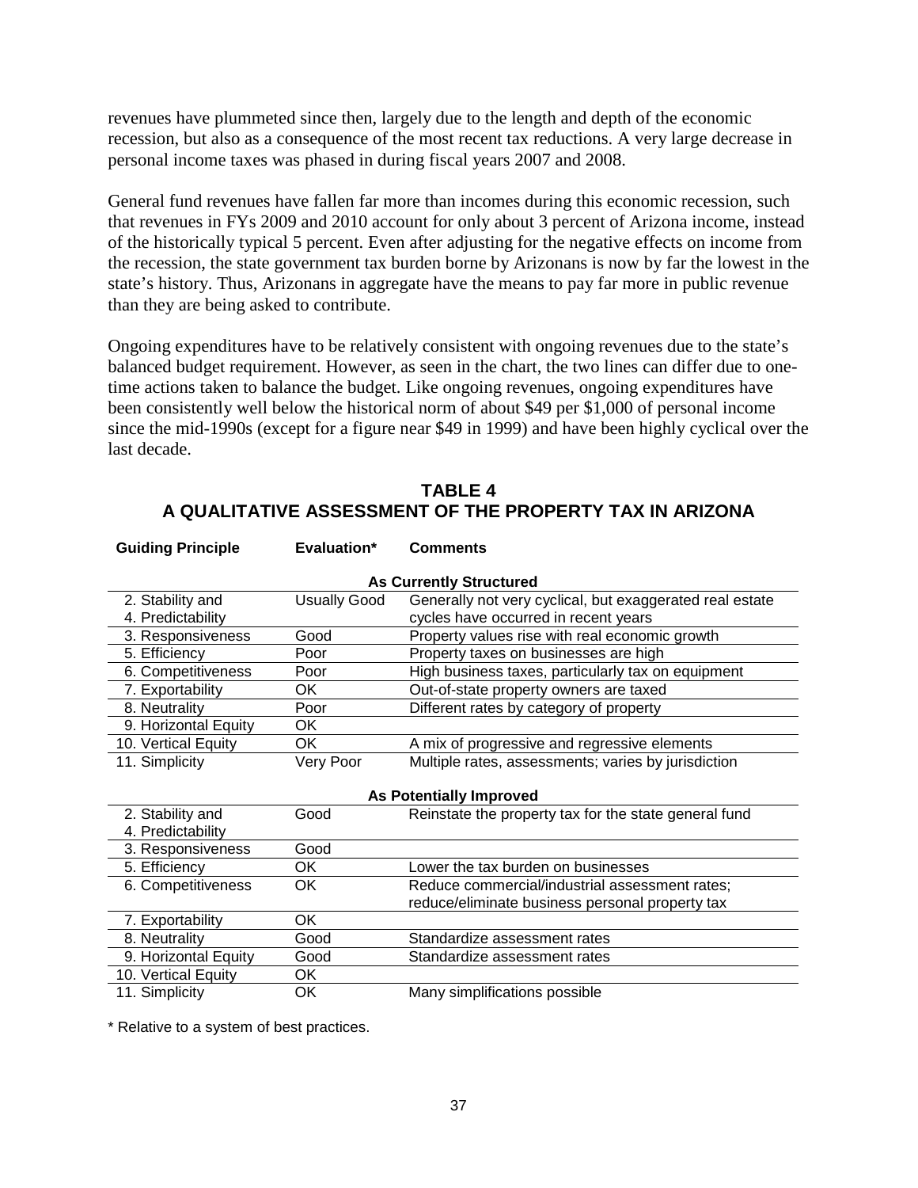revenues have plummeted since then, largely due to the length and depth of the economic recession, but also as a consequence of the most recent tax reductions. A very large decrease in personal income taxes was phased in during fiscal years 2007 and 2008.

General fund revenues have fallen far more than incomes during this economic recession, such that revenues in FYs 2009 and 2010 account for only about 3 percent of Arizona income, instead of the historically typical 5 percent. Even after adjusting for the negative effects on income from the recession, the state government tax burden borne by Arizonans is now by far the lowest in the state's history. Thus, Arizonans in aggregate have the means to pay far more in public revenue than they are being asked to contribute.

Ongoing expenditures have to be relatively consistent with ongoing revenues due to the state's balanced budget requirement. However, as seen in the chart, the two lines can differ due to one-time actions taken to balance the budget. Like ongoing revenues, ongoing expenditures have been consistently well below the historical norm of about $49 per $1,000 of personal income since the mid-1990s (except for a figure near $49 in 1999) and have been highly cyclical over the last decade.

## TABLE 4
## A QUALITATIVE ASSESSMENT OF THE PROPERTY TAX IN ARIZONA

| Guiding Principle | Evaluation* | Comments |
|---|---|---|
| **As Currently Structured** | | |
| 2. Stability and 4. Predictability | Usually Good | Generally not very cyclical, but exaggerated real estate cycles have occurred in recent years |
| 3. Responsiveness | Good | Property values rise with real economic growth |
| 5. Efficiency | Poor | Property taxes on businesses are high |
| 6. Competitiveness | Poor | High business taxes, particularly tax on equipment |
| 7. Exportability | OK | Out-of-state property owners are taxed |
| 8. Neutrality | Poor | Different rates by category of property |
| 9. Horizontal Equity | OK | |
| 10. Vertical Equity | OK | A mix of progressive and regressive elements |
| 11. Simplicity | Very Poor | Multiple rates, assessments; varies by jurisdiction |
| **As Potentially Improved** | | |
| 2. Stability and 4. Predictability | Good | Reinstate the property tax for the state general fund |
| 3. Responsiveness | Good | |
| 5. Efficiency | OK | Lower the tax burden on businesses |
| 6. Competitiveness | OK | Reduce commercial/industrial assessment rates; reduce/eliminate business personal property tax |
| 7. Exportability | OK | |
| 8. Neutrality | Good | Standardize assessment rates |
| 9. Horizontal Equity | Good | Standardize assessment rates |
| 10. Vertical Equity | OK | |
| 11. Simplicity | OK | Many simplifications possible |

* Relative to a system of best practices.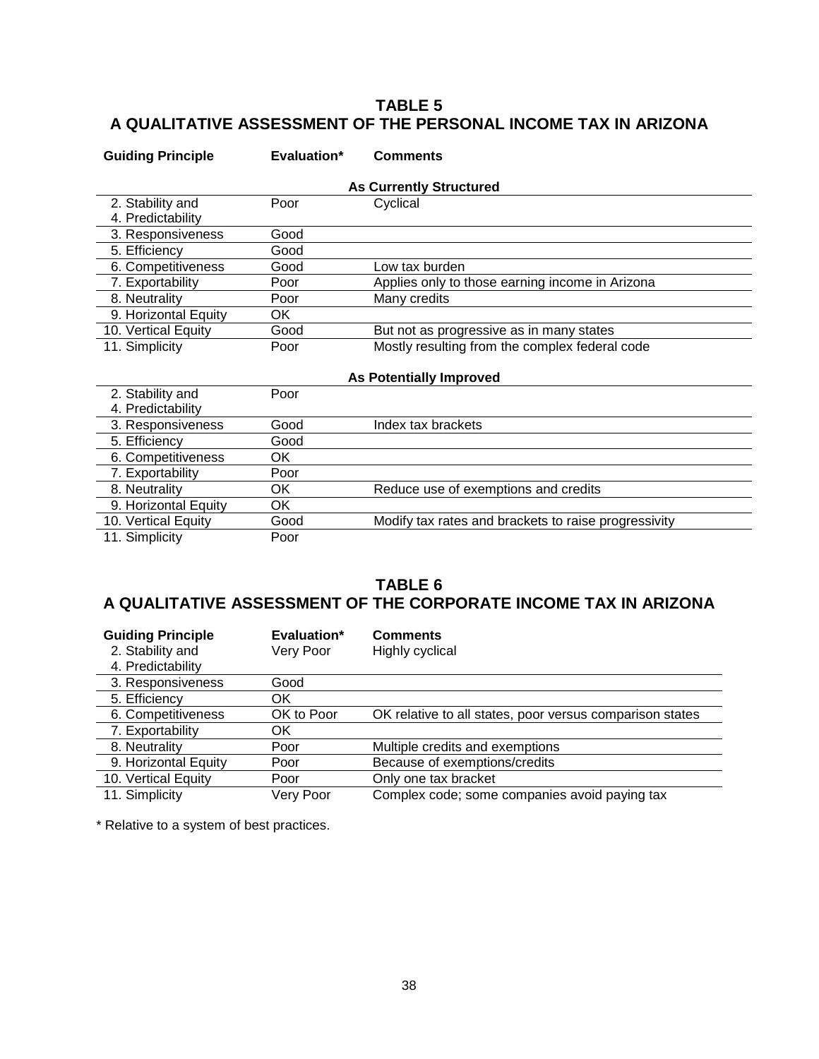## TABLE 5
## A QUALITATIVE ASSESSMENT OF THE PERSONAL INCOME TAX IN ARIZONA

| Guiding Principle | Evaluation* | Comments |
|---|---|---|
| **As Currently Structured** | | |
| 2. Stability and 4. Predictability | Poor | Cyclical |
| 3. Responsiveness | Good | |
| 5. Efficiency | Good | |
| 6. Competitiveness | Good | Low tax burden |
| 7. Exportability | Poor | Applies only to those earning income in Arizona |
| 8. Neutrality | Poor | Many credits |
| 9. Horizontal Equity | OK | |
| 10. Vertical Equity | Good | But not as progressive as in many states |
| 11. Simplicity | Poor | Mostly resulting from the complex federal code |
| **As Potentially Improved** | | |
| 2. Stability and 4. Predictability | Poor | |
| 3. Responsiveness | Good | Index tax brackets |
| 5. Efficiency | Good | |
| 6. Competitiveness | OK | |
| 7. Exportability | Poor | |
| 8. Neutrality | OK | Reduce use of exemptions and credits |
| 9. Horizontal Equity | OK | |
| 10. Vertical Equity | Good | Modify tax rates and brackets to raise progressivity |
| 11. Simplicity | Poor | |

## TABLE 6
## A QUALITATIVE ASSESSMENT OF THE CORPORATE INCOME TAX IN ARIZONA

| Guiding Principle | Evaluation* | Comments |
|---|---|---|
| 2. Stability and 4. Predictability | Very Poor | Highly cyclical |
| 3. Responsiveness | Good | |
| 5. Efficiency | OK | |
| 6. Competitiveness | OK to Poor | OK relative to all states, poor versus comparison states |
| 7. Exportability | OK | |
| 8. Neutrality | Poor | Multiple credits and exemptions |
| 9. Horizontal Equity | Poor | Because of exemptions/credits |
| 10. Vertical Equity | Poor | Only one tax bracket |
| 11. Simplicity | Very Poor | Complex code; some companies avoid paying tax |

* Relative to a system of best practices.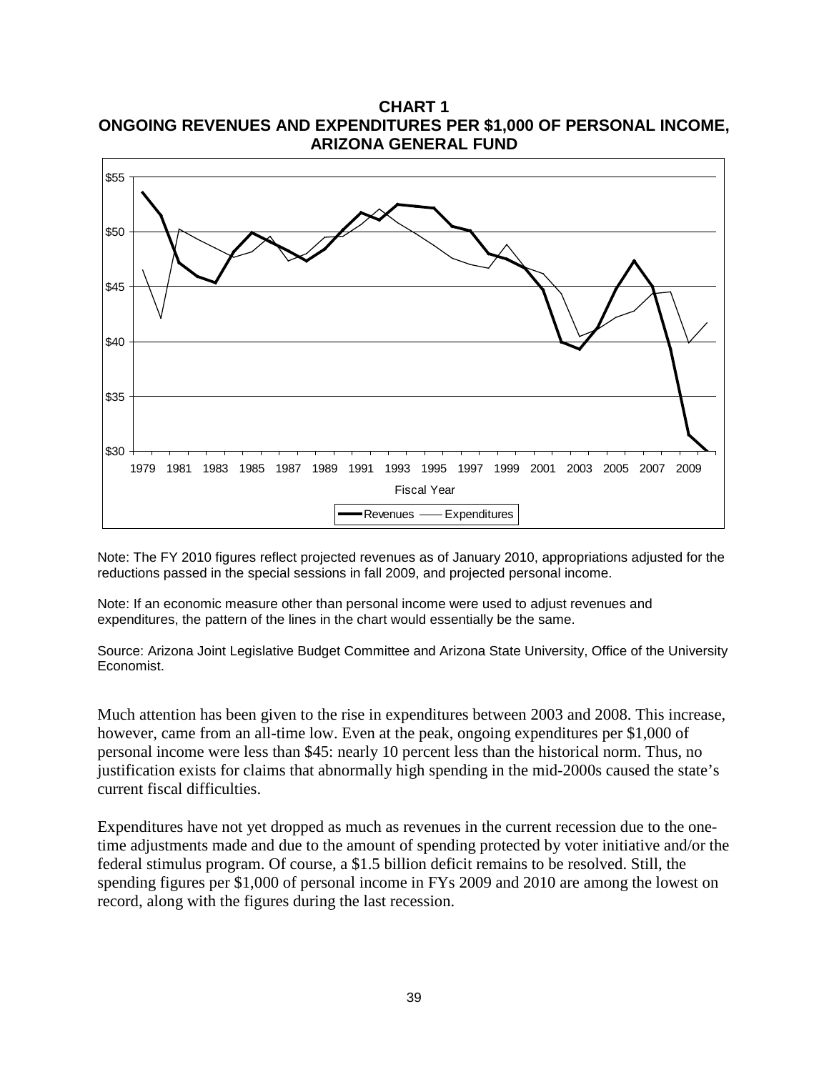**CHART 1**
**ONGOING REVENUES AND EXPENDITURES PER $1,000 OF PERSONAL INCOME, ARIZONA GENERAL FUND**

Note: The FY 2010 figures reflect projected revenues as of January 2010, appropriations adjusted for the reductions passed in the special sessions in fall 2009, and projected personal income.

Note: If an economic measure other than personal income were used to adjust revenues and expenditures, the pattern of the lines in the chart would essentially be the same.

Source: Arizona Joint Legislative Budget Committee and Arizona State University, Office of the University Economist.

Much attention has been given to the rise in expenditures between 2003 and 2008. This increase, however, came from an all-time low. Even at the peak, ongoing expenditures per $1,000 of personal income were less than $45: nearly 10 percent less than the historical norm. Thus, no justification exists for claims that abnormally high spending in the mid-2000s caused the state's current fiscal difficulties.

Expenditures have not yet dropped as much as revenues in the current recession due to the one-time adjustments made and due to the amount of spending protected by voter initiative and/or the federal stimulus program. Of course, a $1.5 billion deficit remains to be resolved. Still, the spending figures per $1,000 of personal income in FYs 2009 and 2010 are among the lowest on record, along with the figures during the last recession.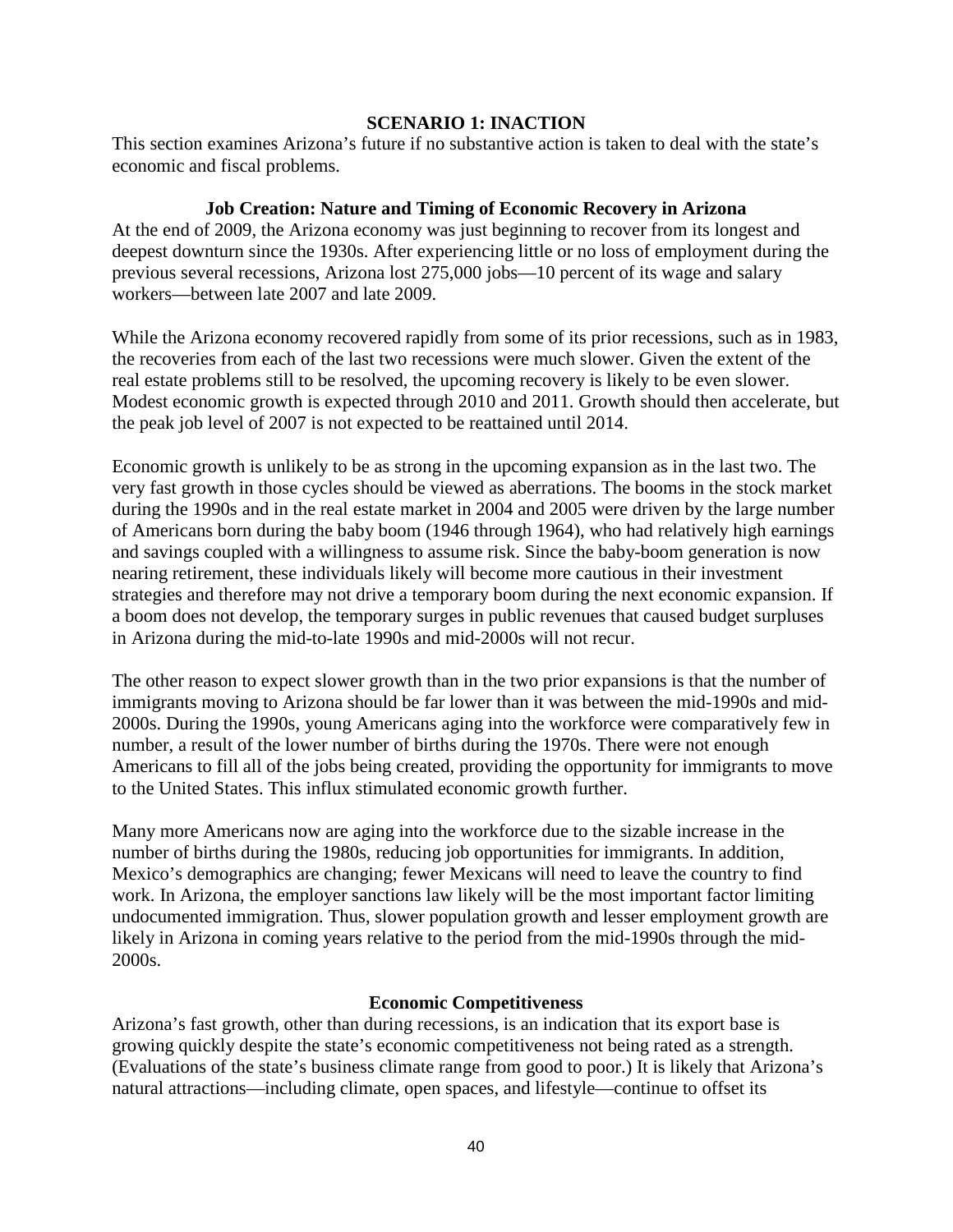## SCENARIO 1: INACTION

This section examines Arizona's future if no substantive action is taken to deal with the state's economic and fiscal problems.

### Job Creation: Nature and Timing of Economic Recovery in Arizona

At the end of 2009, the Arizona economy was just beginning to recover from its longest and deepest downturn since the 1930s. After experiencing little or no loss of employment during the previous several recessions, Arizona lost 275,000 jobs—10 percent of its wage and salary workers—between late 2007 and late 2009.

While the Arizona economy recovered rapidly from some of its prior recessions, such as in 1983, the recoveries from each of the last two recessions were much slower. Given the extent of the real estate problems still to be resolved, the upcoming recovery is likely to be even slower. Modest economic growth is expected through 2010 and 2011. Growth should then accelerate, but the peak job level of 2007 is not expected to be reattained until 2014.

Economic growth is unlikely to be as strong in the upcoming expansion as in the last two. The very fast growth in those cycles should be viewed as aberrations. The booms in the stock market during the 1990s and in the real estate market in 2004 and 2005 were driven by the large number of Americans born during the baby boom (1946 through 1964), who had relatively high earnings and savings coupled with a willingness to assume risk. Since the baby-boom generation is now nearing retirement, these individuals likely will become more cautious in their investment strategies and therefore may not drive a temporary boom during the next economic expansion. If a boom does not develop, the temporary surges in public revenues that caused budget surpluses in Arizona during the mid-to-late 1990s and mid-2000s will not recur.

The other reason to expect slower growth than in the two prior expansions is that the number of immigrants moving to Arizona should be far lower than it was between the mid-1990s and mid-2000s. During the 1990s, young Americans aging into the workforce were comparatively few in number, a result of the lower number of births during the 1970s. There were not enough Americans to fill all of the jobs being created, providing the opportunity for immigrants to move to the United States. This influx stimulated economic growth further.

Many more Americans now are aging into the workforce due to the sizable increase in the number of births during the 1980s, reducing job opportunities for immigrants. In addition, Mexico's demographics are changing; fewer Mexicans will need to leave the country to find work. In Arizona, the employer sanctions law likely will be the most important factor limiting undocumented immigration. Thus, slower population growth and lesser employment growth are likely in Arizona in coming years relative to the period from the mid-1990s through the mid-2000s.

### Economic Competitiveness

Arizona's fast growth, other than during recessions, is an indication that its export base is growing quickly despite the state's economic competitiveness not being rated as a strength. (Evaluations of the state's business climate range from good to poor.) It is likely that Arizona's natural attractions—including climate, open spaces, and lifestyle—continue to offset its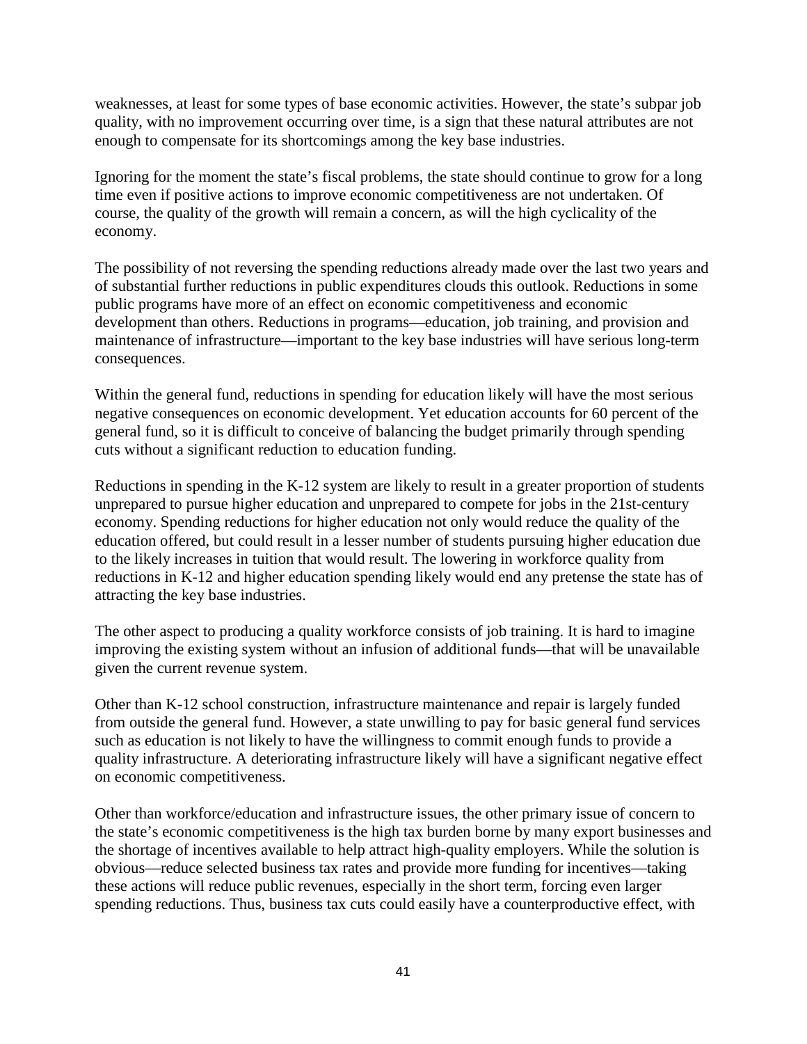weaknesses, at least for some types of base economic activities. However, the state's subpar job quality, with no improvement occurring over time, is a sign that these natural attributes are not enough to compensate for its shortcomings among the key base industries.

Ignoring for the moment the state's fiscal problems, the state should continue to grow for a long time even if positive actions to improve economic competitiveness are not undertaken. Of course, the quality of the growth will remain a concern, as will the high cyclicality of the economy.

The possibility of not reversing the spending reductions already made over the last two years and of substantial further reductions in public expenditures clouds this outlook. Reductions in some public programs have more of an effect on economic competitiveness and economic development than others. Reductions in programs—education, job training, and provision and maintenance of infrastructure—important to the key base industries will have serious long-term consequences.

Within the general fund, reductions in spending for education likely will have the most serious negative consequences on economic development. Yet education accounts for 60 percent of the general fund, so it is difficult to conceive of balancing the budget primarily through spending cuts without a significant reduction to education funding.

Reductions in spending in the K-12 system are likely to result in a greater proportion of students unprepared to pursue higher education and unprepared to compete for jobs in the 21st-century economy. Spending reductions for higher education not only would reduce the quality of the education offered, but could result in a lesser number of students pursuing higher education due to the likely increases in tuition that would result. The lowering in workforce quality from reductions in K-12 and higher education spending likely would end any pretense the state has of attracting the key base industries.

The other aspect to producing a quality workforce consists of job training. It is hard to imagine improving the existing system without an infusion of additional funds—that will be unavailable given the current revenue system.

Other than K-12 school construction, infrastructure maintenance and repair is largely funded from outside the general fund. However, a state unwilling to pay for basic general fund services such as education is not likely to have the willingness to commit enough funds to provide a quality infrastructure. A deteriorating infrastructure likely will have a significant negative effect on economic competitiveness.

Other than workforce/education and infrastructure issues, the other primary issue of concern to the state's economic competitiveness is the high tax burden borne by many export businesses and the shortage of incentives available to help attract high-quality employers. While the solution is obvious—reduce selected business tax rates and provide more funding for incentives—taking these actions will reduce public revenues, especially in the short term, forcing even larger spending reductions. Thus, business tax cuts could easily have a counterproductive effect, with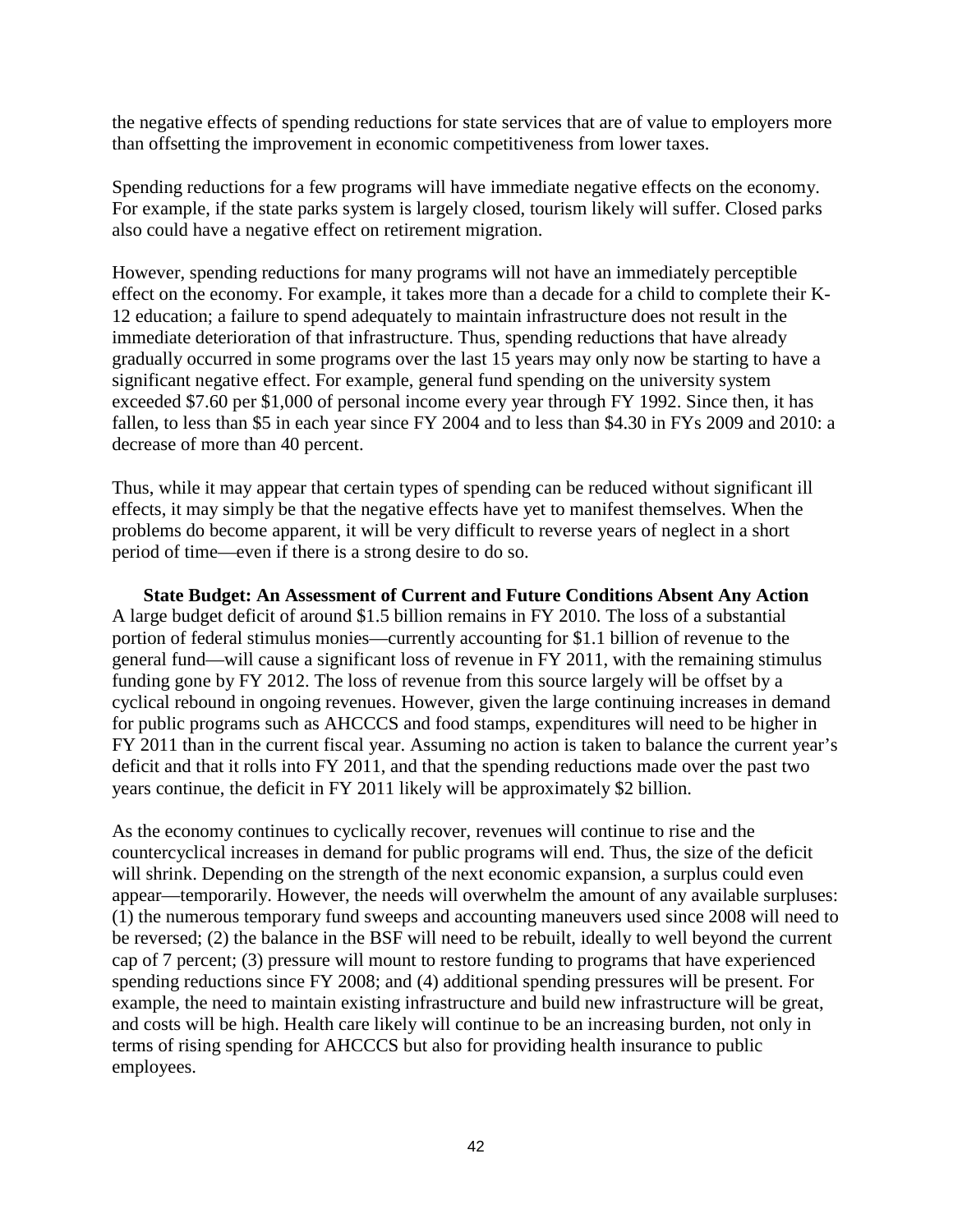the negative effects of spending reductions for state services that are of value to employers more than offsetting the improvement in economic competitiveness from lower taxes.

Spending reductions for a few programs will have immediate negative effects on the economy. For example, if the state parks system is largely closed, tourism likely will suffer. Closed parks also could have a negative effect on retirement migration.

However, spending reductions for many programs will not have an immediately perceptible effect on the economy. For example, it takes more than a decade for a child to complete their K-12 education; a failure to spend adequately to maintain infrastructure does not result in the immediate deterioration of that infrastructure. Thus, spending reductions that have already gradually occurred in some programs over the last 15 years may only now be starting to have a significant negative effect. For example, general fund spending on the university system exceeded $7.60 per $1,000 of personal income every year through FY 1992. Since then, it has fallen, to less than $5 in each year since FY 2004 and to less than $4.30 in FYs 2009 and 2010: a decrease of more than 40 percent.

Thus, while it may appear that certain types of spending can be reduced without significant ill effects, it may simply be that the negative effects have yet to manifest themselves. When the problems do become apparent, it will be very difficult to reverse years of neglect in a short period of time—even if there is a strong desire to do so.

**State Budget: An Assessment of Current and Future Conditions Absent Any Action**

A large budget deficit of around $1.5 billion remains in FY 2010. The loss of a substantial portion of federal stimulus monies—currently accounting for $1.1 billion of revenue to the general fund—will cause a significant loss of revenue in FY 2011, with the remaining stimulus funding gone by FY 2012. The loss of revenue from this source largely will be offset by a cyclical rebound in ongoing revenues. However, given the large continuing increases in demand for public programs such as AHCCCS and food stamps, expenditures will need to be higher in FY 2011 than in the current fiscal year. Assuming no action is taken to balance the current year's deficit and that it rolls into FY 2011, and that the spending reductions made over the past two years continue, the deficit in FY 2011 likely will be approximately $2 billion.

As the economy continues to cyclically recover, revenues will continue to rise and the countercyclical increases in demand for public programs will end. Thus, the size of the deficit will shrink. Depending on the strength of the next economic expansion, a surplus could even appear—temporarily. However, the needs will overwhelm the amount of any available surpluses: (1) the numerous temporary fund sweeps and accounting maneuvers used since 2008 will need to be reversed; (2) the balance in the BSF will need to be rebuilt, ideally to well beyond the current cap of 7 percent; (3) pressure will mount to restore funding to programs that have experienced spending reductions since FY 2008; and (4) additional spending pressures will be present. For example, the need to maintain existing infrastructure and build new infrastructure will be great, and costs will be high. Health care likely will continue to be an increasing burden, not only in terms of rising spending for AHCCCS but also for providing health insurance to public employees.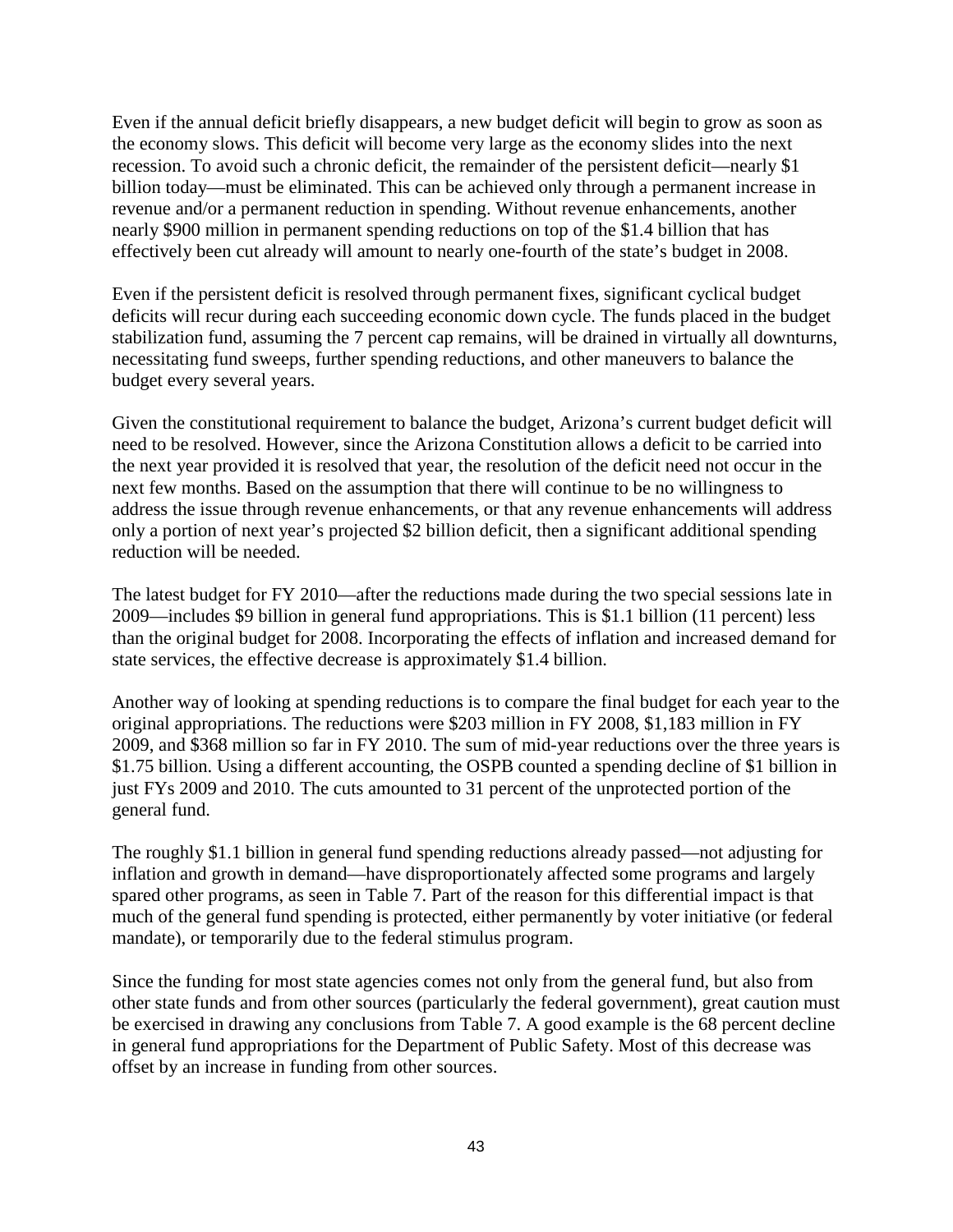Even if the annual deficit briefly disappears, a new budget deficit will begin to grow as soon as the economy slows. This deficit will become very large as the economy slides into the next recession. To avoid such a chronic deficit, the remainder of the persistent deficit—nearly $1 billion today—must be eliminated. This can be achieved only through a permanent increase in revenue and/or a permanent reduction in spending. Without revenue enhancements, another nearly $900 million in permanent spending reductions on top of the $1.4 billion that has effectively been cut already will amount to nearly one-fourth of the state's budget in 2008.

Even if the persistent deficit is resolved through permanent fixes, significant cyclical budget deficits will recur during each succeeding economic down cycle. The funds placed in the budget stabilization fund, assuming the 7 percent cap remains, will be drained in virtually all downturns, necessitating fund sweeps, further spending reductions, and other maneuvers to balance the budget every several years.

Given the constitutional requirement to balance the budget, Arizona's current budget deficit will need to be resolved. However, since the Arizona Constitution allows a deficit to be carried into the next year provided it is resolved that year, the resolution of the deficit need not occur in the next few months. Based on the assumption that there will continue to be no willingness to address the issue through revenue enhancements, or that any revenue enhancements will address only a portion of next year's projected $2 billion deficit, then a significant additional spending reduction will be needed.

The latest budget for FY 2010—after the reductions made during the two special sessions late in 2009—includes $9 billion in general fund appropriations. This is $1.1 billion (11 percent) less than the original budget for 2008. Incorporating the effects of inflation and increased demand for state services, the effective decrease is approximately $1.4 billion.

Another way of looking at spending reductions is to compare the final budget for each year to the original appropriations. The reductions were $203 million in FY 2008, $1,183 million in FY 2009, and $368 million so far in FY 2010. The sum of mid-year reductions over the three years is $1.75 billion. Using a different accounting, the OSPB counted a spending decline of $1 billion in just FYs 2009 and 2010. The cuts amounted to 31 percent of the unprotected portion of the general fund.

The roughly $1.1 billion in general fund spending reductions already passed—not adjusting for inflation and growth in demand—have disproportionately affected some programs and largely spared other programs, as seen in Table 7. Part of the reason for this differential impact is that much of the general fund spending is protected, either permanently by voter initiative (or federal mandate), or temporarily due to the federal stimulus program.

Since the funding for most state agencies comes not only from the general fund, but also from other state funds and from other sources (particularly the federal government), great caution must be exercised in drawing any conclusions from Table 7. A good example is the 68 percent decline in general fund appropriations for the Department of Public Safety. Most of this decrease was offset by an increase in funding from other sources.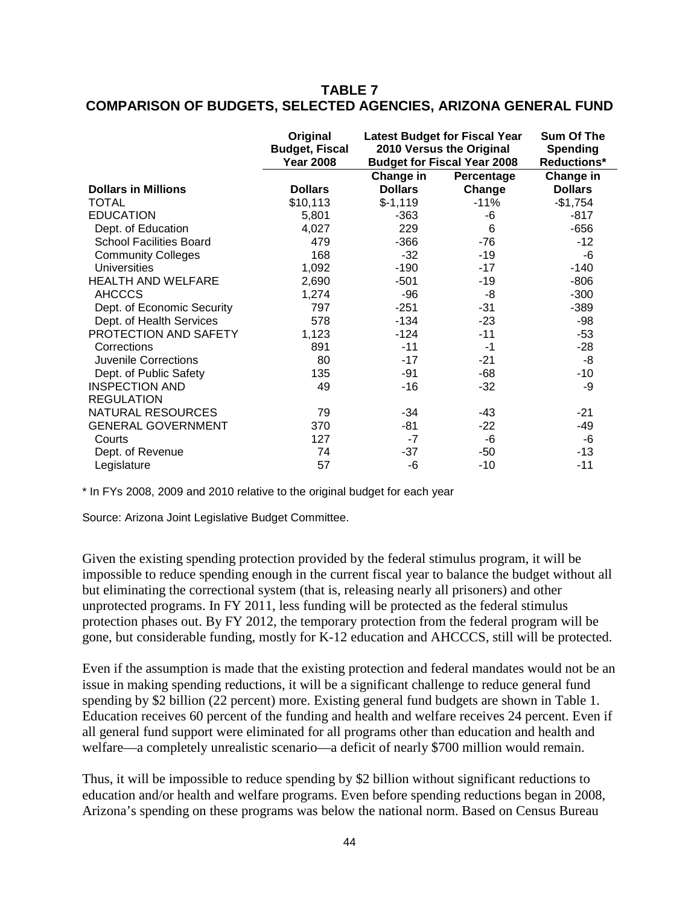## TABLE 7
## COMPARISON OF BUDGETS, SELECTED AGENCIES, ARIZONA GENERAL FUND

| | Original Budget, Fiscal Year 2008 | Latest Budget for Fiscal Year 2010 Versus the Original Budget for Fiscal Year 2008 | | Sum Of The Spending Reductions* |
|---|---|---|---|---|
| **Dollars in Millions** | **Dollars** | **Change in Dollars** | **Percentage Change** | **Change in Dollars** |
| TOTAL | $10,113 | $-1,119 | -11% | -$1,754 |
| EDUCATION | 5,801 | -363 | -6 | -817 |
| Dept. of Education | 4,027 | 229 | 6 | -656 |
| School Facilities Board | 479 | -366 | -76 | -12 |
| Community Colleges | 168 | -32 | -19 | -6 |
| Universities | 1,092 | -190 | -17 | -140 |
| HEALTH AND WELFARE | 2,690 | -501 | -19 | -806 |
| AHCCCS | 1,274 | -96 | -8 | -300 |
| Dept. of Economic Security | 797 | -251 | -31 | -389 |
| Dept. of Health Services | 578 | -134 | -23 | -98 |
| PROTECTION AND SAFETY | 1,123 | -124 | -11 | -53 |
| Corrections | 891 | -11 | -1 | -28 |
| Juvenile Corrections | 80 | -17 | -21 | -8 |
| Dept. of Public Safety | 135 | -91 | -68 | -10 |
| INSPECTION AND REGULATION | 49 | -16 | -32 | -9 |
| NATURAL RESOURCES | 79 | -34 | -43 | -21 |
| GENERAL GOVERNMENT | 370 | -81 | -22 | -49 |
| Courts | 127 | -7 | -6 | -6 |
| Dept. of Revenue | 74 | -37 | -50 | -13 |
| Legislature | 57 | -6 | -10 | -11 |

* In FYs 2008, 2009 and 2010 relative to the original budget for each year

Source: Arizona Joint Legislative Budget Committee.

Given the existing spending protection provided by the federal stimulus program, it will be impossible to reduce spending enough in the current fiscal year to balance the budget without all but eliminating the correctional system (that is, releasing nearly all prisoners) and other unprotected programs. In FY 2011, less funding will be protected as the federal stimulus protection phases out. By FY 2012, the temporary protection from the federal program will be gone, but considerable funding, mostly for K-12 education and AHCCCS, still will be protected.

Even if the assumption is made that the existing protection and federal mandates would not be an issue in making spending reductions, it will be a significant challenge to reduce general fund spending by $2 billion (22 percent) more. Existing general fund budgets are shown in Table 1. Education receives 60 percent of the funding and health and welfare receives 24 percent. Even if all general fund support were eliminated for all programs other than education and health and welfare—a completely unrealistic scenario—a deficit of nearly $700 million would remain.

Thus, it will be impossible to reduce spending by $2 billion without significant reductions to education and/or health and welfare programs. Even before spending reductions began in 2008, Arizona's spending on these programs was below the national norm. Based on Census Bureau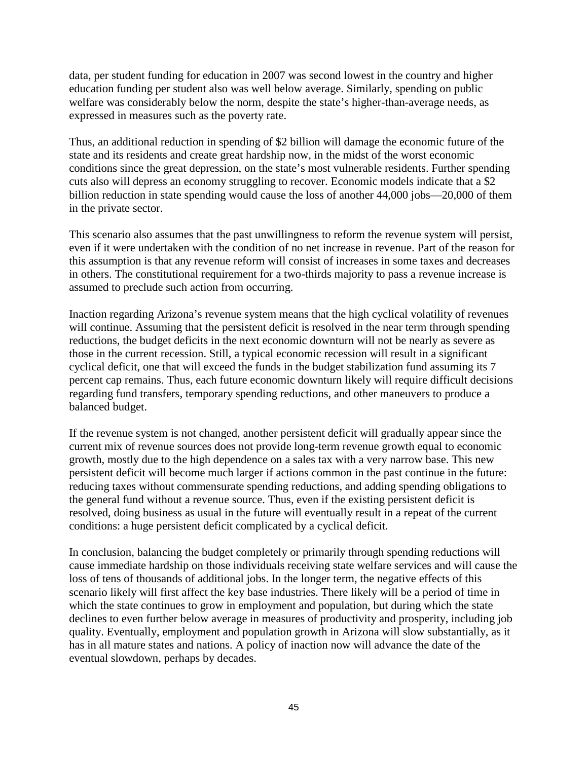data, per student funding for education in 2007 was second lowest in the country and higher education funding per student also was well below average. Similarly, spending on public welfare was considerably below the norm, despite the state's higher-than-average needs, as expressed in measures such as the poverty rate.

Thus, an additional reduction in spending of $2 billion will damage the economic future of the state and its residents and create great hardship now, in the midst of the worst economic conditions since the great depression, on the state's most vulnerable residents. Further spending cuts also will depress an economy struggling to recover. Economic models indicate that a $2 billion reduction in state spending would cause the loss of another 44,000 jobs—20,000 of them in the private sector.

This scenario also assumes that the past unwillingness to reform the revenue system will persist, even if it were undertaken with the condition of no net increase in revenue. Part of the reason for this assumption is that any revenue reform will consist of increases in some taxes and decreases in others. The constitutional requirement for a two-thirds majority to pass a revenue increase is assumed to preclude such action from occurring.

Inaction regarding Arizona's revenue system means that the high cyclical volatility of revenues will continue. Assuming that the persistent deficit is resolved in the near term through spending reductions, the budget deficits in the next economic downturn will not be nearly as severe as those in the current recession. Still, a typical economic recession will result in a significant cyclical deficit, one that will exceed the funds in the budget stabilization fund assuming its 7 percent cap remains. Thus, each future economic downturn likely will require difficult decisions regarding fund transfers, temporary spending reductions, and other maneuvers to produce a balanced budget.

If the revenue system is not changed, another persistent deficit will gradually appear since the current mix of revenue sources does not provide long-term revenue growth equal to economic growth, mostly due to the high dependence on a sales tax with a very narrow base. This new persistent deficit will become much larger if actions common in the past continue in the future: reducing taxes without commensurate spending reductions, and adding spending obligations to the general fund without a revenue source. Thus, even if the existing persistent deficit is resolved, doing business as usual in the future will eventually result in a repeat of the current conditions: a huge persistent deficit complicated by a cyclical deficit.

In conclusion, balancing the budget completely or primarily through spending reductions will cause immediate hardship on those individuals receiving state welfare services and will cause the loss of tens of thousands of additional jobs. In the longer term, the negative effects of this scenario likely will first affect the key base industries. There likely will be a period of time in which the state continues to grow in employment and population, but during which the state declines to even further below average in measures of productivity and prosperity, including job quality. Eventually, employment and population growth in Arizona will slow substantially, as it has in all mature states and nations. A policy of inaction now will advance the date of the eventual slowdown, perhaps by decades.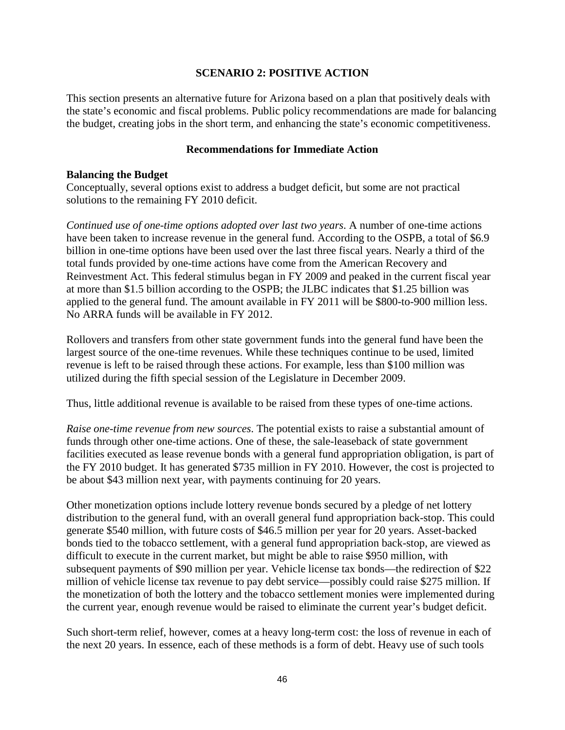## SCENARIO 2: POSITIVE ACTION

This section presents an alternative future for Arizona based on a plan that positively deals with the state's economic and fiscal problems. Public policy recommendations are made for balancing the budget, creating jobs in the short term, and enhancing the state's economic competitiveness.

### Recommendations for Immediate Action

**Balancing the Budget**

Conceptually, several options exist to address a budget deficit, but some are not practical solutions to the remaining FY 2010 deficit.

*Continued use of one-time options adopted over last two years*. A number of one-time actions have been taken to increase revenue in the general fund. According to the OSPB, a total of $6.9 billion in one-time options have been used over the last three fiscal years. Nearly a third of the total funds provided by one-time actions have come from the American Recovery and Reinvestment Act. This federal stimulus began in FY 2009 and peaked in the current fiscal year at more than $1.5 billion according to the OSPB; the JLBC indicates that $1.25 billion was applied to the general fund. The amount available in FY 2011 will be $800-to-900 million less. No ARRA funds will be available in FY 2012.

Rollovers and transfers from other state government funds into the general fund have been the largest source of the one-time revenues. While these techniques continue to be used, limited revenue is left to be raised through these actions. For example, less than $100 million was utilized during the fifth special session of the Legislature in December 2009.

Thus, little additional revenue is available to be raised from these types of one-time actions.

*Raise one-time revenue from new sources*. The potential exists to raise a substantial amount of funds through other one-time actions. One of these, the sale-leaseback of state government facilities executed as lease revenue bonds with a general fund appropriation obligation, is part of the FY 2010 budget. It has generated $735 million in FY 2010. However, the cost is projected to be about $43 million next year, with payments continuing for 20 years.

Other monetization options include lottery revenue bonds secured by a pledge of net lottery distribution to the general fund, with an overall general fund appropriation back-stop. This could generate $540 million, with future costs of $46.5 million per year for 20 years. Asset-backed bonds tied to the tobacco settlement, with a general fund appropriation back-stop, are viewed as difficult to execute in the current market, but might be able to raise $950 million, with subsequent payments of $90 million per year. Vehicle license tax bonds—the redirection of $22 million of vehicle license tax revenue to pay debt service—possibly could raise $275 million. If the monetization of both the lottery and the tobacco settlement monies were implemented during the current year, enough revenue would be raised to eliminate the current year's budget deficit.

Such short-term relief, however, comes at a heavy long-term cost: the loss of revenue in each of the next 20 years. In essence, each of these methods is a form of debt. Heavy use of such tools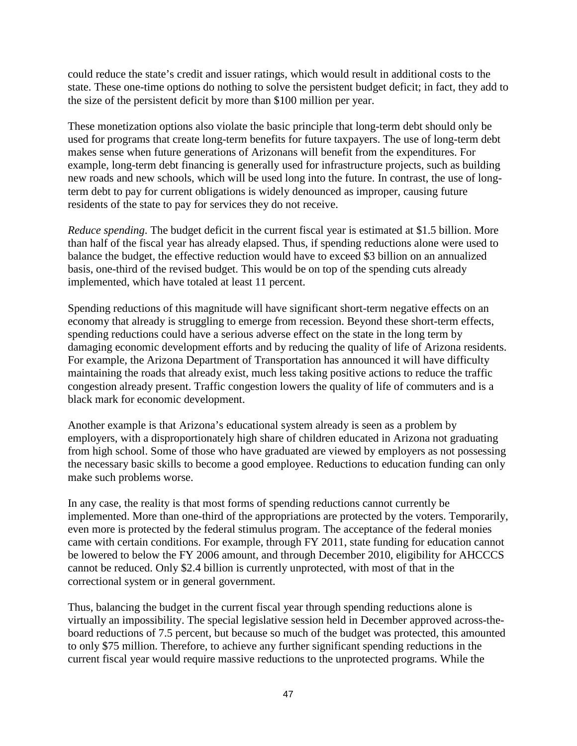could reduce the state's credit and issuer ratings, which would result in additional costs to the state. These one-time options do nothing to solve the persistent budget deficit; in fact, they add to the size of the persistent deficit by more than $100 million per year.

These monetization options also violate the basic principle that long-term debt should only be used for programs that create long-term benefits for future taxpayers. The use of long-term debt makes sense when future generations of Arizonans will benefit from the expenditures. For example, long-term debt financing is generally used for infrastructure projects, such as building new roads and new schools, which will be used long into the future. In contrast, the use of long-term debt to pay for current obligations is widely denounced as improper, causing future residents of the state to pay for services they do not receive.

*Reduce spending*. The budget deficit in the current fiscal year is estimated at $1.5 billion. More than half of the fiscal year has already elapsed. Thus, if spending reductions alone were used to balance the budget, the effective reduction would have to exceed $3 billion on an annualized basis, one-third of the revised budget. This would be on top of the spending cuts already implemented, which have totaled at least 11 percent.

Spending reductions of this magnitude will have significant short-term negative effects on an economy that already is struggling to emerge from recession. Beyond these short-term effects, spending reductions could have a serious adverse effect on the state in the long term by damaging economic development efforts and by reducing the quality of life of Arizona residents. For example, the Arizona Department of Transportation has announced it will have difficulty maintaining the roads that already exist, much less taking positive actions to reduce the traffic congestion already present. Traffic congestion lowers the quality of life of commuters and is a black mark for economic development.

Another example is that Arizona's educational system already is seen as a problem by employers, with a disproportionately high share of children educated in Arizona not graduating from high school. Some of those who have graduated are viewed by employers as not possessing the necessary basic skills to become a good employee. Reductions to education funding can only make such problems worse.

In any case, the reality is that most forms of spending reductions cannot currently be implemented. More than one-third of the appropriations are protected by the voters. Temporarily, even more is protected by the federal stimulus program. The acceptance of the federal monies came with certain conditions. For example, through FY 2011, state funding for education cannot be lowered to below the FY 2006 amount, and through December 2010, eligibility for AHCCCS cannot be reduced. Only $2.4 billion is currently unprotected, with most of that in the correctional system or in general government.

Thus, balancing the budget in the current fiscal year through spending reductions alone is virtually an impossibility. The special legislative session held in December approved across-the-board reductions of 7.5 percent, but because so much of the budget was protected, this amounted to only $75 million. Therefore, to achieve any further significant spending reductions in the current fiscal year would require massive reductions to the unprotected programs. While the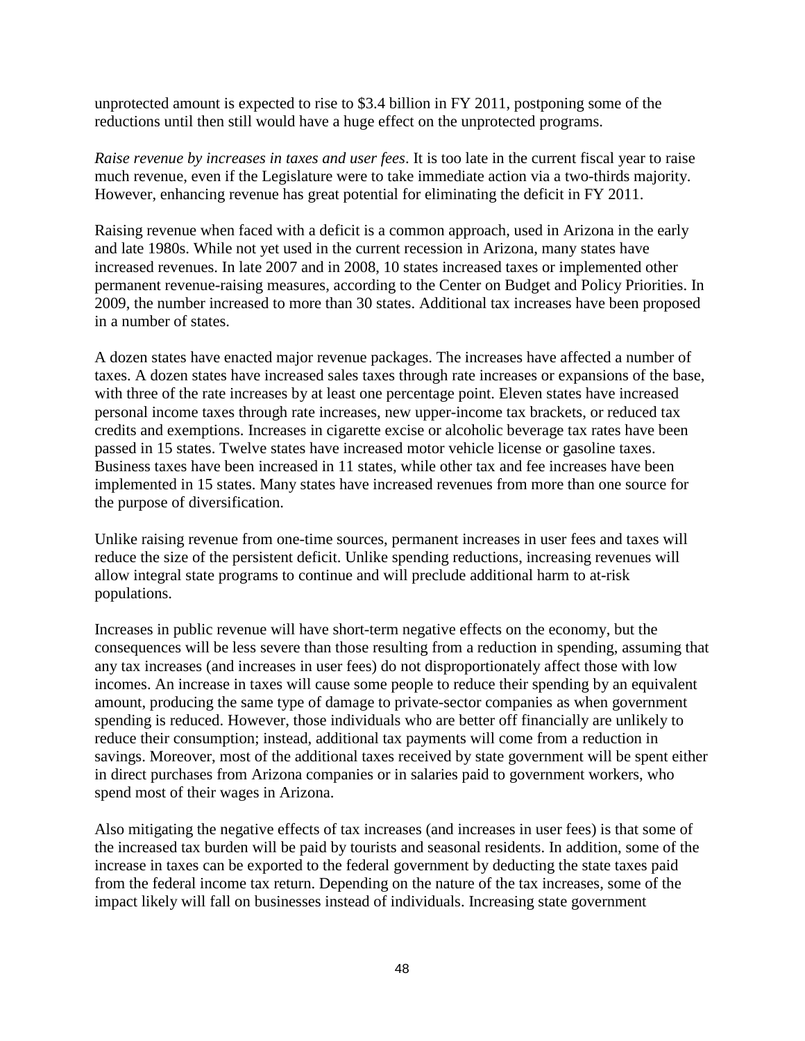unprotected amount is expected to rise to $3.4 billion in FY 2011, postponing some of the reductions until then still would have a huge effect on the unprotected programs.

*Raise revenue by increases in taxes and user fees*. It is too late in the current fiscal year to raise much revenue, even if the Legislature were to take immediate action via a two-thirds majority. However, enhancing revenue has great potential for eliminating the deficit in FY 2011.

Raising revenue when faced with a deficit is a common approach, used in Arizona in the early and late 1980s. While not yet used in the current recession in Arizona, many states have increased revenues. In late 2007 and in 2008, 10 states increased taxes or implemented other permanent revenue-raising measures, according to the Center on Budget and Policy Priorities. In 2009, the number increased to more than 30 states. Additional tax increases have been proposed in a number of states.

A dozen states have enacted major revenue packages. The increases have affected a number of taxes. A dozen states have increased sales taxes through rate increases or expansions of the base, with three of the rate increases by at least one percentage point. Eleven states have increased personal income taxes through rate increases, new upper-income tax brackets, or reduced tax credits and exemptions. Increases in cigarette excise or alcoholic beverage tax rates have been passed in 15 states. Twelve states have increased motor vehicle license or gasoline taxes. Business taxes have been increased in 11 states, while other tax and fee increases have been implemented in 15 states. Many states have increased revenues from more than one source for the purpose of diversification.

Unlike raising revenue from one-time sources, permanent increases in user fees and taxes will reduce the size of the persistent deficit. Unlike spending reductions, increasing revenues will allow integral state programs to continue and will preclude additional harm to at-risk populations.

Increases in public revenue will have short-term negative effects on the economy, but the consequences will be less severe than those resulting from a reduction in spending, assuming that any tax increases (and increases in user fees) do not disproportionately affect those with low incomes. An increase in taxes will cause some people to reduce their spending by an equivalent amount, producing the same type of damage to private-sector companies as when government spending is reduced. However, those individuals who are better off financially are unlikely to reduce their consumption; instead, additional tax payments will come from a reduction in savings. Moreover, most of the additional taxes received by state government will be spent either in direct purchases from Arizona companies or in salaries paid to government workers, who spend most of their wages in Arizona.

Also mitigating the negative effects of tax increases (and increases in user fees) is that some of the increased tax burden will be paid by tourists and seasonal residents. In addition, some of the increase in taxes can be exported to the federal government by deducting the state taxes paid from the federal income tax return. Depending on the nature of the tax increases, some of the impact likely will fall on businesses instead of individuals. Increasing state government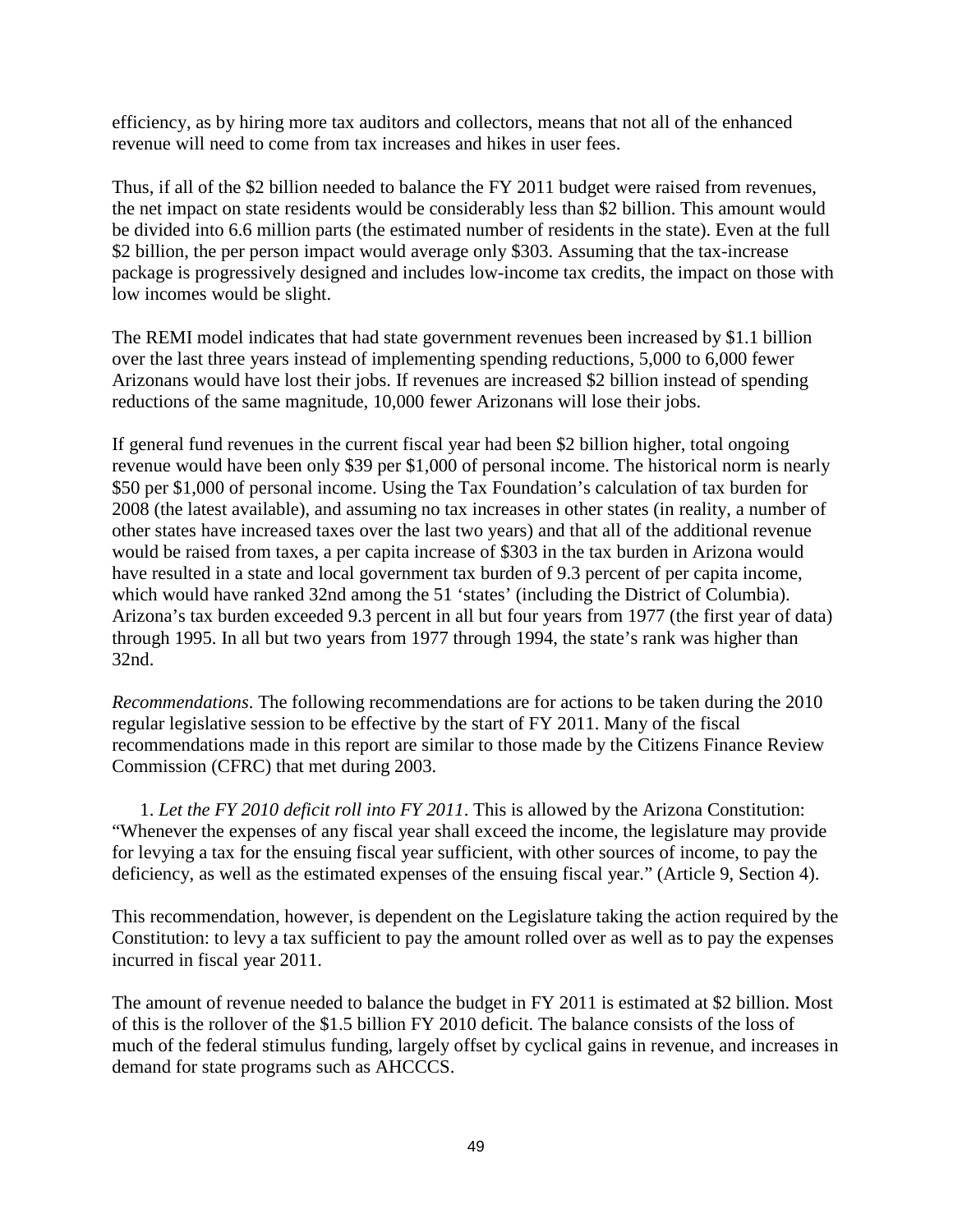efficiency, as by hiring more tax auditors and collectors, means that not all of the enhanced revenue will need to come from tax increases and hikes in user fees.

Thus, if all of the $2 billion needed to balance the FY 2011 budget were raised from revenues, the net impact on state residents would be considerably less than $2 billion. This amount would be divided into 6.6 million parts (the estimated number of residents in the state). Even at the full $2 billion, the per person impact would average only $303. Assuming that the tax-increase package is progressively designed and includes low-income tax credits, the impact on those with low incomes would be slight.

The REMI model indicates that had state government revenues been increased by $1.1 billion over the last three years instead of implementing spending reductions, 5,000 to 6,000 fewer Arizonans would have lost their jobs. If revenues are increased $2 billion instead of spending reductions of the same magnitude, 10,000 fewer Arizonans will lose their jobs.

If general fund revenues in the current fiscal year had been $2 billion higher, total ongoing revenue would have been only $39 per $1,000 of personal income. The historical norm is nearly $50 per $1,000 of personal income. Using the Tax Foundation's calculation of tax burden for 2008 (the latest available), and assuming no tax increases in other states (in reality, a number of other states have increased taxes over the last two years) and that all of the additional revenue would be raised from taxes, a per capita increase of $303 in the tax burden in Arizona would have resulted in a state and local government tax burden of 9.3 percent of per capita income, which would have ranked 32nd among the 51 'states' (including the District of Columbia). Arizona's tax burden exceeded 9.3 percent in all but four years from 1977 (the first year of data) through 1995. In all but two years from 1977 through 1994, the state's rank was higher than 32nd.

*Recommendations*. The following recommendations are for actions to be taken during the 2010 regular legislative session to be effective by the start of FY 2011. Many of the fiscal recommendations made in this report are similar to those made by the Citizens Finance Review Commission (CFRC) that met during 2003.

1. *Let the FY 2010 deficit roll into FY 2011*. This is allowed by the Arizona Constitution: "Whenever the expenses of any fiscal year shall exceed the income, the legislature may provide for levying a tax for the ensuing fiscal year sufficient, with other sources of income, to pay the deficiency, as well as the estimated expenses of the ensuing fiscal year." (Article 9, Section 4).

This recommendation, however, is dependent on the Legislature taking the action required by the Constitution: to levy a tax sufficient to pay the amount rolled over as well as to pay the expenses incurred in fiscal year 2011.

The amount of revenue needed to balance the budget in FY 2011 is estimated at $2 billion. Most of this is the rollover of the $1.5 billion FY 2010 deficit. The balance consists of the loss of much of the federal stimulus funding, largely offset by cyclical gains in revenue, and increases in demand for state programs such as AHCCCS.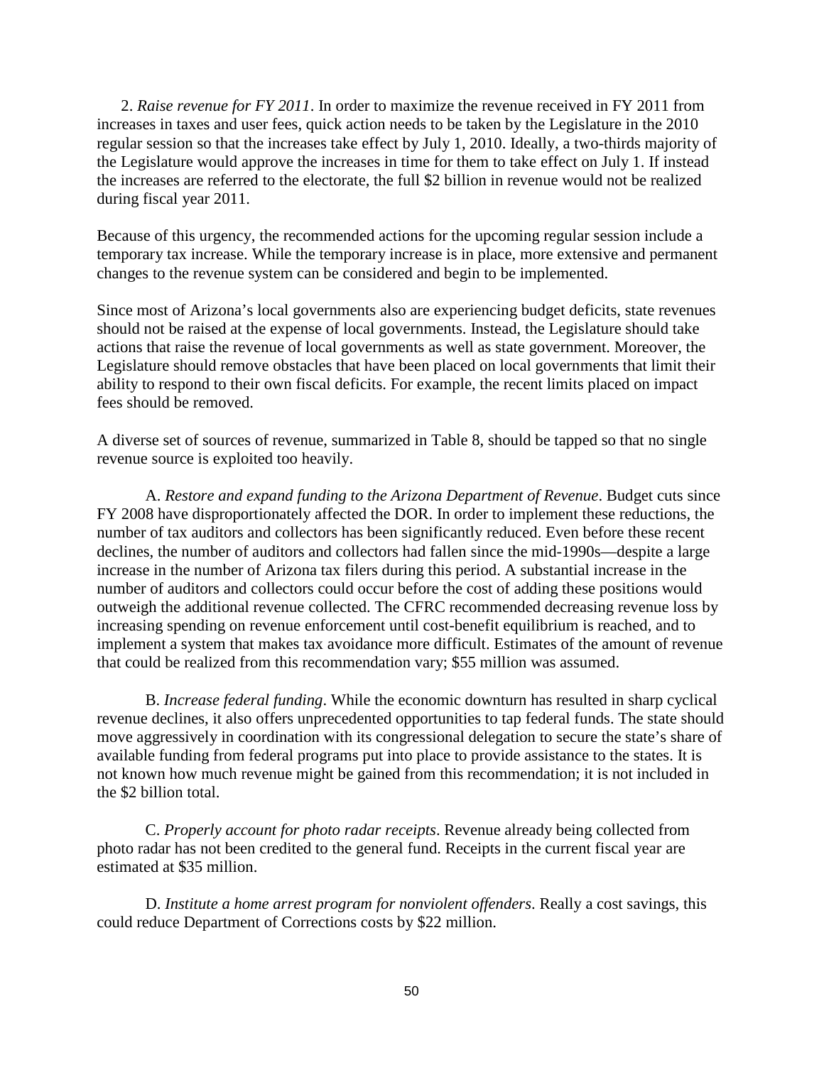2. *Raise revenue for FY 2011*. In order to maximize the revenue received in FY 2011 from increases in taxes and user fees, quick action needs to be taken by the Legislature in the 2010 regular session so that the increases take effect by July 1, 2010. Ideally, a two-thirds majority of the Legislature would approve the increases in time for them to take effect on July 1. If instead the increases are referred to the electorate, the full $2 billion in revenue would not be realized during fiscal year 2011.

Because of this urgency, the recommended actions for the upcoming regular session include a temporary tax increase. While the temporary increase is in place, more extensive and permanent changes to the revenue system can be considered and begin to be implemented.

Since most of Arizona's local governments also are experiencing budget deficits, state revenues should not be raised at the expense of local governments. Instead, the Legislature should take actions that raise the revenue of local governments as well as state government. Moreover, the Legislature should remove obstacles that have been placed on local governments that limit their ability to respond to their own fiscal deficits. For example, the recent limits placed on impact fees should be removed.

A diverse set of sources of revenue, summarized in Table 8, should be tapped so that no single revenue source is exploited too heavily.

A. *Restore and expand funding to the Arizona Department of Revenue*. Budget cuts since FY 2008 have disproportionately affected the DOR. In order to implement these reductions, the number of tax auditors and collectors has been significantly reduced. Even before these recent declines, the number of auditors and collectors had fallen since the mid-1990s—despite a large increase in the number of Arizona tax filers during this period. A substantial increase in the number of auditors and collectors could occur before the cost of adding these positions would outweigh the additional revenue collected. The CFRC recommended decreasing revenue loss by increasing spending on revenue enforcement until cost-benefit equilibrium is reached, and to implement a system that makes tax avoidance more difficult. Estimates of the amount of revenue that could be realized from this recommendation vary; $55 million was assumed.

B. *Increase federal funding*. While the economic downturn has resulted in sharp cyclical revenue declines, it also offers unprecedented opportunities to tap federal funds. The state should move aggressively in coordination with its congressional delegation to secure the state's share of available funding from federal programs put into place to provide assistance to the states. It is not known how much revenue might be gained from this recommendation; it is not included in the $2 billion total.

C. *Properly account for photo radar receipts*. Revenue already being collected from photo radar has not been credited to the general fund. Receipts in the current fiscal year are estimated at $35 million.

D. *Institute a home arrest program for nonviolent offenders*. Really a cost savings, this could reduce Department of Corrections costs by $22 million.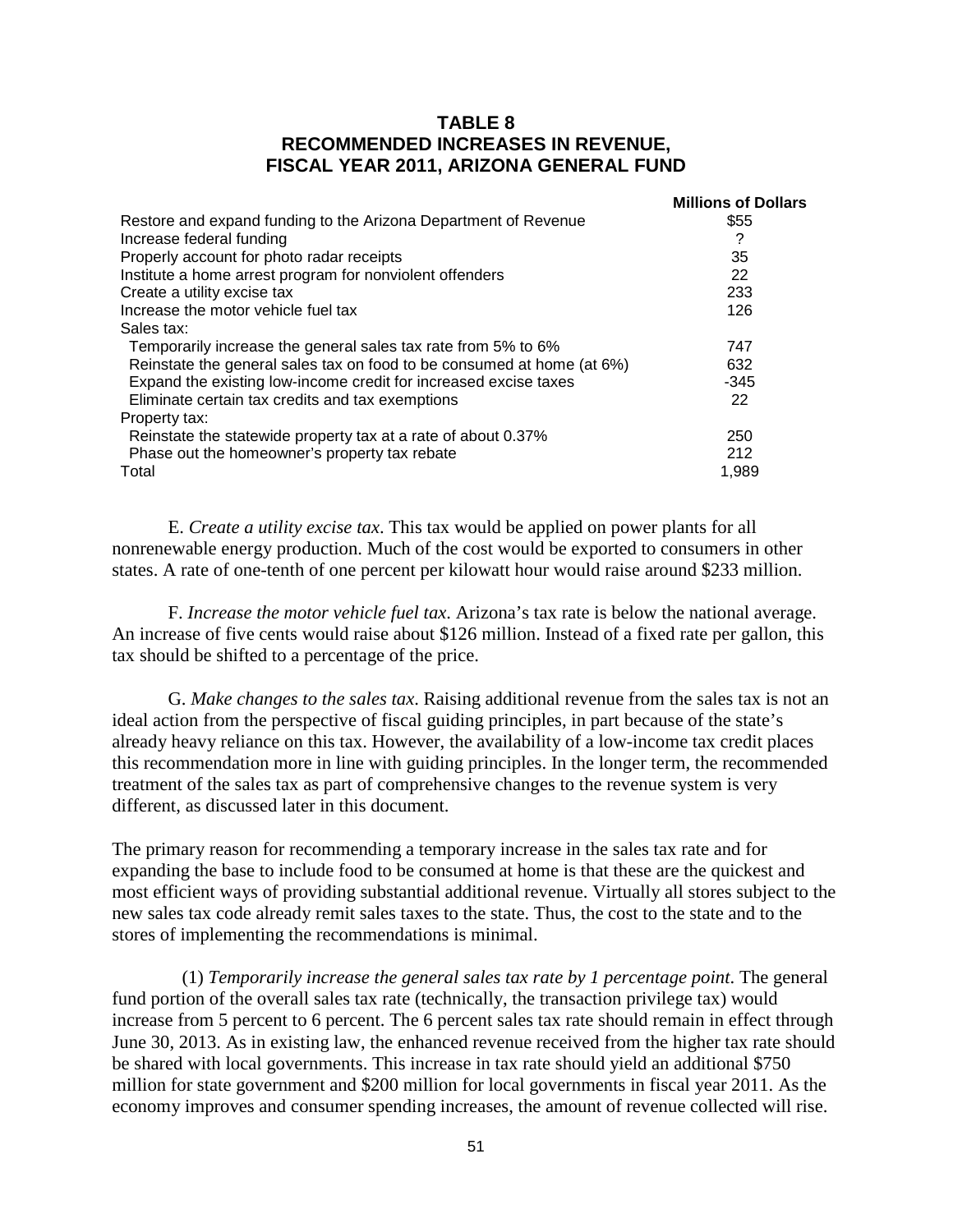## TABLE 8
## RECOMMENDED INCREASES IN REVENUE, FISCAL YEAR 2011, ARIZONA GENERAL FUND

| | Millions of Dollars |
|---|---|
| Restore and expand funding to the Arizona Department of Revenue | $55 |
| Increase federal funding | ? |
| Properly account for photo radar receipts | 35 |
| Institute a home arrest program for nonviolent offenders | 22 |
| Create a utility excise tax | 233 |
| Increase the motor vehicle fuel tax | 126 |
| Sales tax: | |
| Temporarily increase the general sales tax rate from 5% to 6% | 747 |
| Reinstate the general sales tax on food to be consumed at home (at 6%) | 632 |
| Expand the existing low-income credit for increased excise taxes | -345 |
| Eliminate certain tax credits and tax exemptions | 22 |
| Property tax: | |
| Reinstate the statewide property tax at a rate of about 0.37% | 250 |
| Phase out the homeowner's property tax rebate | 212 |
| Total | 1,989 |

E. *Create a utility excise tax*. This tax would be applied on power plants for all nonrenewable energy production. Much of the cost would be exported to consumers in other states. A rate of one-tenth of one percent per kilowatt hour would raise around $233 million.

F. *Increase the motor vehicle fuel tax*. Arizona's tax rate is below the national average. An increase of five cents would raise about $126 million. Instead of a fixed rate per gallon, this tax should be shifted to a percentage of the price.

G. *Make changes to the sales tax*. Raising additional revenue from the sales tax is not an ideal action from the perspective of fiscal guiding principles, in part because of the state's already heavy reliance on this tax. However, the availability of a low-income tax credit places this recommendation more in line with guiding principles. In the longer term, the recommended treatment of the sales tax as part of comprehensive changes to the revenue system is very different, as discussed later in this document.

The primary reason for recommending a temporary increase in the sales tax rate and for expanding the base to include food to be consumed at home is that these are the quickest and most efficient ways of providing substantial additional revenue. Virtually all stores subject to the new sales tax code already remit sales taxes to the state. Thus, the cost to the state and to the stores of implementing the recommendations is minimal.

(1) *Temporarily increase the general sales tax rate by 1 percentage point*. The general fund portion of the overall sales tax rate (technically, the transaction privilege tax) would increase from 5 percent to 6 percent. The 6 percent sales tax rate should remain in effect through June 30, 2013. As in existing law, the enhanced revenue received from the higher tax rate should be shared with local governments. This increase in tax rate should yield an additional $750 million for state government and $200 million for local governments in fiscal year 2011. As the economy improves and consumer spending increases, the amount of revenue collected will rise.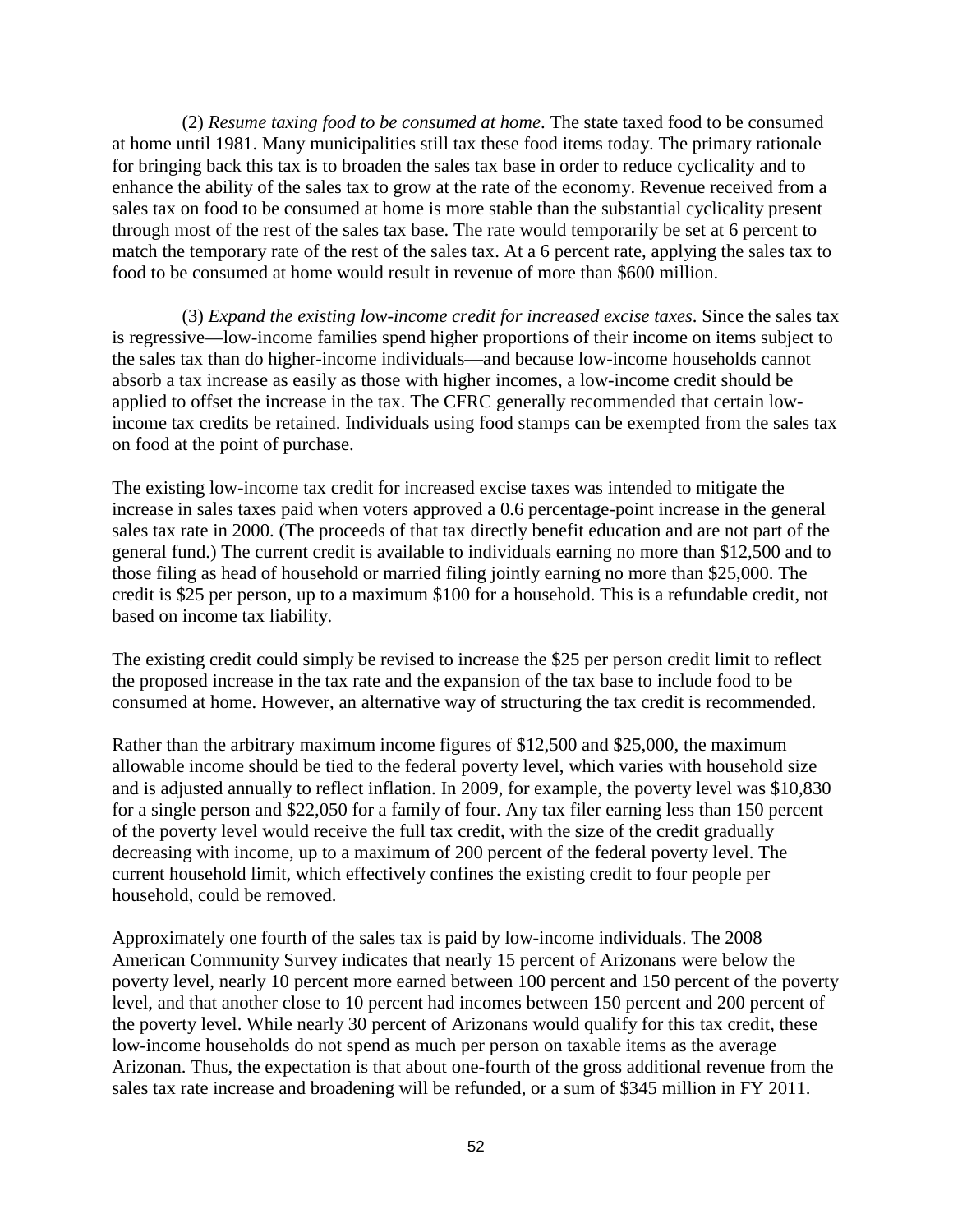(2) *Resume taxing food to be consumed at home*. The state taxed food to be consumed at home until 1981. Many municipalities still tax these food items today. The primary rationale for bringing back this tax is to broaden the sales tax base in order to reduce cyclicality and to enhance the ability of the sales tax to grow at the rate of the economy. Revenue received from a sales tax on food to be consumed at home is more stable than the substantial cyclicality present through most of the rest of the sales tax base. The rate would temporarily be set at 6 percent to match the temporary rate of the rest of the sales tax. At a 6 percent rate, applying the sales tax to food to be consumed at home would result in revenue of more than $600 million.

(3) *Expand the existing low-income credit for increased excise taxes*. Since the sales tax is regressive—low-income families spend higher proportions of their income on items subject to the sales tax than do higher-income individuals—and because low-income households cannot absorb a tax increase as easily as those with higher incomes, a low-income credit should be applied to offset the increase in the tax. The CFRC generally recommended that certain low-income tax credits be retained. Individuals using food stamps can be exempted from the sales tax on food at the point of purchase.

The existing low-income tax credit for increased excise taxes was intended to mitigate the increase in sales taxes paid when voters approved a 0.6 percentage-point increase in the general sales tax rate in 2000. (The proceeds of that tax directly benefit education and are not part of the general fund.) The current credit is available to individuals earning no more than $12,500 and to those filing as head of household or married filing jointly earning no more than $25,000. The credit is $25 per person, up to a maximum $100 for a household. This is a refundable credit, not based on income tax liability.

The existing credit could simply be revised to increase the $25 per person credit limit to reflect the proposed increase in the tax rate and the expansion of the tax base to include food to be consumed at home. However, an alternative way of structuring the tax credit is recommended.

Rather than the arbitrary maximum income figures of $12,500 and $25,000, the maximum allowable income should be tied to the federal poverty level, which varies with household size and is adjusted annually to reflect inflation. In 2009, for example, the poverty level was $10,830 for a single person and $22,050 for a family of four. Any tax filer earning less than 150 percent of the poverty level would receive the full tax credit, with the size of the credit gradually decreasing with income, up to a maximum of 200 percent of the federal poverty level. The current household limit, which effectively confines the existing credit to four people per household, could be removed.

Approximately one fourth of the sales tax is paid by low-income individuals. The 2008 American Community Survey indicates that nearly 15 percent of Arizonans were below the poverty level, nearly 10 percent more earned between 100 percent and 150 percent of the poverty level, and that another close to 10 percent had incomes between 150 percent and 200 percent of the poverty level. While nearly 30 percent of Arizonans would qualify for this tax credit, these low-income households do not spend as much per person on taxable items as the average Arizonan. Thus, the expectation is that about one-fourth of the gross additional revenue from the sales tax rate increase and broadening will be refunded, or a sum of $345 million in FY 2011.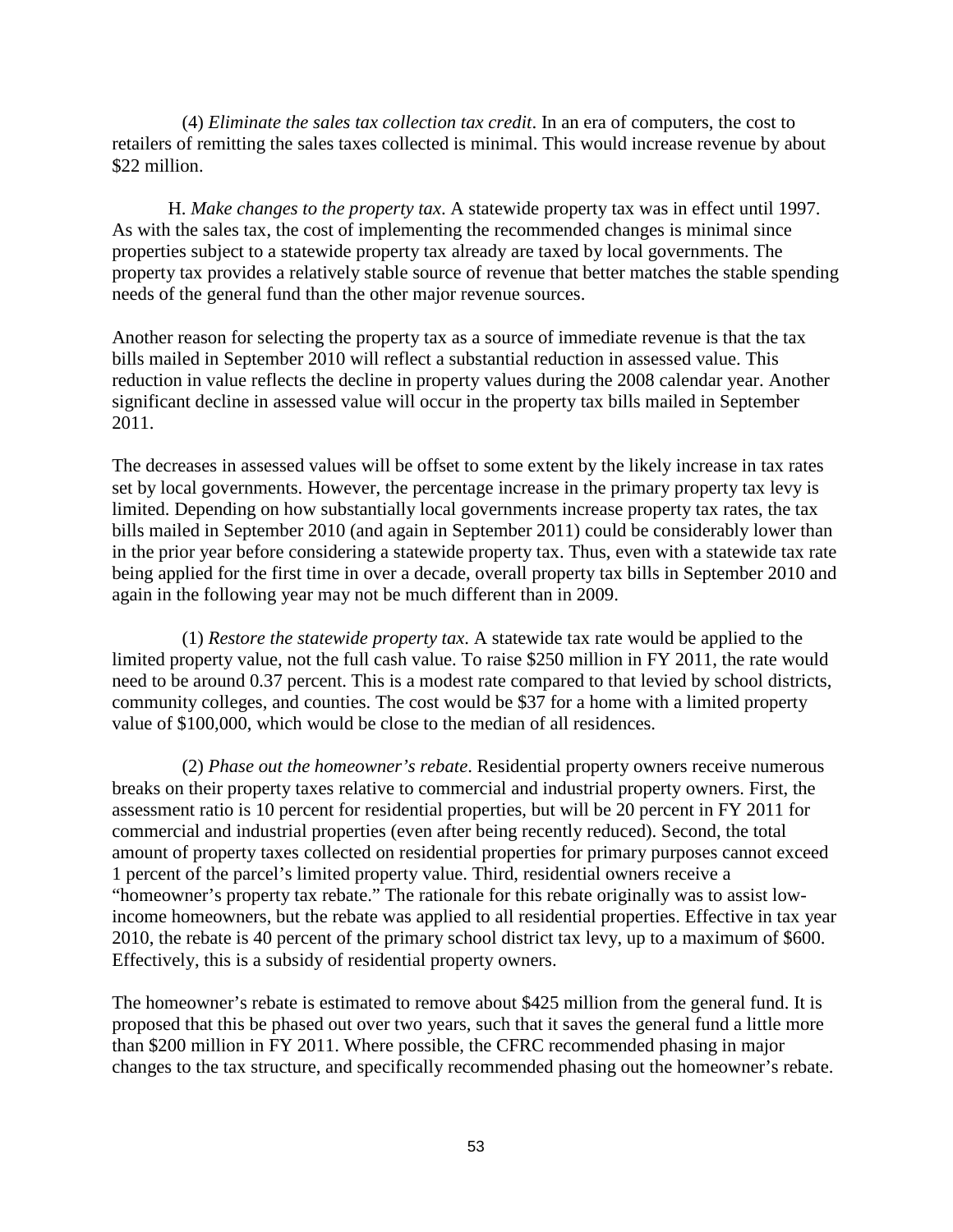(4) *Eliminate the sales tax collection tax credit*. In an era of computers, the cost to retailers of remitting the sales taxes collected is minimal. This would increase revenue by about $22 million.

H. *Make changes to the property tax*. A statewide property tax was in effect until 1997. As with the sales tax, the cost of implementing the recommended changes is minimal since properties subject to a statewide property tax already are taxed by local governments. The property tax provides a relatively stable source of revenue that better matches the stable spending needs of the general fund than the other major revenue sources.

Another reason for selecting the property tax as a source of immediate revenue is that the tax bills mailed in September 2010 will reflect a substantial reduction in assessed value. This reduction in value reflects the decline in property values during the 2008 calendar year. Another significant decline in assessed value will occur in the property tax bills mailed in September 2011.

The decreases in assessed values will be offset to some extent by the likely increase in tax rates set by local governments. However, the percentage increase in the primary property tax levy is limited. Depending on how substantially local governments increase property tax rates, the tax bills mailed in September 2010 (and again in September 2011) could be considerably lower than in the prior year before considering a statewide property tax. Thus, even with a statewide tax rate being applied for the first time in over a decade, overall property tax bills in September 2010 and again in the following year may not be much different than in 2009.

(1) *Restore the statewide property tax*. A statewide tax rate would be applied to the limited property value, not the full cash value. To raise $250 million in FY 2011, the rate would need to be around 0.37 percent. This is a modest rate compared to that levied by school districts, community colleges, and counties. The cost would be $37 for a home with a limited property value of $100,000, which would be close to the median of all residences.

(2) *Phase out the homeowner's rebate*. Residential property owners receive numerous breaks on their property taxes relative to commercial and industrial property owners. First, the assessment ratio is 10 percent for residential properties, but will be 20 percent in FY 2011 for commercial and industrial properties (even after being recently reduced). Second, the total amount of property taxes collected on residential properties for primary purposes cannot exceed 1 percent of the parcel's limited property value. Third, residential owners receive a "homeowner's property tax rebate." The rationale for this rebate originally was to assist low-income homeowners, but the rebate was applied to all residential properties. Effective in tax year 2010, the rebate is 40 percent of the primary school district tax levy, up to a maximum of $600. Effectively, this is a subsidy of residential property owners.

The homeowner's rebate is estimated to remove about $425 million from the general fund. It is proposed that this be phased out over two years, such that it saves the general fund a little more than $200 million in FY 2011. Where possible, the CFRC recommended phasing in major changes to the tax structure, and specifically recommended phasing out the homeowner's rebate.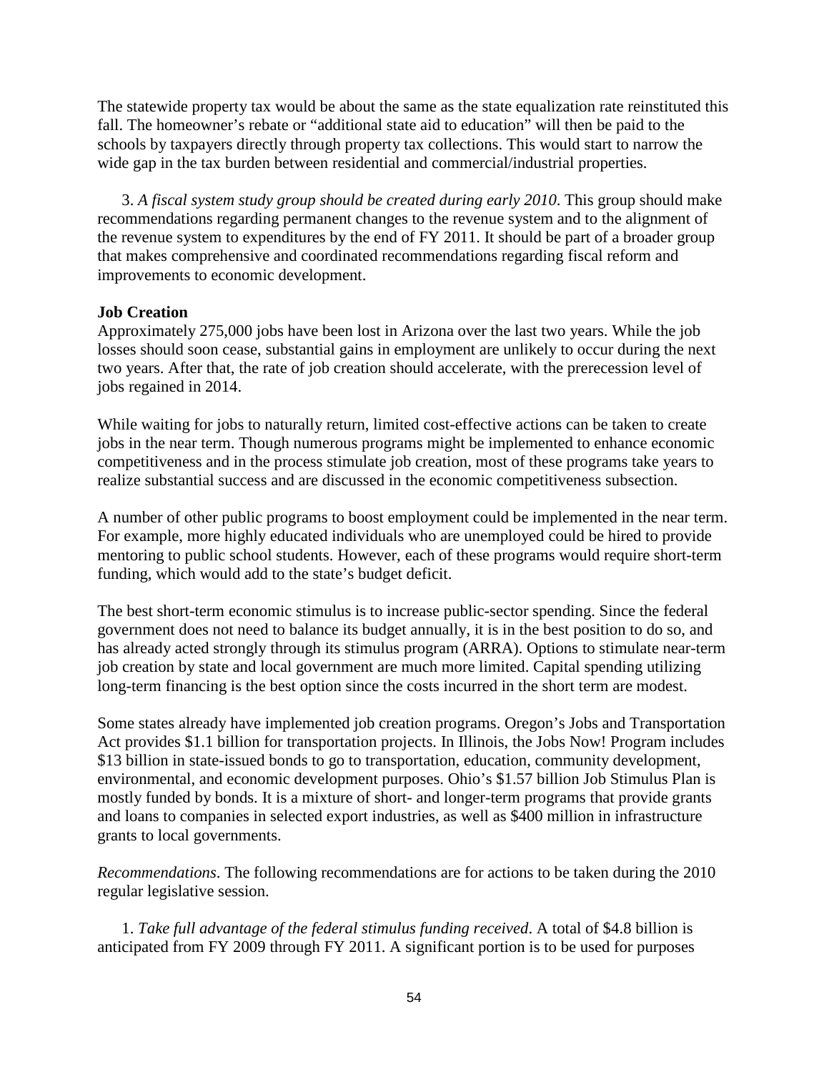The statewide property tax would be about the same as the state equalization rate reinstituted this fall. The homeowner's rebate or "additional state aid to education" will then be paid to the schools by taxpayers directly through property tax collections. This would start to narrow the wide gap in the tax burden between residential and commercial/industrial properties.

3. *A fiscal system study group should be created during early 2010*. This group should make recommendations regarding permanent changes to the revenue system and to the alignment of the revenue system to expenditures by the end of FY 2011. It should be part of a broader group that makes comprehensive and coordinated recommendations regarding fiscal reform and improvements to economic development.

**Job Creation**

Approximately 275,000 jobs have been lost in Arizona over the last two years. While the job losses should soon cease, substantial gains in employment are unlikely to occur during the next two years. After that, the rate of job creation should accelerate, with the prerecession level of jobs regained in 2014.

While waiting for jobs to naturally return, limited cost-effective actions can be taken to create jobs in the near term. Though numerous programs might be implemented to enhance economic competitiveness and in the process stimulate job creation, most of these programs take years to realize substantial success and are discussed in the economic competitiveness subsection.

A number of other public programs to boost employment could be implemented in the near term. For example, more highly educated individuals who are unemployed could be hired to provide mentoring to public school students. However, each of these programs would require short-term funding, which would add to the state's budget deficit.

The best short-term economic stimulus is to increase public-sector spending. Since the federal government does not need to balance its budget annually, it is in the best position to do so, and has already acted strongly through its stimulus program (ARRA). Options to stimulate near-term job creation by state and local government are much more limited. Capital spending utilizing long-term financing is the best option since the costs incurred in the short term are modest.

Some states already have implemented job creation programs. Oregon's Jobs and Transportation Act provides $1.1 billion for transportation projects. In Illinois, the Jobs Now! Program includes $13 billion in state-issued bonds to go to transportation, education, community development, environmental, and economic development purposes. Ohio's $1.57 billion Job Stimulus Plan is mostly funded by bonds. It is a mixture of short- and longer-term programs that provide grants and loans to companies in selected export industries, as well as $400 million in infrastructure grants to local governments.

*Recommendations*. The following recommendations are for actions to be taken during the 2010 regular legislative session.

1. *Take full advantage of the federal stimulus funding received*. A total of $4.8 billion is anticipated from FY 2009 through FY 2011. A significant portion is to be used for purposes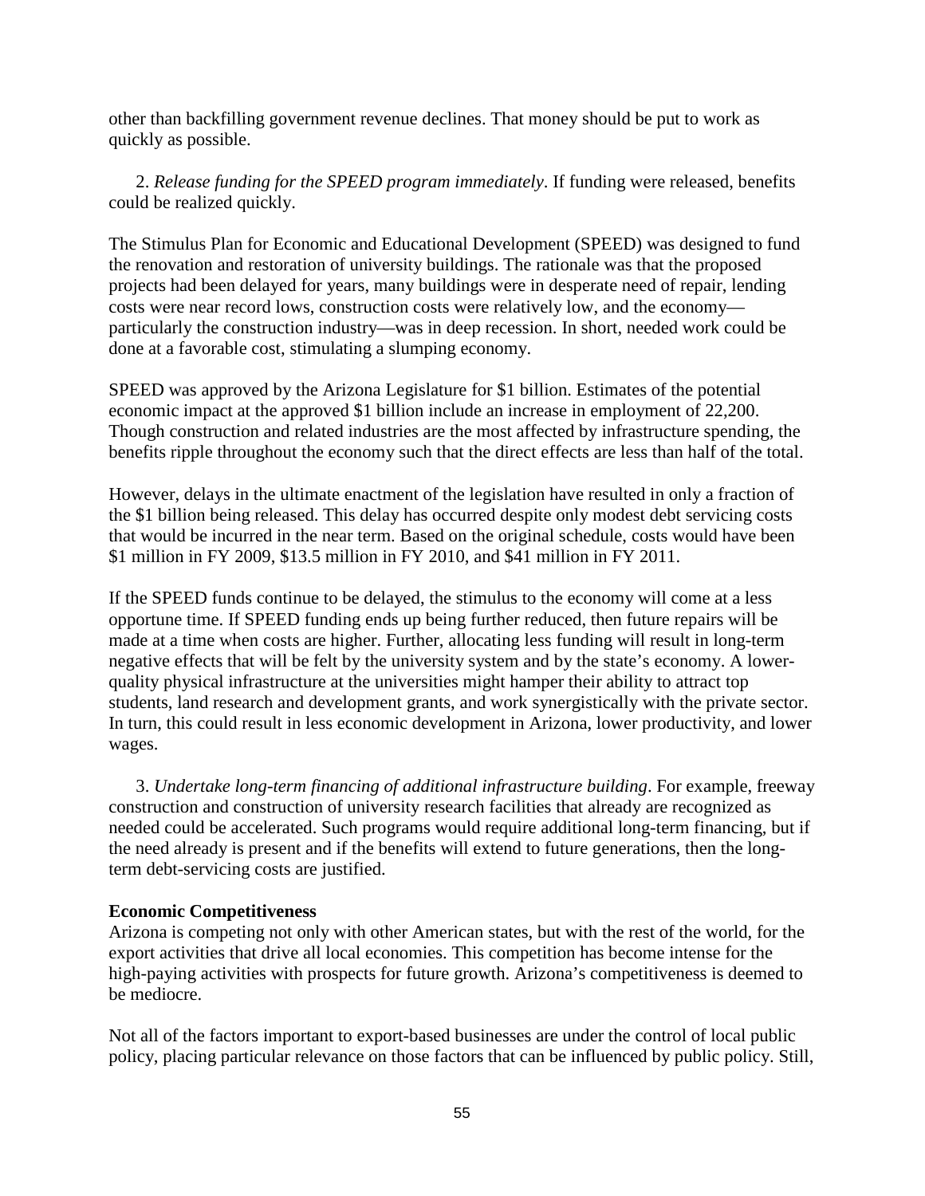other than backfilling government revenue declines. That money should be put to work as quickly as possible.

2. *Release funding for the SPEED program immediately*. If funding were released, benefits could be realized quickly.

The Stimulus Plan for Economic and Educational Development (SPEED) was designed to fund the renovation and restoration of university buildings. The rationale was that the proposed projects had been delayed for years, many buildings were in desperate need of repair, lending costs were near record lows, construction costs were relatively low, and the economy—particularly the construction industry—was in deep recession. In short, needed work could be done at a favorable cost, stimulating a slumping economy.

SPEED was approved by the Arizona Legislature for $1 billion. Estimates of the potential economic impact at the approved $1 billion include an increase in employment of 22,200. Though construction and related industries are the most affected by infrastructure spending, the benefits ripple throughout the economy such that the direct effects are less than half of the total.

However, delays in the ultimate enactment of the legislation have resulted in only a fraction of the $1 billion being released. This delay has occurred despite only modest debt servicing costs that would be incurred in the near term. Based on the original schedule, costs would have been $1 million in FY 2009, $13.5 million in FY 2010, and $41 million in FY 2011.

If the SPEED funds continue to be delayed, the stimulus to the economy will come at a less opportune time. If SPEED funding ends up being further reduced, then future repairs will be made at a time when costs are higher. Further, allocating less funding will result in long-term negative effects that will be felt by the university system and by the state's economy. A lower-quality physical infrastructure at the universities might hamper their ability to attract top students, land research and development grants, and work synergistically with the private sector. In turn, this could result in less economic development in Arizona, lower productivity, and lower wages.

3. *Undertake long-term financing of additional infrastructure building*. For example, freeway construction and construction of university research facilities that already are recognized as needed could be accelerated. Such programs would require additional long-term financing, but if the need already is present and if the benefits will extend to future generations, then the long-term debt-servicing costs are justified.

**Economic Competitiveness**

Arizona is competing not only with other American states, but with the rest of the world, for the export activities that drive all local economies. This competition has become intense for the high-paying activities with prospects for future growth. Arizona's competitiveness is deemed to be mediocre.

Not all of the factors important to export-based businesses are under the control of local public policy, placing particular relevance on those factors that can be influenced by public policy. Still,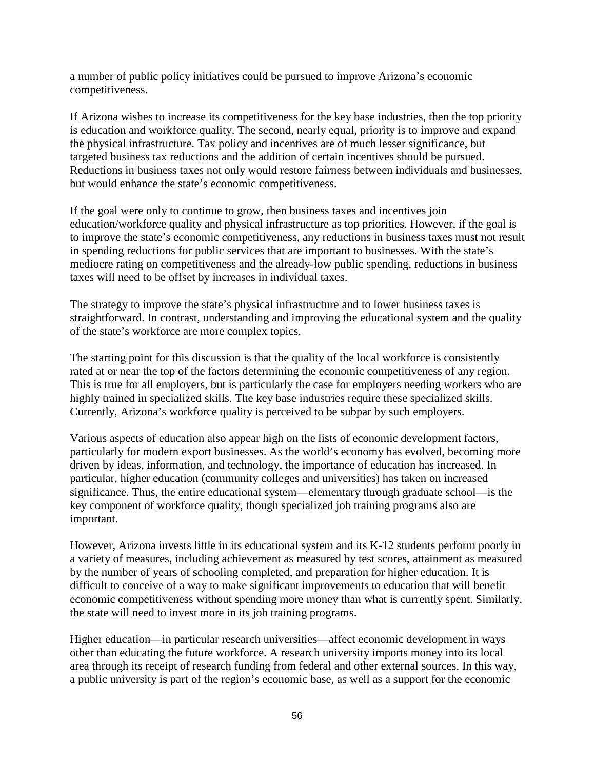a number of public policy initiatives could be pursued to improve Arizona's economic competitiveness.

If Arizona wishes to increase its competitiveness for the key base industries, then the top priority is education and workforce quality. The second, nearly equal, priority is to improve and expand the physical infrastructure. Tax policy and incentives are of much lesser significance, but targeted business tax reductions and the addition of certain incentives should be pursued. Reductions in business taxes not only would restore fairness between individuals and businesses, but would enhance the state's economic competitiveness.

If the goal were only to continue to grow, then business taxes and incentives join education/workforce quality and physical infrastructure as top priorities. However, if the goal is to improve the state's economic competitiveness, any reductions in business taxes must not result in spending reductions for public services that are important to businesses. With the state's mediocre rating on competitiveness and the already-low public spending, reductions in business taxes will need to be offset by increases in individual taxes.

The strategy to improve the state's physical infrastructure and to lower business taxes is straightforward. In contrast, understanding and improving the educational system and the quality of the state's workforce are more complex topics.

The starting point for this discussion is that the quality of the local workforce is consistently rated at or near the top of the factors determining the economic competitiveness of any region. This is true for all employers, but is particularly the case for employers needing workers who are highly trained in specialized skills. The key base industries require these specialized skills. Currently, Arizona's workforce quality is perceived to be subpar by such employers.

Various aspects of education also appear high on the lists of economic development factors, particularly for modern export businesses. As the world's economy has evolved, becoming more driven by ideas, information, and technology, the importance of education has increased. In particular, higher education (community colleges and universities) has taken on increased significance. Thus, the entire educational system—elementary through graduate school—is the key component of workforce quality, though specialized job training programs also are important.

However, Arizona invests little in its educational system and its K-12 students perform poorly in a variety of measures, including achievement as measured by test scores, attainment as measured by the number of years of schooling completed, and preparation for higher education. It is difficult to conceive of a way to make significant improvements to education that will benefit economic competitiveness without spending more money than what is currently spent. Similarly, the state will need to invest more in its job training programs.

Higher education—in particular research universities—affect economic development in ways other than educating the future workforce. A research university imports money into its local area through its receipt of research funding from federal and other external sources. In this way, a public university is part of the region's economic base, as well as a support for the economic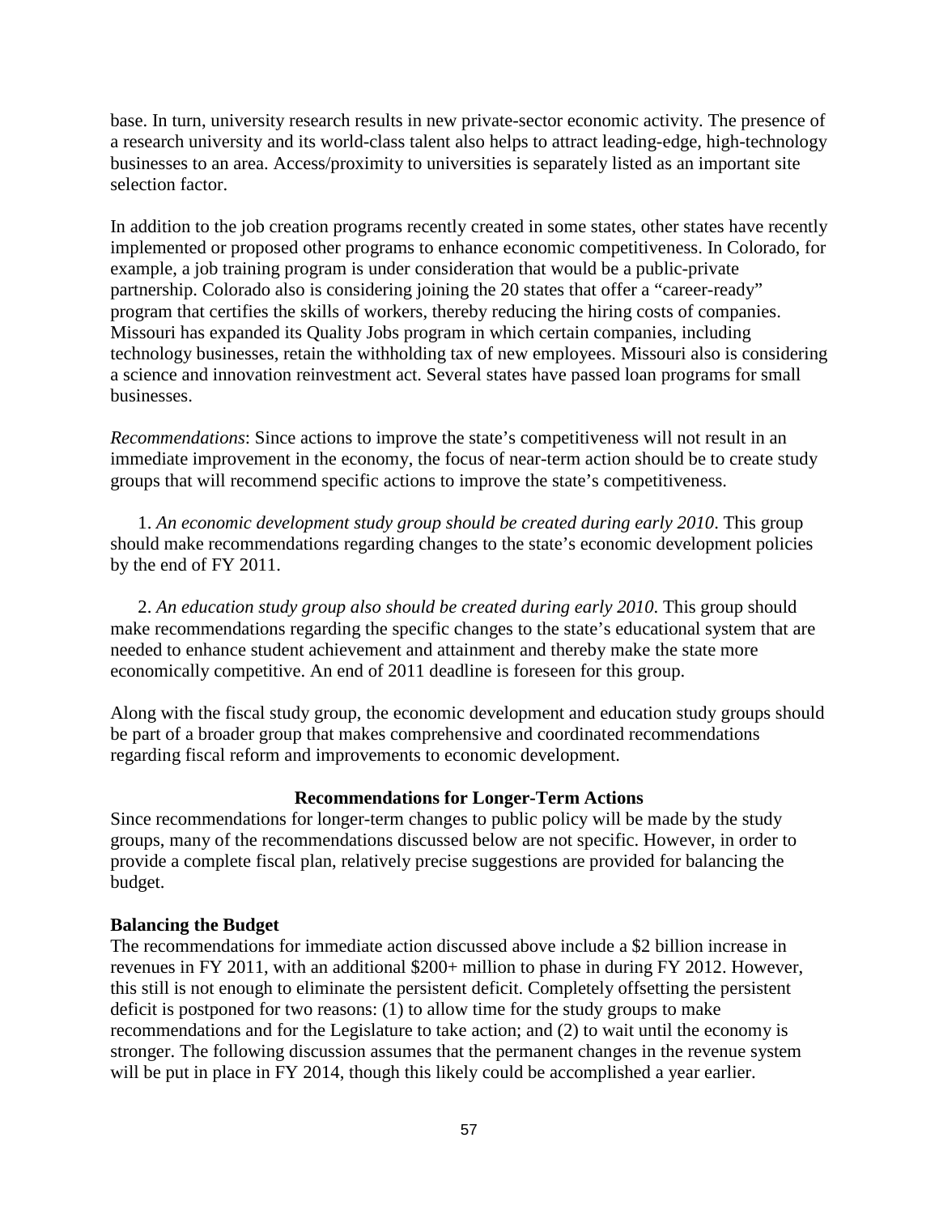base. In turn, university research results in new private-sector economic activity. The presence of a research university and its world-class talent also helps to attract leading-edge, high-technology businesses to an area. Access/proximity to universities is separately listed as an important site selection factor.

In addition to the job creation programs recently created in some states, other states have recently implemented or proposed other programs to enhance economic competitiveness. In Colorado, for example, a job training program is under consideration that would be a public-private partnership. Colorado also is considering joining the 20 states that offer a "career-ready" program that certifies the skills of workers, thereby reducing the hiring costs of companies. Missouri has expanded its Quality Jobs program in which certain companies, including technology businesses, retain the withholding tax of new employees. Missouri also is considering a science and innovation reinvestment act. Several states have passed loan programs for small businesses.

*Recommendations*: Since actions to improve the state's competitiveness will not result in an immediate improvement in the economy, the focus of near-term action should be to create study groups that will recommend specific actions to improve the state's competitiveness.

1. *An economic development study group should be created during early 2010*. This group should make recommendations regarding changes to the state's economic development policies by the end of FY 2011.

2. *An education study group also should be created during early 2010*. This group should make recommendations regarding the specific changes to the state's educational system that are needed to enhance student achievement and attainment and thereby make the state more economically competitive. An end of 2011 deadline is foreseen for this group.

Along with the fiscal study group, the economic development and education study groups should be part of a broader group that makes comprehensive and coordinated recommendations regarding fiscal reform and improvements to economic development.

## Recommendations for Longer-Term Actions

Since recommendations for longer-term changes to public policy will be made by the study groups, many of the recommendations discussed below are not specific. However, in order to provide a complete fiscal plan, relatively precise suggestions are provided for balancing the budget.

### Balancing the Budget

The recommendations for immediate action discussed above include a $2 billion increase in revenues in FY 2011, with an additional $200+ million to phase in during FY 2012. However, this still is not enough to eliminate the persistent deficit. Completely offsetting the persistent deficit is postponed for two reasons: (1) to allow time for the study groups to make recommendations and for the Legislature to take action; and (2) to wait until the economy is stronger. The following discussion assumes that the permanent changes in the revenue system will be put in place in FY 2014, though this likely could be accomplished a year earlier.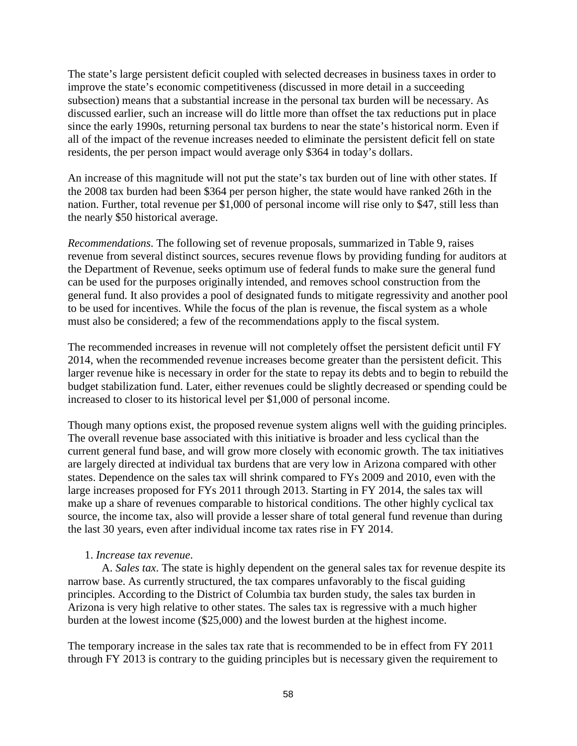The state's large persistent deficit coupled with selected decreases in business taxes in order to improve the state's economic competitiveness (discussed in more detail in a succeeding subsection) means that a substantial increase in the personal tax burden will be necessary. As discussed earlier, such an increase will do little more than offset the tax reductions put in place since the early 1990s, returning personal tax burdens to near the state's historical norm. Even if all of the impact of the revenue increases needed to eliminate the persistent deficit fell on state residents, the per person impact would average only $364 in today's dollars.

An increase of this magnitude will not put the state's tax burden out of line with other states. If the 2008 tax burden had been $364 per person higher, the state would have ranked 26th in the nation. Further, total revenue per $1,000 of personal income will rise only to $47, still less than the nearly $50 historical average.

*Recommendations*. The following set of revenue proposals, summarized in Table 9, raises revenue from several distinct sources, secures revenue flows by providing funding for auditors at the Department of Revenue, seeks optimum use of federal funds to make sure the general fund can be used for the purposes originally intended, and removes school construction from the general fund. It also provides a pool of designated funds to mitigate regressivity and another pool to be used for incentives. While the focus of the plan is revenue, the fiscal system as a whole must also be considered; a few of the recommendations apply to the fiscal system.

The recommended increases in revenue will not completely offset the persistent deficit until FY 2014, when the recommended revenue increases become greater than the persistent deficit. This larger revenue hike is necessary in order for the state to repay its debts and to begin to rebuild the budget stabilization fund. Later, either revenues could be slightly decreased or spending could be increased to closer to its historical level per $1,000 of personal income.

Though many options exist, the proposed revenue system aligns well with the guiding principles. The overall revenue base associated with this initiative is broader and less cyclical than the current general fund base, and will grow more closely with economic growth. The tax initiatives are largely directed at individual tax burdens that are very low in Arizona compared with other states. Dependence on the sales tax will shrink compared to FYs 2009 and 2010, even with the large increases proposed for FYs 2011 through 2013. Starting in FY 2014, the sales tax will make up a share of revenues comparable to historical conditions. The other highly cyclical tax source, the income tax, also will provide a lesser share of total general fund revenue than during the last 30 years, even after individual income tax rates rise in FY 2014.

1. *Increase tax revenue*.

A. *Sales tax*. The state is highly dependent on the general sales tax for revenue despite its narrow base. As currently structured, the tax compares unfavorably to the fiscal guiding principles. According to the District of Columbia tax burden study, the sales tax burden in Arizona is very high relative to other states. The sales tax is regressive with a much higher burden at the lowest income ($25,000) and the lowest burden at the highest income.

The temporary increase in the sales tax rate that is recommended to be in effect from FY 2011 through FY 2013 is contrary to the guiding principles but is necessary given the requirement to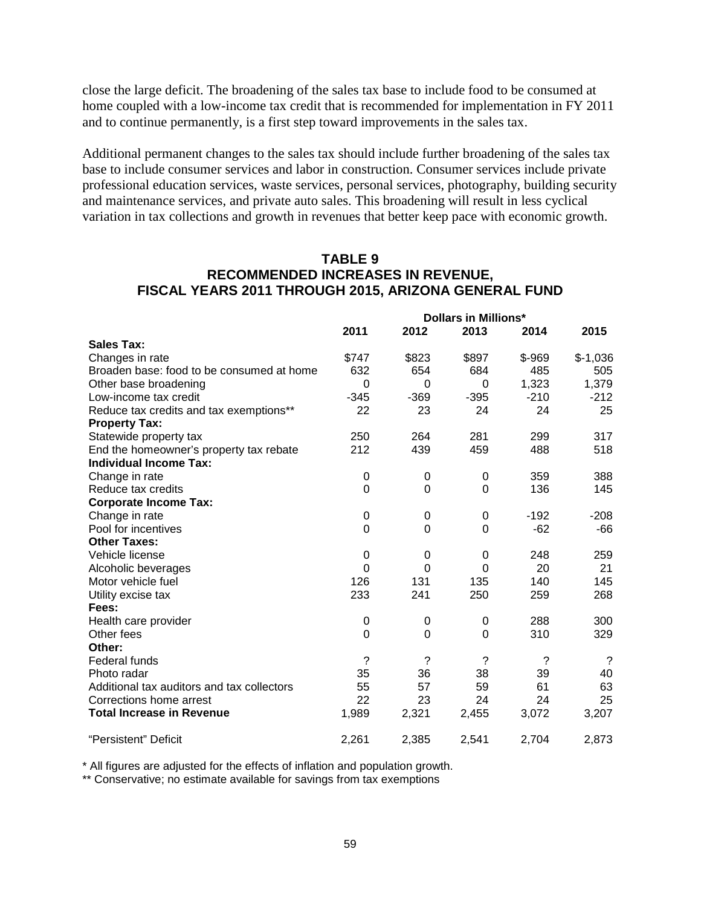close the large deficit. The broadening of the sales tax base to include food to be consumed at home coupled with a low-income tax credit that is recommended for implementation in FY 2011 and to continue permanently, is a first step toward improvements in the sales tax.

Additional permanent changes to the sales tax should include further broadening of the sales tax base to include consumer services and labor in construction. Consumer services include private professional education services, waste services, personal services, photography, building security and maintenance services, and private auto sales. This broadening will result in less cyclical variation in tax collections and growth in revenues that better keep pace with economic growth.

## TABLE 9
## RECOMMENDED INCREASES IN REVENUE, FISCAL YEARS 2011 THROUGH 2015, ARIZONA GENERAL FUND

| | Dollars in Millions* | | | | |
|---|---|---|---|---|---|
| | **2011** | **2012** | **2013** | **2014** | **2015** |
| **Sales Tax:** | | | | | |
| Changes in rate | $747 | $823 | $897 | $-969 | $-1,036 |
| Broaden base: food to be consumed at home | 632 | 654 | 684 | 485 | 505 |
| Other base broadening | 0 | 0 | 0 | 1,323 | 1,379 |
| Low-income tax credit | -345 | -369 | -395 | -210 | -212 |
| Reduce tax credits and tax exemptions** | 22 | 23 | 24 | 24 | 25 |
| **Property Tax:** | | | | | |
| Statewide property tax | 250 | 264 | 281 | 299 | 317 |
| End the homeowner's property tax rebate | 212 | 439 | 459 | 488 | 518 |
| **Individual Income Tax:** | | | | | |
| Change in rate | 0 | 0 | 0 | 359 | 388 |
| Reduce tax credits | 0 | 0 | 0 | 136 | 145 |
| **Corporate Income Tax:** | | | | | |
| Change in rate | 0 | 0 | 0 | -192 | -208 |
| Pool for incentives | 0 | 0 | 0 | -62 | -66 |
| **Other Taxes:** | | | | | |
| Vehicle license | 0 | 0 | 0 | 248 | 259 |
| Alcoholic beverages | 0 | 0 | 0 | 20 | 21 |
| Motor vehicle fuel | 126 | 131 | 135 | 140 | 145 |
| Utility excise tax | 233 | 241 | 250 | 259 | 268 |
| **Fees:** | | | | | |
| Health care provider | 0 | 0 | 0 | 288 | 300 |
| Other fees | 0 | 0 | 0 | 310 | 329 |
| **Other:** | | | | | |
| Federal funds | ? | ? | ? | ? | ? |
| Photo radar | 35 | 36 | 38 | 39 | 40 |
| Additional tax auditors and tax collectors | 55 | 57 | 59 | 61 | 63 |
| Corrections home arrest | 22 | 23 | 24 | 24 | 25 |
| **Total Increase in Revenue** | 1,989 | 2,321 | 2,455 | 3,072 | 3,207 |
| "Persistent" Deficit | 2,261 | 2,385 | 2,541 | 2,704 | 2,873 |

\* All figures are adjusted for the effects of inflation and population growth.

** Conservative; no estimate available for savings from tax exemptions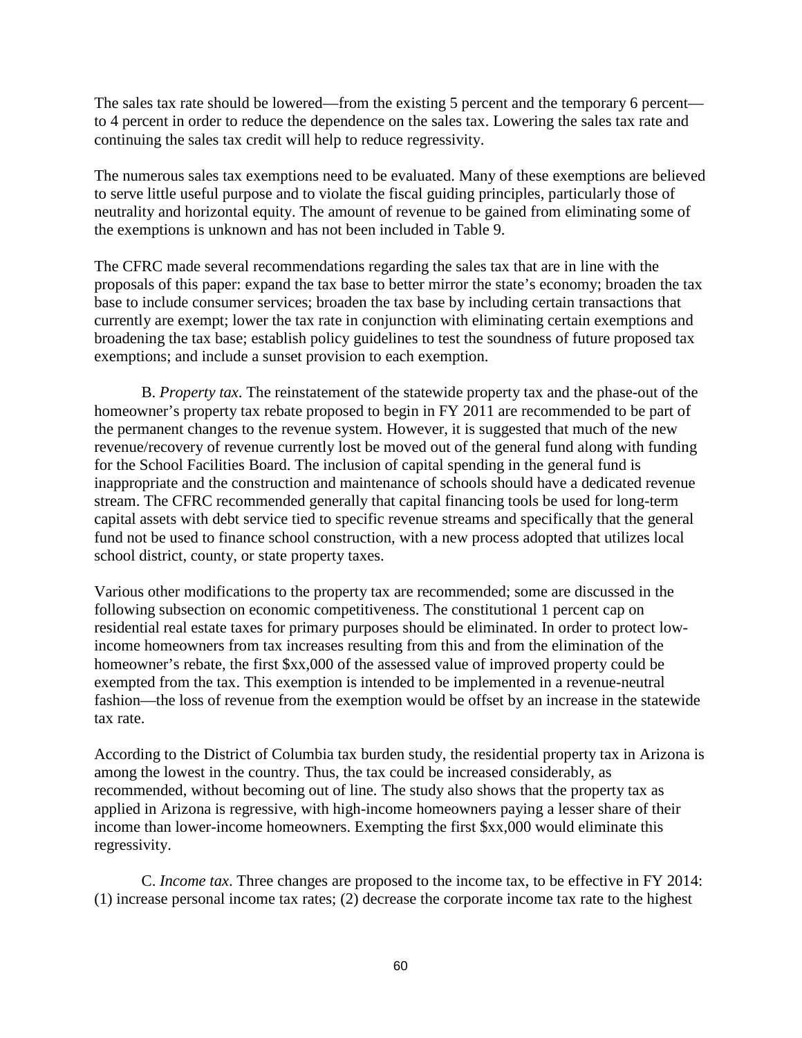The sales tax rate should be lowered—from the existing 5 percent and the temporary 6 percent—to 4 percent in order to reduce the dependence on the sales tax. Lowering the sales tax rate and continuing the sales tax credit will help to reduce regressivity.

The numerous sales tax exemptions need to be evaluated. Many of these exemptions are believed to serve little useful purpose and to violate the fiscal guiding principles, particularly those of neutrality and horizontal equity. The amount of revenue to be gained from eliminating some of the exemptions is unknown and has not been included in Table 9.

The CFRC made several recommendations regarding the sales tax that are in line with the proposals of this paper: expand the tax base to better mirror the state's economy; broaden the tax base to include consumer services; broaden the tax base by including certain transactions that currently are exempt; lower the tax rate in conjunction with eliminating certain exemptions and broadening the tax base; establish policy guidelines to test the soundness of future proposed tax exemptions; and include a sunset provision to each exemption.

B. *Property tax*. The reinstatement of the statewide property tax and the phase-out of the homeowner's property tax rebate proposed to begin in FY 2011 are recommended to be part of the permanent changes to the revenue system. However, it is suggested that much of the new revenue/recovery of revenue currently lost be moved out of the general fund along with funding for the School Facilities Board. The inclusion of capital spending in the general fund is inappropriate and the construction and maintenance of schools should have a dedicated revenue stream. The CFRC recommended generally that capital financing tools be used for long-term capital assets with debt service tied to specific revenue streams and specifically that the general fund not be used to finance school construction, with a new process adopted that utilizes local school district, county, or state property taxes.

Various other modifications to the property tax are recommended; some are discussed in the following subsection on economic competitiveness. The constitutional 1 percent cap on residential real estate taxes for primary purposes should be eliminated. In order to protect low-income homeowners from tax increases resulting from this and from the elimination of the homeowner's rebate, the first $xx,000 of the assessed value of improved property could be exempted from the tax. This exemption is intended to be implemented in a revenue-neutral fashion—the loss of revenue from the exemption would be offset by an increase in the statewide tax rate.

According to the District of Columbia tax burden study, the residential property tax in Arizona is among the lowest in the country. Thus, the tax could be increased considerably, as recommended, without becoming out of line. The study also shows that the property tax as applied in Arizona is regressive, with high-income homeowners paying a lesser share of their income than lower-income homeowners. Exempting the first $xx,000 would eliminate this regressivity.

C. *Income tax*. Three changes are proposed to the income tax, to be effective in FY 2014: (1) increase personal income tax rates; (2) decrease the corporate income tax rate to the highest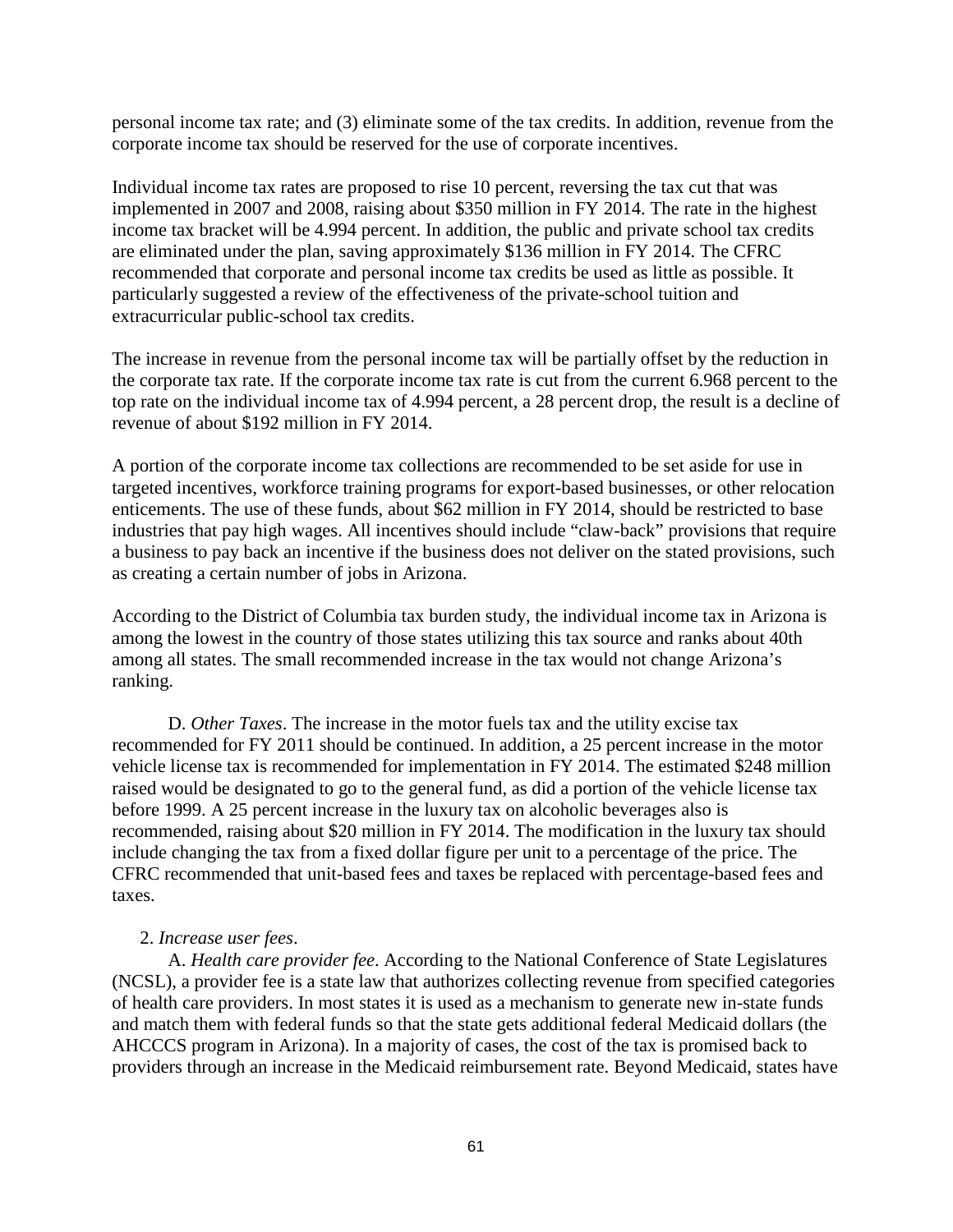personal income tax rate; and (3) eliminate some of the tax credits. In addition, revenue from the corporate income tax should be reserved for the use of corporate incentives.

Individual income tax rates are proposed to rise 10 percent, reversing the tax cut that was implemented in 2007 and 2008, raising about $350 million in FY 2014. The rate in the highest income tax bracket will be 4.994 percent. In addition, the public and private school tax credits are eliminated under the plan, saving approximately $136 million in FY 2014. The CFRC recommended that corporate and personal income tax credits be used as little as possible. It particularly suggested a review of the effectiveness of the private-school tuition and extracurricular public-school tax credits.

The increase in revenue from the personal income tax will be partially offset by the reduction in the corporate tax rate. If the corporate income tax rate is cut from the current 6.968 percent to the top rate on the individual income tax of 4.994 percent, a 28 percent drop, the result is a decline of revenue of about $192 million in FY 2014.

A portion of the corporate income tax collections are recommended to be set aside for use in targeted incentives, workforce training programs for export-based businesses, or other relocation enticements. The use of these funds, about $62 million in FY 2014, should be restricted to base industries that pay high wages. All incentives should include "claw-back" provisions that require a business to pay back an incentive if the business does not deliver on the stated provisions, such as creating a certain number of jobs in Arizona.

According to the District of Columbia tax burden study, the individual income tax in Arizona is among the lowest in the country of those states utilizing this tax source and ranks about 40th among all states. The small recommended increase in the tax would not change Arizona's ranking.

D. *Other Taxes*. The increase in the motor fuels tax and the utility excise tax recommended for FY 2011 should be continued. In addition, a 25 percent increase in the motor vehicle license tax is recommended for implementation in FY 2014. The estimated $248 million raised would be designated to go to the general fund, as did a portion of the vehicle license tax before 1999. A 25 percent increase in the luxury tax on alcoholic beverages also is recommended, raising about $20 million in FY 2014. The modification in the luxury tax should include changing the tax from a fixed dollar figure per unit to a percentage of the price. The CFRC recommended that unit-based fees and taxes be replaced with percentage-based fees and taxes.

2. *Increase user fees*.

A. *Health care provider fee*. According to the National Conference of State Legislatures (NCSL), a provider fee is a state law that authorizes collecting revenue from specified categories of health care providers. In most states it is used as a mechanism to generate new in-state funds and match them with federal funds so that the state gets additional federal Medicaid dollars (the AHCCCS program in Arizona). In a majority of cases, the cost of the tax is promised back to providers through an increase in the Medicaid reimbursement rate. Beyond Medicaid, states have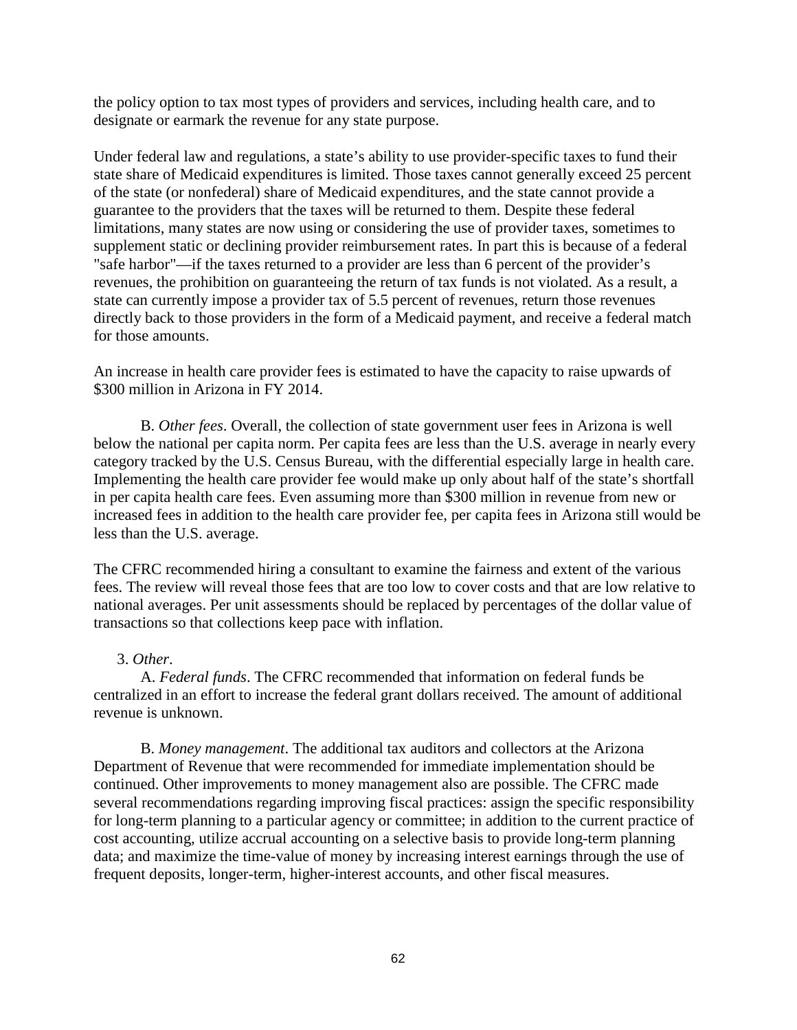the policy option to tax most types of providers and services, including health care, and to designate or earmark the revenue for any state purpose.

Under federal law and regulations, a state's ability to use provider-specific taxes to fund their state share of Medicaid expenditures is limited. Those taxes cannot generally exceed 25 percent of the state (or nonfederal) share of Medicaid expenditures, and the state cannot provide a guarantee to the providers that the taxes will be returned to them. Despite these federal limitations, many states are now using or considering the use of provider taxes, sometimes to supplement static or declining provider reimbursement rates. In part this is because of a federal "safe harbor"—if the taxes returned to a provider are less than 6 percent of the provider's revenues, the prohibition on guaranteeing the return of tax funds is not violated. As a result, a state can currently impose a provider tax of 5.5 percent of revenues, return those revenues directly back to those providers in the form of a Medicaid payment, and receive a federal match for those amounts.

An increase in health care provider fees is estimated to have the capacity to raise upwards of $300 million in Arizona in FY 2014.

B. *Other fees*. Overall, the collection of state government user fees in Arizona is well below the national per capita norm. Per capita fees are less than the U.S. average in nearly every category tracked by the U.S. Census Bureau, with the differential especially large in health care. Implementing the health care provider fee would make up only about half of the state's shortfall in per capita health care fees. Even assuming more than $300 million in revenue from new or increased fees in addition to the health care provider fee, per capita fees in Arizona still would be less than the U.S. average.

The CFRC recommended hiring a consultant to examine the fairness and extent of the various fees. The review will reveal those fees that are too low to cover costs and that are low relative to national averages. Per unit assessments should be replaced by percentages of the dollar value of transactions so that collections keep pace with inflation.

3. *Other*.

A. *Federal funds*. The CFRC recommended that information on federal funds be centralized in an effort to increase the federal grant dollars received. The amount of additional revenue is unknown.

B. *Money management*. The additional tax auditors and collectors at the Arizona Department of Revenue that were recommended for immediate implementation should be continued. Other improvements to money management also are possible. The CFRC made several recommendations regarding improving fiscal practices: assign the specific responsibility for long-term planning to a particular agency or committee; in addition to the current practice of cost accounting, utilize accrual accounting on a selective basis to provide long-term planning data; and maximize the time-value of money by increasing interest earnings through the use of frequent deposits, longer-term, higher-interest accounts, and other fiscal measures.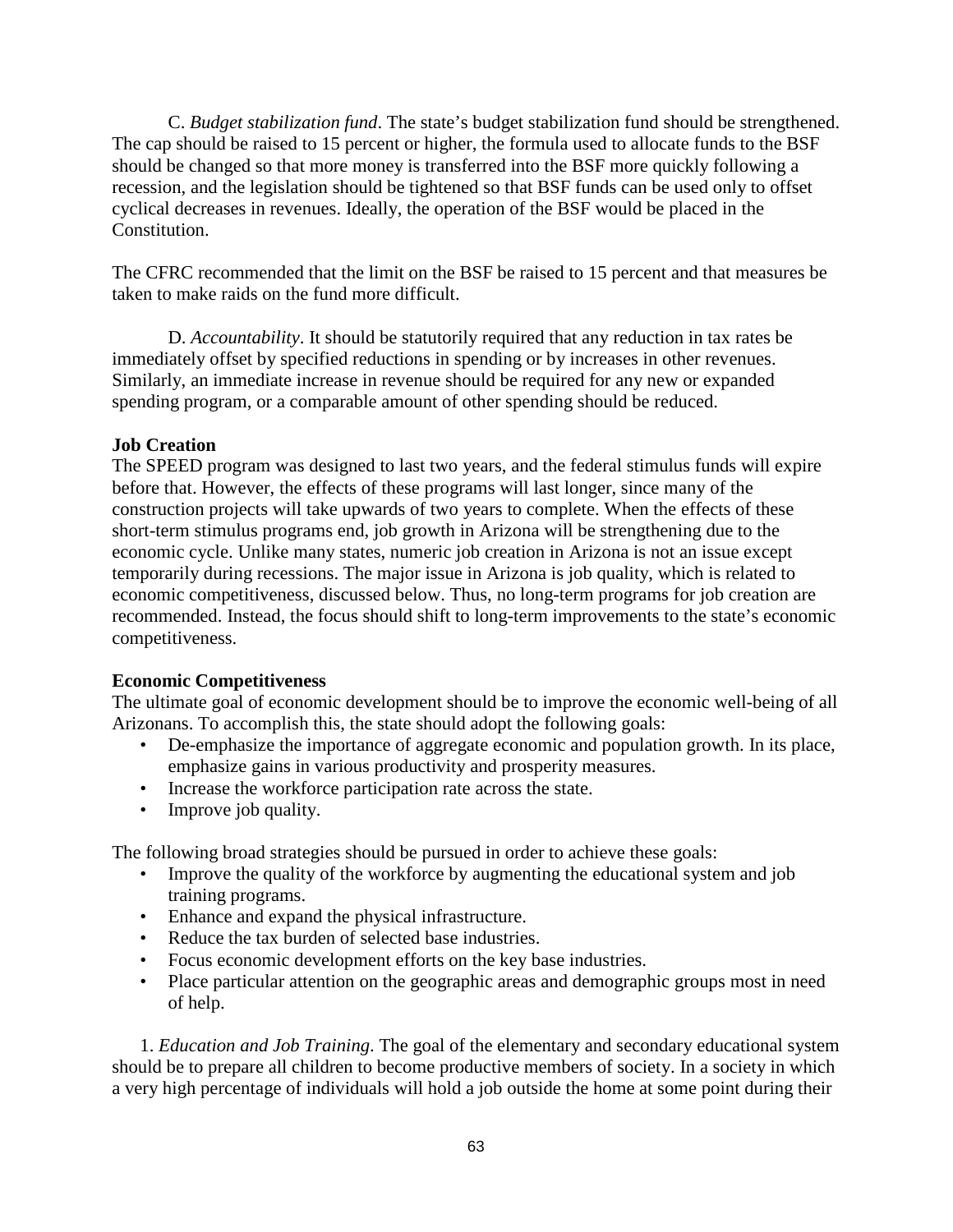C. *Budget stabilization fund*. The state's budget stabilization fund should be strengthened. The cap should be raised to 15 percent or higher, the formula used to allocate funds to the BSF should be changed so that more money is transferred into the BSF more quickly following a recession, and the legislation should be tightened so that BSF funds can be used only to offset cyclical decreases in revenues. Ideally, the operation of the BSF would be placed in the Constitution.

The CFRC recommended that the limit on the BSF be raised to 15 percent and that measures be taken to make raids on the fund more difficult.

D. *Accountability*. It should be statutorily required that any reduction in tax rates be immediately offset by specified reductions in spending or by increases in other revenues. Similarly, an immediate increase in revenue should be required for any new or expanded spending program, or a comparable amount of other spending should be reduced.

**Job Creation**

The SPEED program was designed to last two years, and the federal stimulus funds will expire before that. However, the effects of these programs will last longer, since many of the construction projects will take upwards of two years to complete. When the effects of these short-term stimulus programs end, job growth in Arizona will be strengthening due to the economic cycle. Unlike many states, numeric job creation in Arizona is not an issue except temporarily during recessions. The major issue in Arizona is job quality, which is related to economic competitiveness, discussed below. Thus, no long-term programs for job creation are recommended. Instead, the focus should shift to long-term improvements to the state's economic competitiveness.

**Economic Competitiveness**

The ultimate goal of economic development should be to improve the economic well-being of all Arizonans. To accomplish this, the state should adopt the following goals:

- De-emphasize the importance of aggregate economic and population growth. In its place, emphasize gains in various productivity and prosperity measures.
- Increase the workforce participation rate across the state.
- Improve job quality.

The following broad strategies should be pursued in order to achieve these goals:

- Improve the quality of the workforce by augmenting the educational system and job training programs.
- Enhance and expand the physical infrastructure.
- Reduce the tax burden of selected base industries.
- Focus economic development efforts on the key base industries.
- Place particular attention on the geographic areas and demographic groups most in need of help.

1. *Education and Job Training*. The goal of the elementary and secondary educational system should be to prepare all children to become productive members of society. In a society in which a very high percentage of individuals will hold a job outside the home at some point during their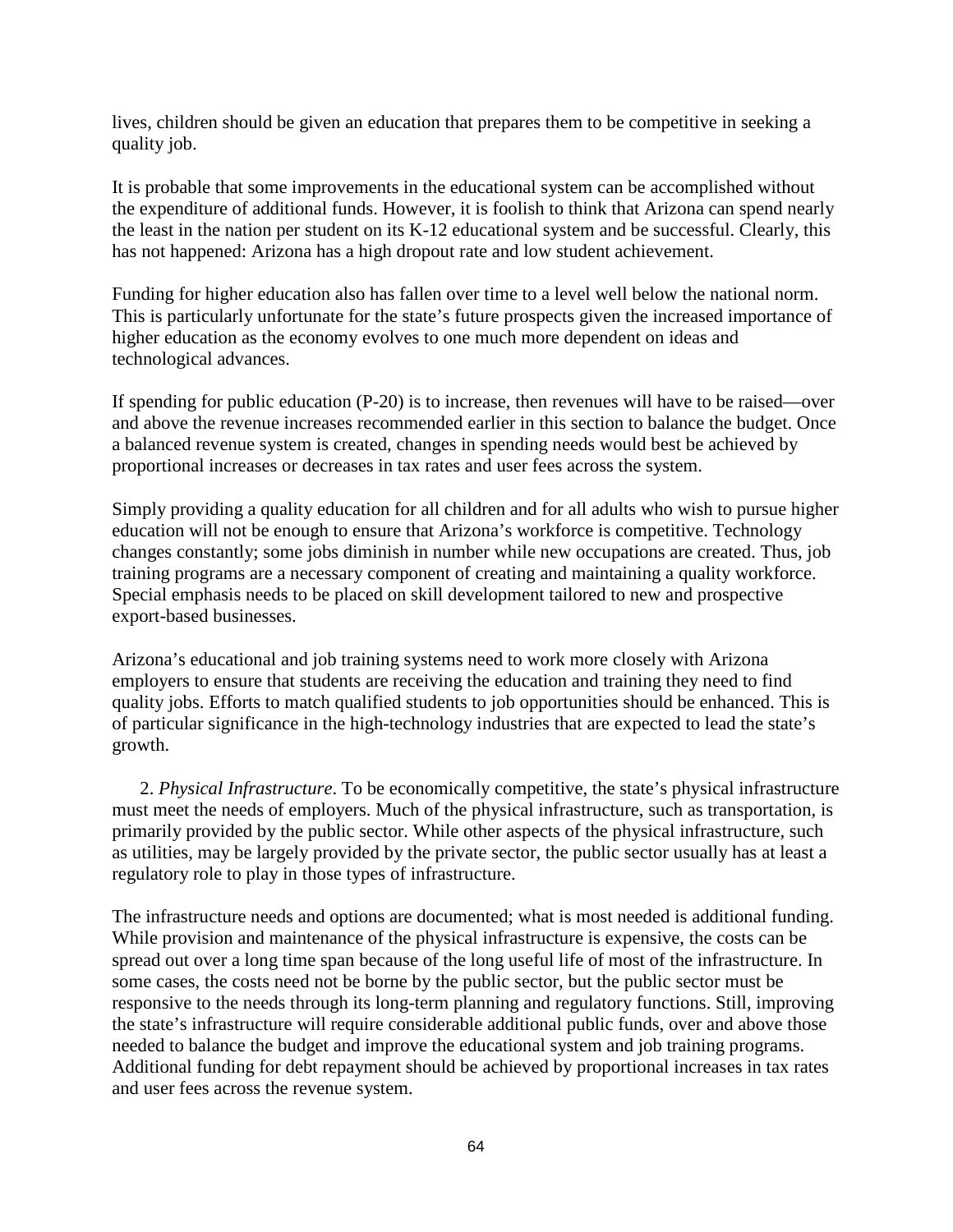lives, children should be given an education that prepares them to be competitive in seeking a quality job.

It is probable that some improvements in the educational system can be accomplished without the expenditure of additional funds. However, it is foolish to think that Arizona can spend nearly the least in the nation per student on its K-12 educational system and be successful. Clearly, this has not happened: Arizona has a high dropout rate and low student achievement.

Funding for higher education also has fallen over time to a level well below the national norm. This is particularly unfortunate for the state's future prospects given the increased importance of higher education as the economy evolves to one much more dependent on ideas and technological advances.

If spending for public education (P-20) is to increase, then revenues will have to be raised—over and above the revenue increases recommended earlier in this section to balance the budget. Once a balanced revenue system is created, changes in spending needs would best be achieved by proportional increases or decreases in tax rates and user fees across the system.

Simply providing a quality education for all children and for all adults who wish to pursue higher education will not be enough to ensure that Arizona's workforce is competitive. Technology changes constantly; some jobs diminish in number while new occupations are created. Thus, job training programs are a necessary component of creating and maintaining a quality workforce. Special emphasis needs to be placed on skill development tailored to new and prospective export-based businesses.

Arizona's educational and job training systems need to work more closely with Arizona employers to ensure that students are receiving the education and training they need to find quality jobs. Efforts to match qualified students to job opportunities should be enhanced. This is of particular significance in the high-technology industries that are expected to lead the state's growth.

2. *Physical Infrastructure*. To be economically competitive, the state's physical infrastructure must meet the needs of employers. Much of the physical infrastructure, such as transportation, is primarily provided by the public sector. While other aspects of the physical infrastructure, such as utilities, may be largely provided by the private sector, the public sector usually has at least a regulatory role to play in those types of infrastructure.

The infrastructure needs and options are documented; what is most needed is additional funding. While provision and maintenance of the physical infrastructure is expensive, the costs can be spread out over a long time span because of the long useful life of most of the infrastructure. In some cases, the costs need not be borne by the public sector, but the public sector must be responsive to the needs through its long-term planning and regulatory functions. Still, improving the state's infrastructure will require considerable additional public funds, over and above those needed to balance the budget and improve the educational system and job training programs. Additional funding for debt repayment should be achieved by proportional increases in tax rates and user fees across the revenue system.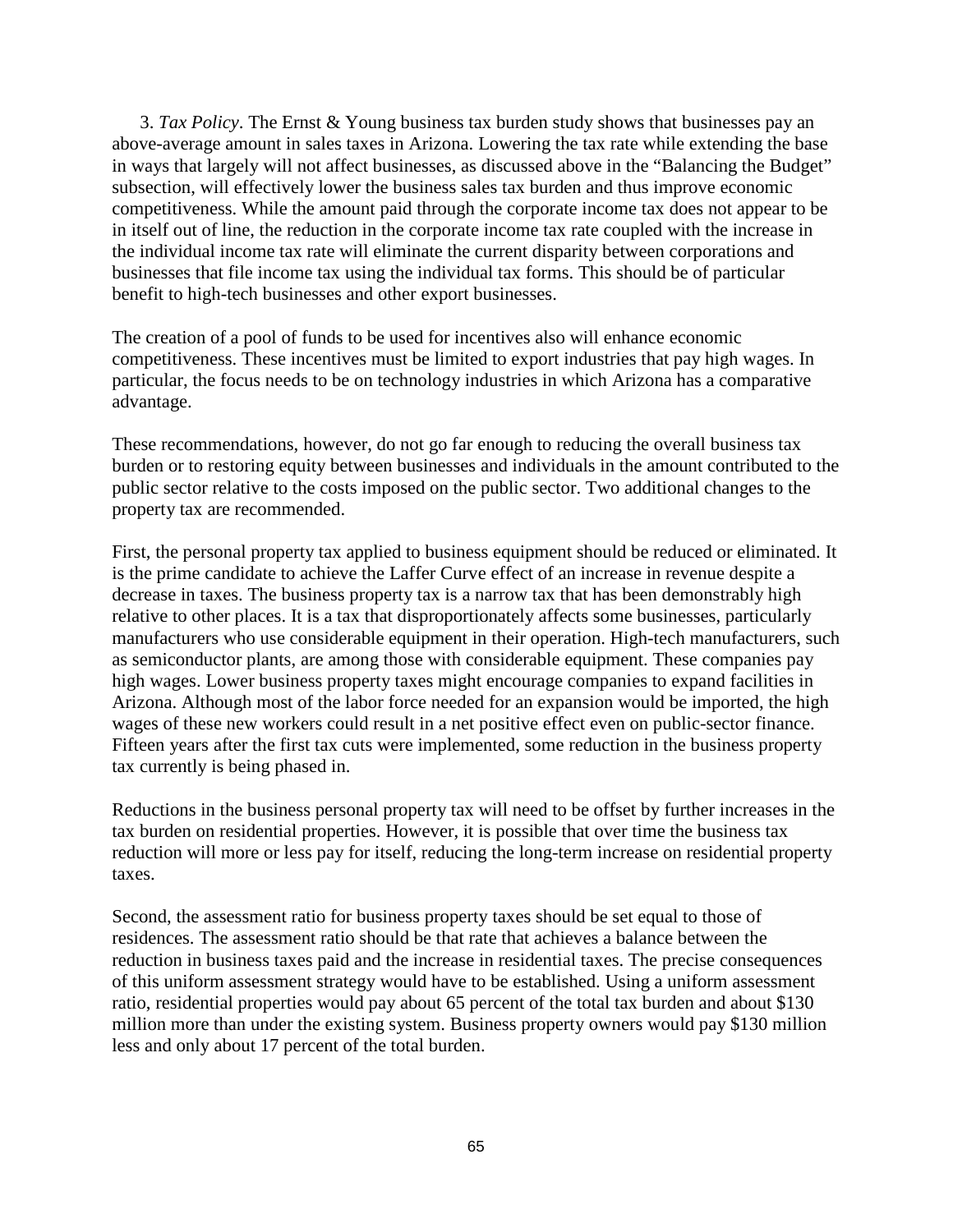3. *Tax Policy*. The Ernst & Young business tax burden study shows that businesses pay an above-average amount in sales taxes in Arizona. Lowering the tax rate while extending the base in ways that largely will not affect businesses, as discussed above in the "Balancing the Budget" subsection, will effectively lower the business sales tax burden and thus improve economic competitiveness. While the amount paid through the corporate income tax does not appear to be in itself out of line, the reduction in the corporate income tax rate coupled with the increase in the individual income tax rate will eliminate the current disparity between corporations and businesses that file income tax using the individual tax forms. This should be of particular benefit to high-tech businesses and other export businesses.

The creation of a pool of funds to be used for incentives also will enhance economic competitiveness. These incentives must be limited to export industries that pay high wages. In particular, the focus needs to be on technology industries in which Arizona has a comparative advantage.

These recommendations, however, do not go far enough to reducing the overall business tax burden or to restoring equity between businesses and individuals in the amount contributed to the public sector relative to the costs imposed on the public sector. Two additional changes to the property tax are recommended.

First, the personal property tax applied to business equipment should be reduced or eliminated. It is the prime candidate to achieve the Laffer Curve effect of an increase in revenue despite a decrease in taxes. The business property tax is a narrow tax that has been demonstrably high relative to other places. It is a tax that disproportionately affects some businesses, particularly manufacturers who use considerable equipment in their operation. High-tech manufacturers, such as semiconductor plants, are among those with considerable equipment. These companies pay high wages. Lower business property taxes might encourage companies to expand facilities in Arizona. Although most of the labor force needed for an expansion would be imported, the high wages of these new workers could result in a net positive effect even on public-sector finance. Fifteen years after the first tax cuts were implemented, some reduction in the business property tax currently is being phased in.

Reductions in the business personal property tax will need to be offset by further increases in the tax burden on residential properties. However, it is possible that over time the business tax reduction will more or less pay for itself, reducing the long-term increase on residential property taxes.

Second, the assessment ratio for business property taxes should be set equal to those of residences. The assessment ratio should be that rate that achieves a balance between the reduction in business taxes paid and the increase in residential taxes. The precise consequences of this uniform assessment strategy would have to be established. Using a uniform assessment ratio, residential properties would pay about 65 percent of the total tax burden and about $130 million more than under the existing system. Business property owners would pay $130 million less and only about 17 percent of the total burden.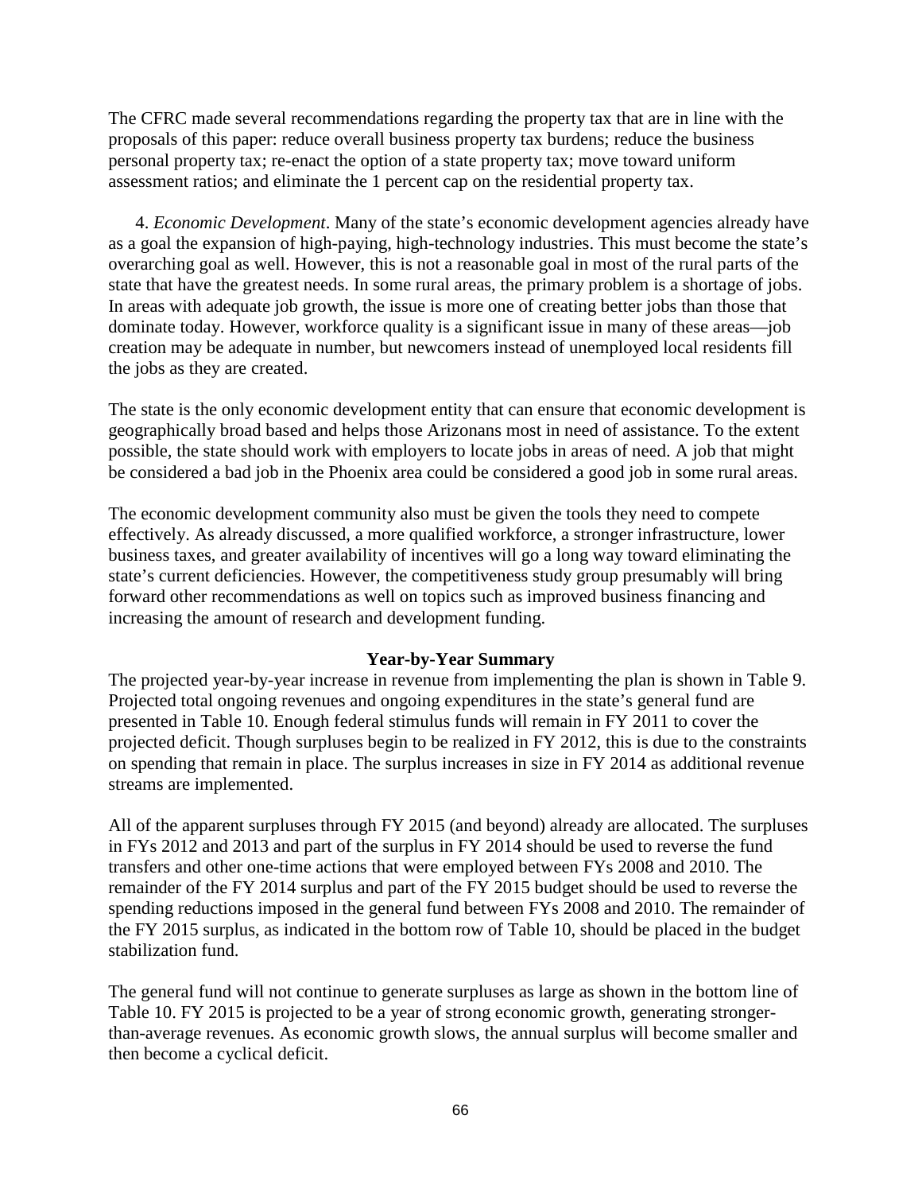The CFRC made several recommendations regarding the property tax that are in line with the proposals of this paper: reduce overall business property tax burdens; reduce the business personal property tax; re-enact the option of a state property tax; move toward uniform assessment ratios; and eliminate the 1 percent cap on the residential property tax.

4. *Economic Development*. Many of the state's economic development agencies already have as a goal the expansion of high-paying, high-technology industries. This must become the state's overarching goal as well. However, this is not a reasonable goal in most of the rural parts of the state that have the greatest needs. In some rural areas, the primary problem is a shortage of jobs. In areas with adequate job growth, the issue is more one of creating better jobs than those that dominate today. However, workforce quality is a significant issue in many of these areas—job creation may be adequate in number, but newcomers instead of unemployed local residents fill the jobs as they are created.

The state is the only economic development entity that can ensure that economic development is geographically broad based and helps those Arizonans most in need of assistance. To the extent possible, the state should work with employers to locate jobs in areas of need. A job that might be considered a bad job in the Phoenix area could be considered a good job in some rural areas.

The economic development community also must be given the tools they need to compete effectively. As already discussed, a more qualified workforce, a stronger infrastructure, lower business taxes, and greater availability of incentives will go a long way toward eliminating the state's current deficiencies. However, the competitiveness study group presumably will bring forward other recommendations as well on topics such as improved business financing and increasing the amount of research and development funding.

## Year-by-Year Summary

The projected year-by-year increase in revenue from implementing the plan is shown in Table 9. Projected total ongoing revenues and ongoing expenditures in the state's general fund are presented in Table 10. Enough federal stimulus funds will remain in FY 2011 to cover the projected deficit. Though surpluses begin to be realized in FY 2012, this is due to the constraints on spending that remain in place. The surplus increases in size in FY 2014 as additional revenue streams are implemented.

All of the apparent surpluses through FY 2015 (and beyond) already are allocated. The surpluses in FYs 2012 and 2013 and part of the surplus in FY 2014 should be used to reverse the fund transfers and other one-time actions that were employed between FYs 2008 and 2010. The remainder of the FY 2014 surplus and part of the FY 2015 budget should be used to reverse the spending reductions imposed in the general fund between FYs 2008 and 2010. The remainder of the FY 2015 surplus, as indicated in the bottom row of Table 10, should be placed in the budget stabilization fund.

The general fund will not continue to generate surpluses as large as shown in the bottom line of Table 10. FY 2015 is projected to be a year of strong economic growth, generating stronger-than-average revenues. As economic growth slows, the annual surplus will become smaller and then become a cyclical deficit.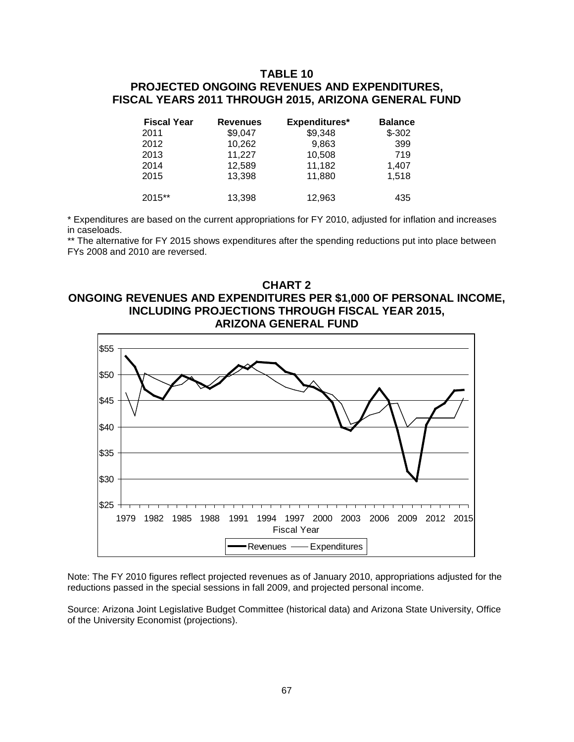## TABLE 10
## PROJECTED ONGOING REVENUES AND EXPENDITURES, FISCAL YEARS 2011 THROUGH 2015, ARIZONA GENERAL FUND

| Fiscal Year | Revenues | Expenditures* | Balance |
|---|---|---|---|
| 2011 | $9,047 | $9,348 | $-302 |
| 2012 | 10,262 | 9,863 | 399 |
| 2013 | 11,227 | 10,508 | 719 |
| 2014 | 12,589 | 11,182 | 1,407 |
| 2015 | 13,398 | 11,880 | 1,518 |
| 2015** | 13,398 | 12,963 | 435 |

* Expenditures are based on the current appropriations for FY 2010, adjusted for inflation and increases in caseloads.

** The alternative for FY 2015 shows expenditures after the spending reductions put into place between FYs 2008 and 2010 are reversed.

## CHART 2
## ONGOING REVENUES AND EXPENDITURES PER $1,000 OF PERSONAL INCOME, INCLUDING PROJECTIONS THROUGH FISCAL YEAR 2015, ARIZONA GENERAL FUND

Note: The FY 2010 figures reflect projected revenues as of January 2010, appropriations adjusted for the reductions passed in the special sessions in fall 2009, and projected personal income.

Source: Arizona Joint Legislative Budget Committee (historical data) and Arizona State University, Office of the University Economist (projections).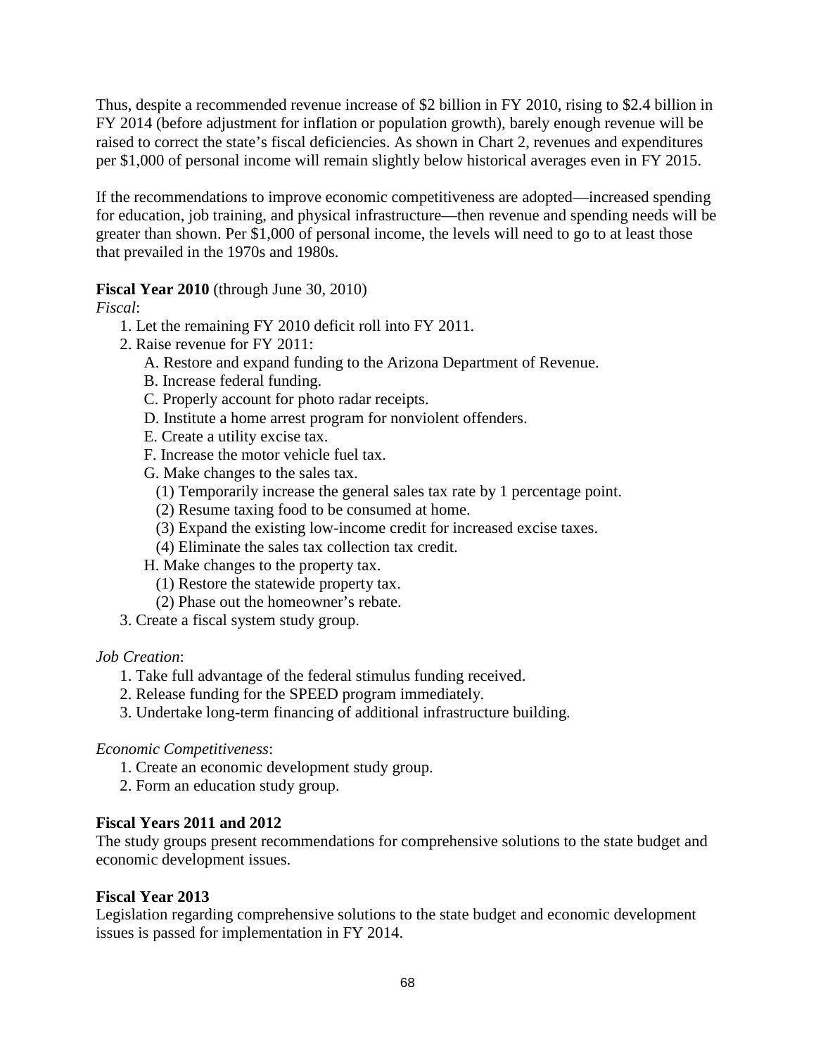Thus, despite a recommended revenue increase of $2 billion in FY 2010, rising to $2.4 billion in FY 2014 (before adjustment for inflation or population growth), barely enough revenue will be raised to correct the state's fiscal deficiencies. As shown in Chart 2, revenues and expenditures per $1,000 of personal income will remain slightly below historical averages even in FY 2015.

If the recommendations to improve economic competitiveness are adopted—increased spending for education, job training, and physical infrastructure—then revenue and spending needs will be greater than shown. Per $1,000 of personal income, the levels will need to go to at least those that prevailed in the 1970s and 1980s.

**Fiscal Year 2010** (through June 30, 2010)

*Fiscal*:

1. Let the remaining FY 2010 deficit roll into FY 2011.
2. Raise revenue for FY 2011:
   - A. Restore and expand funding to the Arizona Department of Revenue.
   - B. Increase federal funding.
   - C. Properly account for photo radar receipts.
   - D. Institute a home arrest program for nonviolent offenders.
   - E. Create a utility excise tax.
   - F. Increase the motor vehicle fuel tax.
   - G. Make changes to the sales tax.
     - (1) Temporarily increase the general sales tax rate by 1 percentage point.
     - (2) Resume taxing food to be consumed at home.
     - (3) Expand the existing low-income credit for increased excise taxes.
     - (4) Eliminate the sales tax collection tax credit.
   - H. Make changes to the property tax.
     - (1) Restore the statewide property tax.
     - (2) Phase out the homeowner's rebate.
3. Create a fiscal system study group.

*Job Creation*:

1. Take full advantage of the federal stimulus funding received.
2. Release funding for the SPEED program immediately.
3. Undertake long-term financing of additional infrastructure building.

*Economic Competitiveness*:

1. Create an economic development study group.
2. Form an education study group.

**Fiscal Years 2011 and 2012**

The study groups present recommendations for comprehensive solutions to the state budget and economic development issues.

**Fiscal Year 2013**

Legislation regarding comprehensive solutions to the state budget and economic development issues is passed for implementation in FY 2014.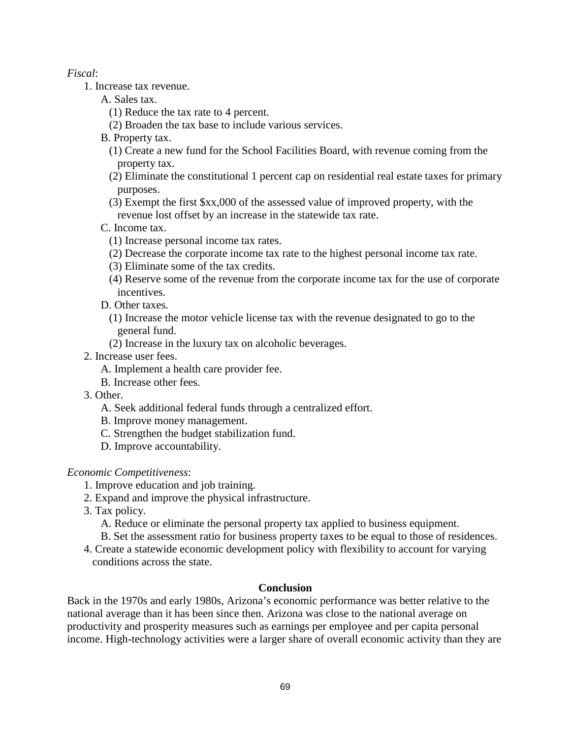*Fiscal*:

1. Increase tax revenue.
    - A. Sales tax.
        - (1) Reduce the tax rate to 4 percent.
        - (2) Broaden the tax base to include various services.
    - B. Property tax.
        - (1) Create a new fund for the School Facilities Board, with revenue coming from the property tax.
        - (2) Eliminate the constitutional 1 percent cap on residential real estate taxes for primary purposes.
        - (3) Exempt the first $xx,000 of the assessed value of improved property, with the revenue lost offset by an increase in the statewide tax rate.
    - C. Income tax.
        - (1) Increase personal income tax rates.
        - (2) Decrease the corporate income tax rate to the highest personal income tax rate.
        - (3) Eliminate some of the tax credits.
        - (4) Reserve some of the revenue from the corporate income tax for the use of corporate incentives.
    - D. Other taxes.
        - (1) Increase the motor vehicle license tax with the revenue designated to go to the general fund.
        - (2) Increase in the luxury tax on alcoholic beverages.
2. Increase user fees.
    - A. Implement a health care provider fee.
    - B. Increase other fees.
3. Other.
    - A. Seek additional federal funds through a centralized effort.
    - B. Improve money management.
    - C. Strengthen the budget stabilization fund.
    - D. Improve accountability.

*Economic Competitiveness*:

1. Improve education and job training.
2. Expand and improve the physical infrastructure.
3. Tax policy.
    - A. Reduce or eliminate the personal property tax applied to business equipment.
    - B. Set the assessment ratio for business property taxes to be equal to those of residences.
4. Create a statewide economic development policy with flexibility to account for varying conditions across the state.

## Conclusion

Back in the 1970s and early 1980s, Arizona's economic performance was better relative to the national average than it has been since then. Arizona was close to the national average on productivity and prosperity measures such as earnings per employee and per capita personal income. High-technology activities were a larger share of overall economic activity than they are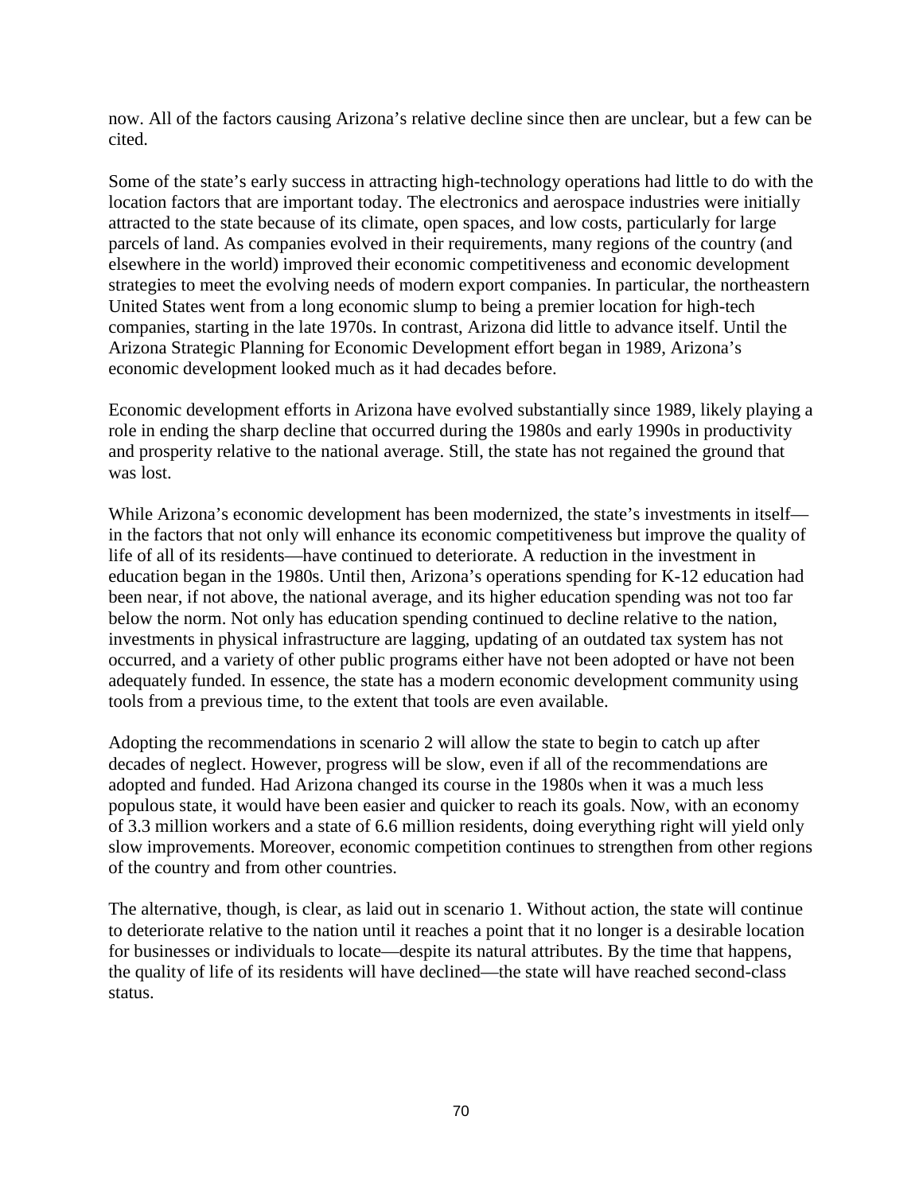now. All of the factors causing Arizona's relative decline since then are unclear, but a few can be cited.

Some of the state's early success in attracting high-technology operations had little to do with the location factors that are important today. The electronics and aerospace industries were initially attracted to the state because of its climate, open spaces, and low costs, particularly for large parcels of land. As companies evolved in their requirements, many regions of the country (and elsewhere in the world) improved their economic competitiveness and economic development strategies to meet the evolving needs of modern export companies. In particular, the northeastern United States went from a long economic slump to being a premier location for high-tech companies, starting in the late 1970s. In contrast, Arizona did little to advance itself. Until the Arizona Strategic Planning for Economic Development effort began in 1989, Arizona's economic development looked much as it had decades before.

Economic development efforts in Arizona have evolved substantially since 1989, likely playing a role in ending the sharp decline that occurred during the 1980s and early 1990s in productivity and prosperity relative to the national average. Still, the state has not regained the ground that was lost.

While Arizona's economic development has been modernized, the state's investments in itself—in the factors that not only will enhance its economic competitiveness but improve the quality of life of all of its residents—have continued to deteriorate. A reduction in the investment in education began in the 1980s. Until then, Arizona's operations spending for K-12 education had been near, if not above, the national average, and its higher education spending was not too far below the norm. Not only has education spending continued to decline relative to the nation, investments in physical infrastructure are lagging, updating of an outdated tax system has not occurred, and a variety of other public programs either have not been adopted or have not been adequately funded. In essence, the state has a modern economic development community using tools from a previous time, to the extent that tools are even available.

Adopting the recommendations in scenario 2 will allow the state to begin to catch up after decades of neglect. However, progress will be slow, even if all of the recommendations are adopted and funded. Had Arizona changed its course in the 1980s when it was a much less populous state, it would have been easier and quicker to reach its goals. Now, with an economy of 3.3 million workers and a state of 6.6 million residents, doing everything right will yield only slow improvements. Moreover, economic competition continues to strengthen from other regions of the country and from other countries.

The alternative, though, is clear, as laid out in scenario 1. Without action, the state will continue to deteriorate relative to the nation until it reaches a point that it no longer is a desirable location for businesses or individuals to locate—despite its natural attributes. By the time that happens, the quality of life of its residents will have declined—the state will have reached second-class status.